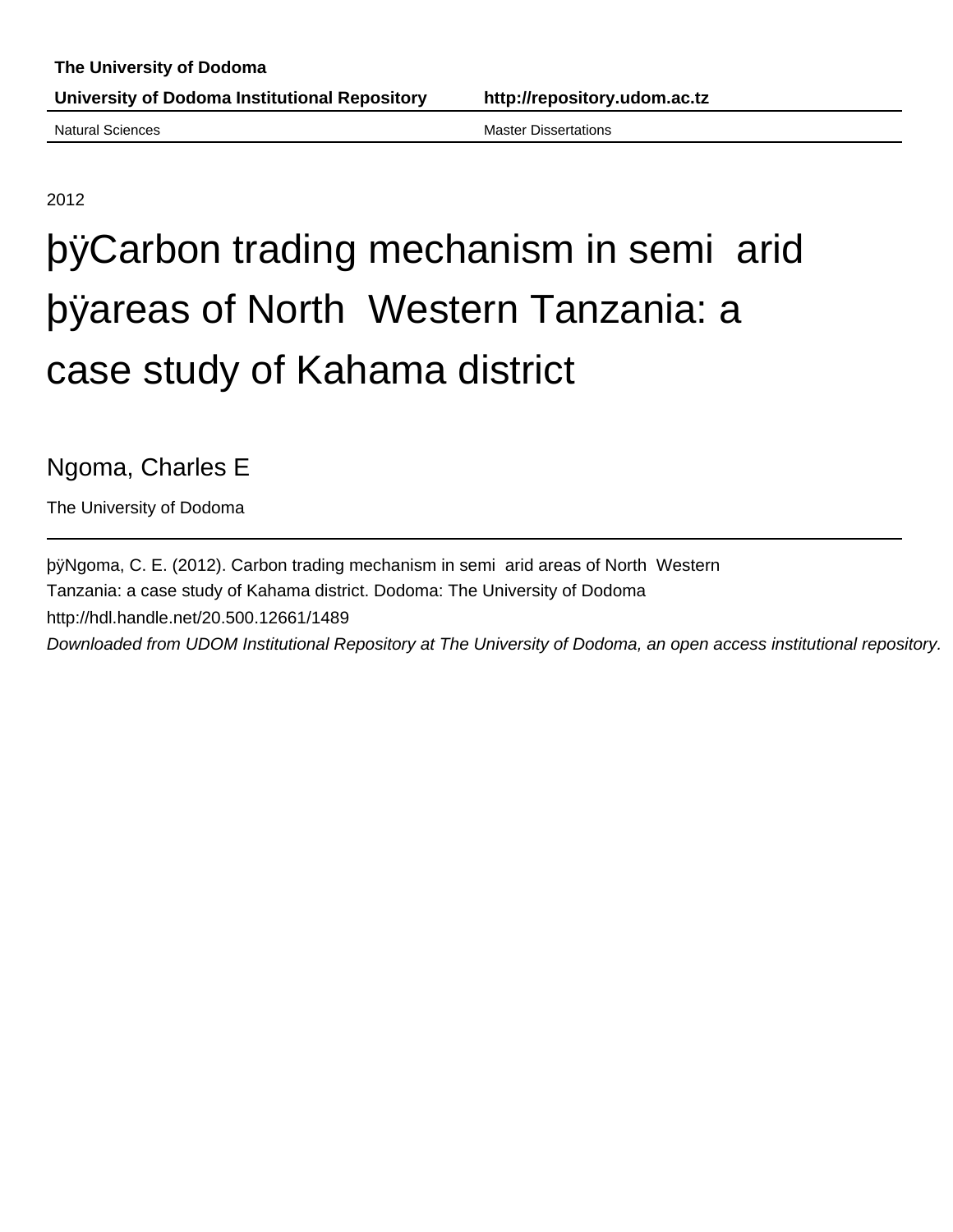**The University of Dodoma**

**University of Dodoma Institutional Repository** **http://repository.udom.ac.tz**

Natural Sciences Master Dissertations

2012

# þÿCarbon trading mechanism in semi arid þÿareas of North Western Tanzania: a case study of Kahama district

Ngoma, Charles E

The University of Dodoma

---

þÿNgoma, C. E. (2012). Carbon trading mechanism in semi arid areas of North Western Tanzania: a case study of Kahama district. Dodoma: The University of Dodoma

http://hdl.handle.net/20.500.12661/1489

*Downloaded from UDOM Institutional Repository at The University of Dodoma, an open access institutional repository.*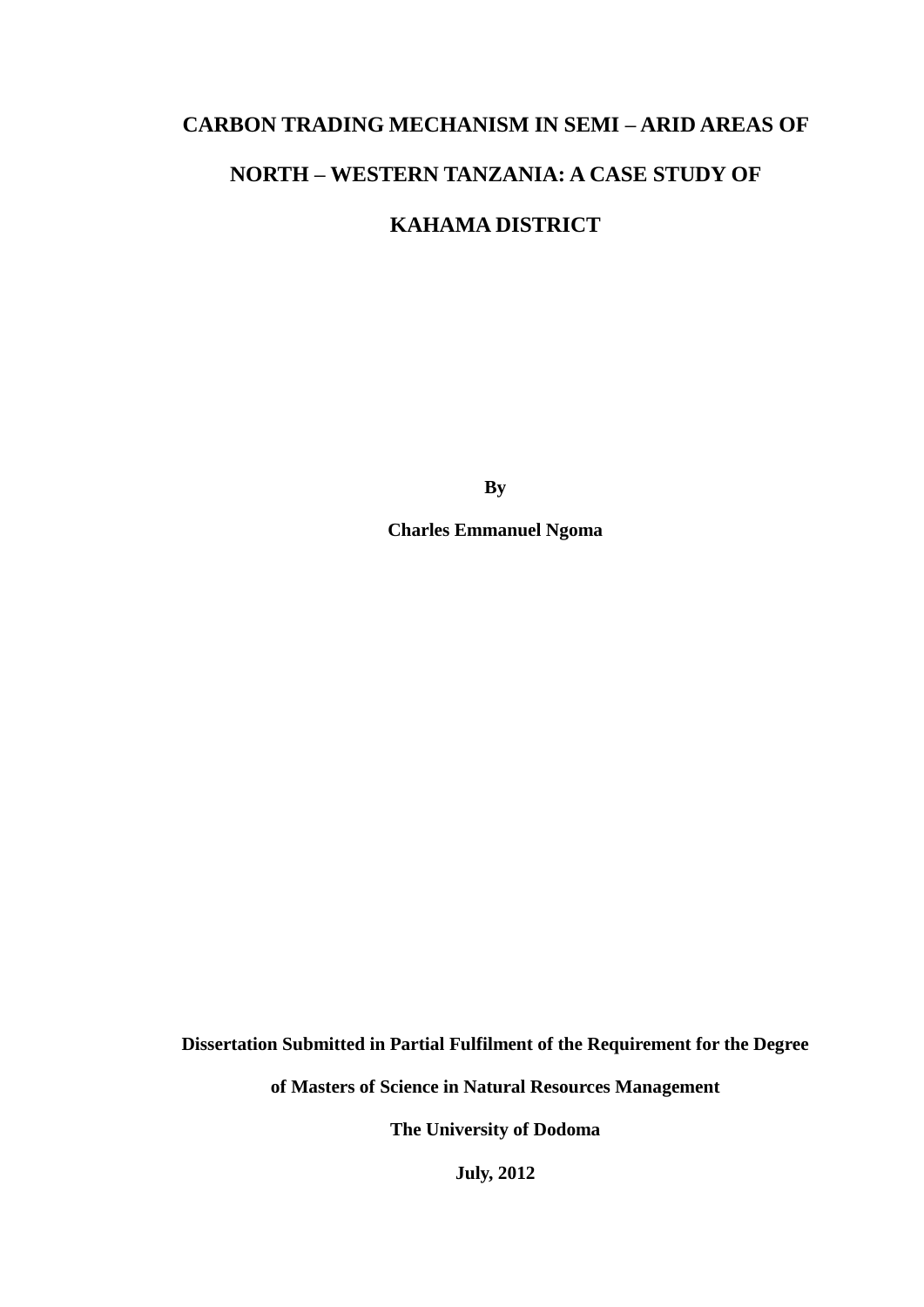# CARBON TRADING MECHANISM IN SEMI – ARID AREAS OF NORTH – WESTERN TANZANIA: A CASE STUDY OF KAHAMA DISTRICT

**By**

**Charles Emmanuel Ngoma**

**Dissertation Submitted in Partial Fulfilment of the Requirement for the Degree of Masters of Science in Natural Resources Management**

**The University of Dodoma**

**July, 2012**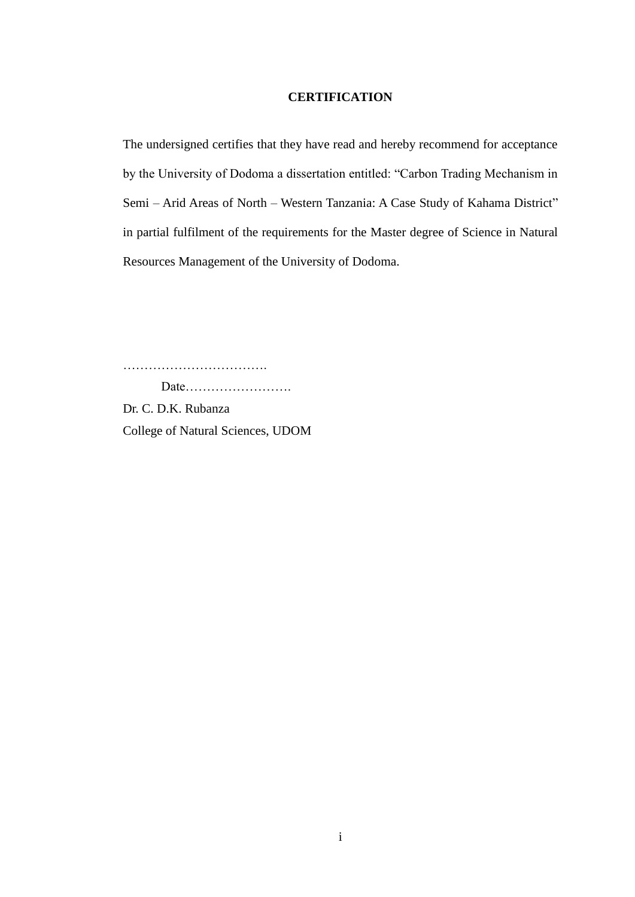## CERTIFICATION

The undersigned certifies that they have read and hereby recommend for acceptance by the University of Dodoma a dissertation entitled: "Carbon Trading Mechanism in Semi – Arid Areas of North – Western Tanzania: A Case Study of Kahama District" in partial fulfilment of the requirements for the Master degree of Science in Natural Resources Management of the University of Dodoma.

…………………………….

Date…………………….

Dr. C. D.K. Rubanza

College of Natural Sciences, UDOM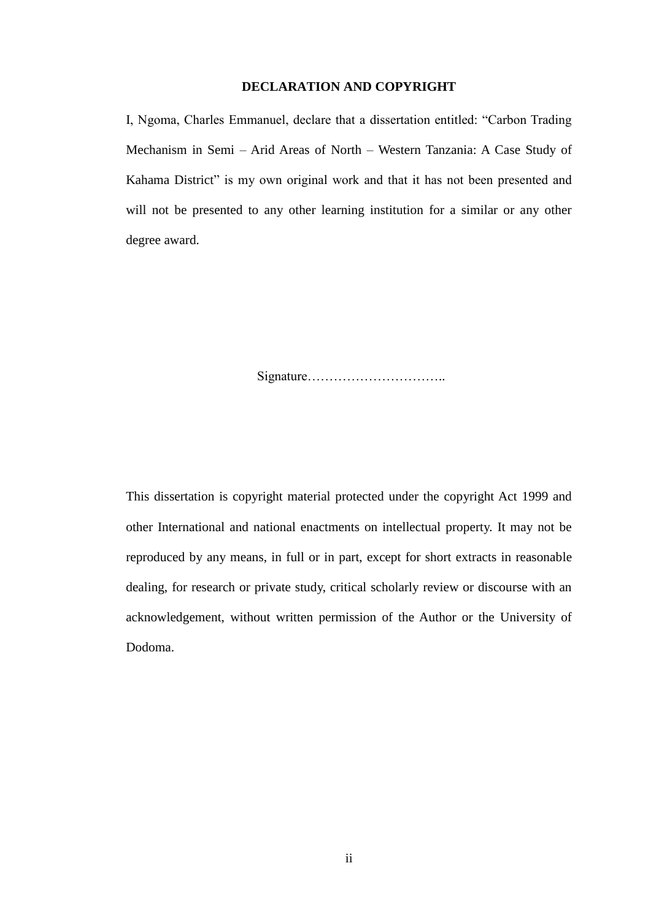## DECLARATION AND COPYRIGHT

I, Ngoma, Charles Emmanuel, declare that a dissertation entitled: "Carbon Trading Mechanism in Semi – Arid Areas of North – Western Tanzania: A Case Study of Kahama District" is my own original work and that it has not been presented and will not be presented to any other learning institution for a similar or any other degree award.

Signature…………………………..

This dissertation is copyright material protected under the copyright Act 1999 and other International and national enactments on intellectual property. It may not be reproduced by any means, in full or in part, except for short extracts in reasonable dealing, for research or private study, critical scholarly review or discourse with an acknowledgement, without written permission of the Author or the University of Dodoma.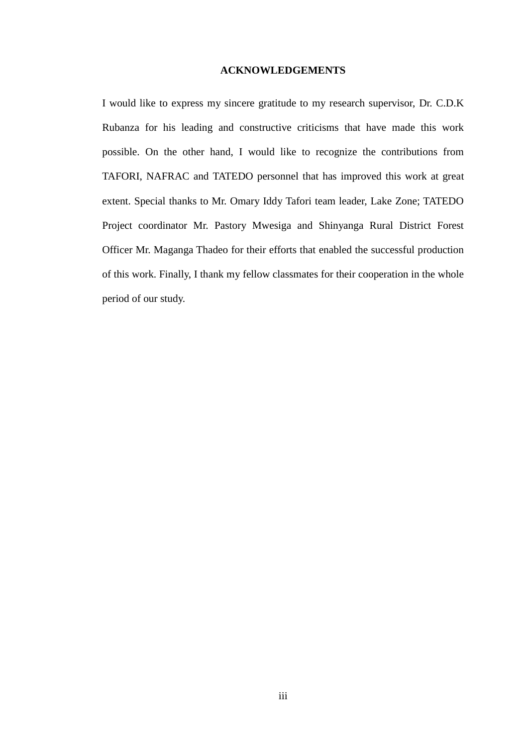# ACKNOWLEDGEMENTS

I would like to express my sincere gratitude to my research supervisor, Dr. C.D.K Rubanza for his leading and constructive criticisms that have made this work possible. On the other hand, I would like to recognize the contributions from TAFORI, NAFRAC and TATEDO personnel that has improved this work at great extent. Special thanks to Mr. Omary Iddy Tafori team leader, Lake Zone; TATEDO Project coordinator Mr. Pastory Mwesiga and Shinyanga Rural District Forest Officer Mr. Maganga Thadeo for their efforts that enabled the successful production of this work. Finally, I thank my fellow classmates for their cooperation in the whole period of our study.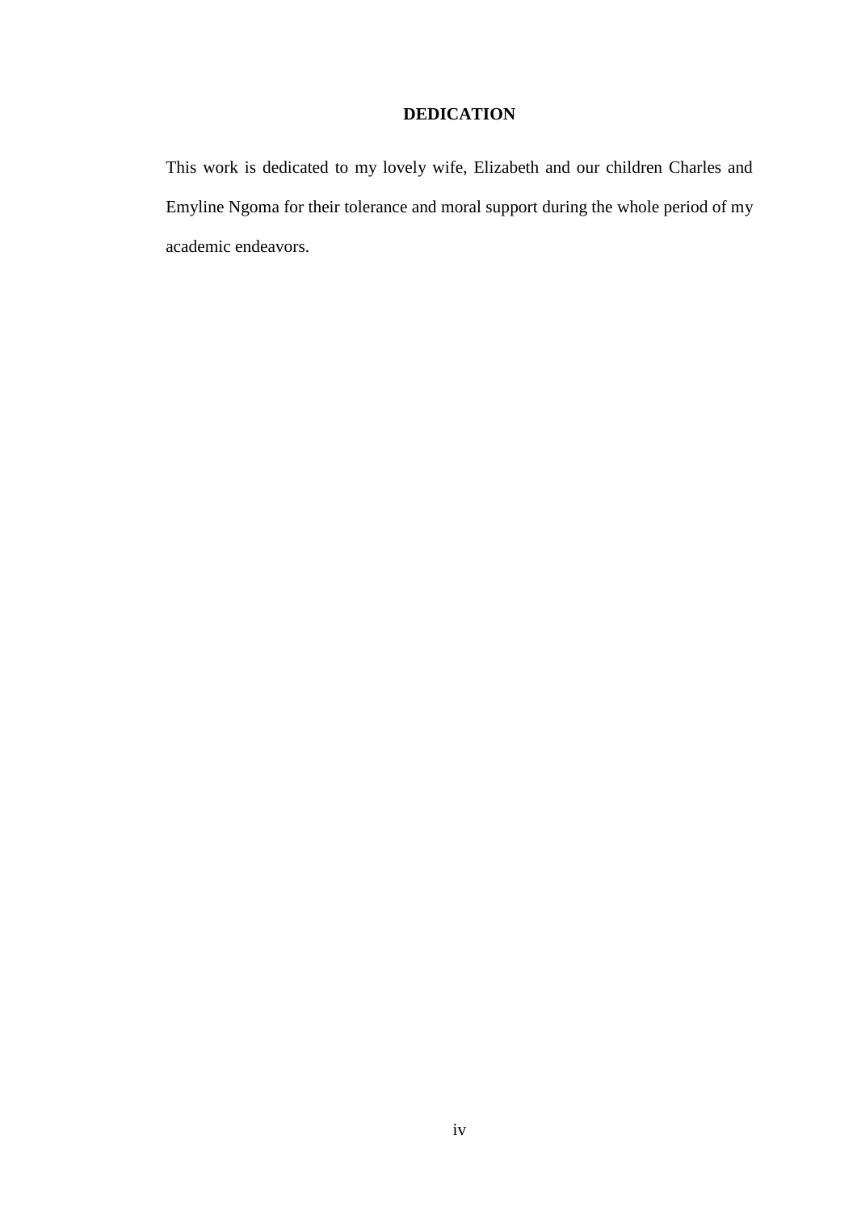# DEDICATION

This work is dedicated to my lovely wife, Elizabeth and our children Charles and Emyline Ngoma for their tolerance and moral support during the whole period of my academic endeavors.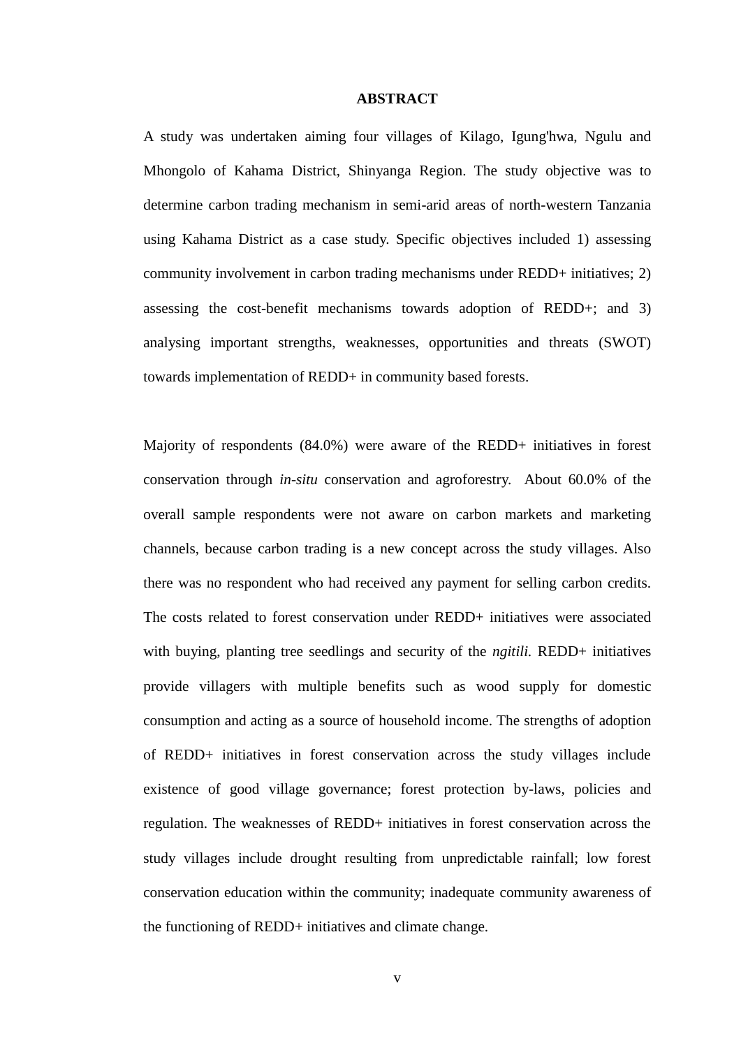# ABSTRACT

A study was undertaken aiming four villages of Kilago, Igung'hwa, Ngulu and Mhongolo of Kahama District, Shinyanga Region. The study objective was to determine carbon trading mechanism in semi-arid areas of north-western Tanzania using Kahama District as a case study. Specific objectives included 1) assessing community involvement in carbon trading mechanisms under REDD+ initiatives; 2) assessing the cost-benefit mechanisms towards adoption of REDD+; and 3) analysing important strengths, weaknesses, opportunities and threats (SWOT) towards implementation of REDD+ in community based forests.

Majority of respondents (84.0%) were aware of the REDD+ initiatives in forest conservation through *in-situ* conservation and agroforestry. About 60.0% of the overall sample respondents were not aware on carbon markets and marketing channels, because carbon trading is a new concept across the study villages. Also there was no respondent who had received any payment for selling carbon credits. The costs related to forest conservation under REDD+ initiatives were associated with buying, planting tree seedlings and security of the *ngitili.* REDD+ initiatives provide villagers with multiple benefits such as wood supply for domestic consumption and acting as a source of household income. The strengths of adoption of REDD+ initiatives in forest conservation across the study villages include existence of good village governance; forest protection by-laws, policies and regulation. The weaknesses of REDD+ initiatives in forest conservation across the study villages include drought resulting from unpredictable rainfall; low forest conservation education within the community; inadequate community awareness of the functioning of REDD+ initiatives and climate change.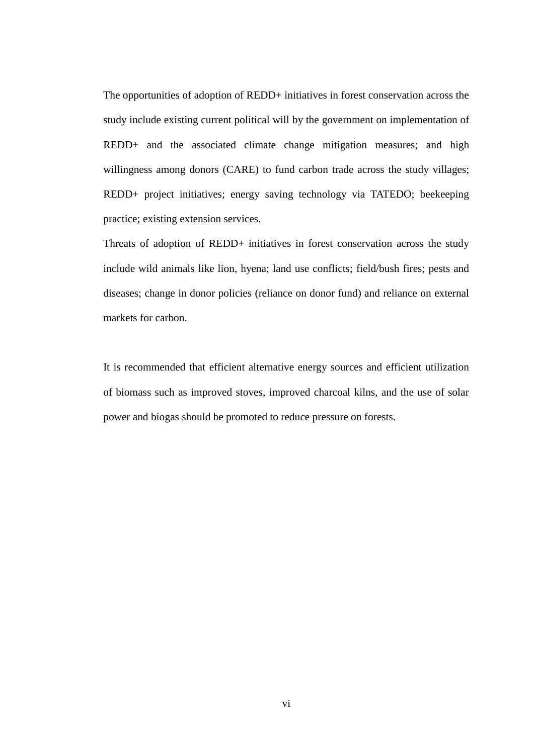The opportunities of adoption of REDD+ initiatives in forest conservation across the study include existing current political will by the government on implementation of REDD+ and the associated climate change mitigation measures; and high willingness among donors (CARE) to fund carbon trade across the study villages; REDD+ project initiatives; energy saving technology via TATEDO; beekeeping practice; existing extension services.

Threats of adoption of REDD+ initiatives in forest conservation across the study include wild animals like lion, hyena; land use conflicts; field/bush fires; pests and diseases; change in donor policies (reliance on donor fund) and reliance on external markets for carbon.

It is recommended that efficient alternative energy sources and efficient utilization of biomass such as improved stoves, improved charcoal kilns, and the use of solar power and biogas should be promoted to reduce pressure on forests.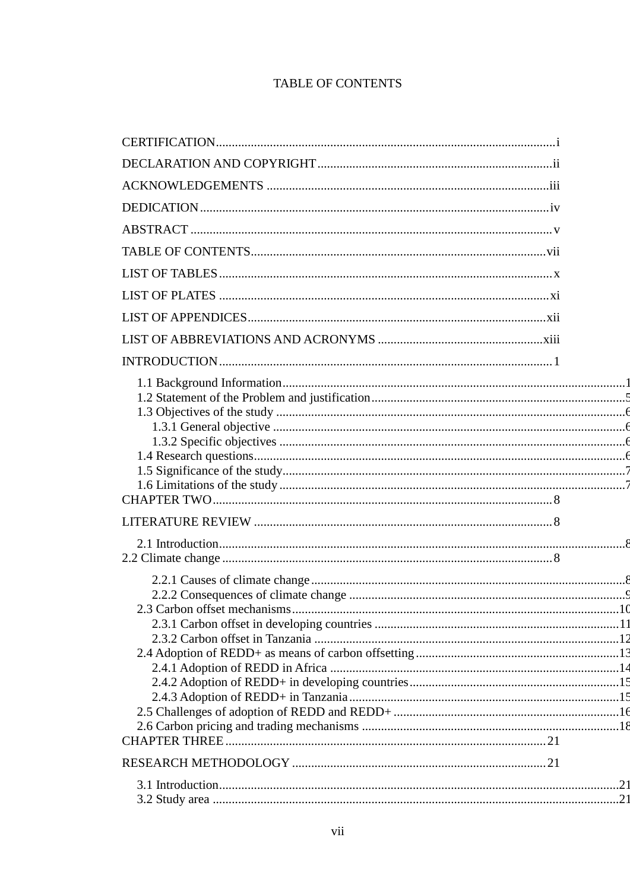# TABLE OF CONTENTS

CERTIFICATION ......................................................................................................i

DECLARATION AND COPYRIGHT ....................................................................ii

ACKNOWLEDGEMENTS .......................................................................................iii

DEDICATION ........................................................................................................iv

ABSTRACT .............................................................................................................v

TABLE OF CONTENTS ........................................................................................vii

LIST OF TABLES ....................................................................................................x

LIST OF PLATES ...................................................................................................xi

LIST OF APPENDICES .........................................................................................xii

LIST OF ABBREVIATIONS AND ACRONYMS ...............................................xiii

INTRODUCTION ....................................................................................................1

- 1.1 Background Information ....................................................................................1
- 1.2 Statement of the Problem and justification .........................................................5
- 1.3 Objectives of the study ........................................................................................6
  - 1.3.1 General objective ............................................................................................6
  - 1.3.2 Specific objectives ..........................................................................................6
- 1.4 Research questions ...............................................................................................6
- 1.5 Significance of the study ......................................................................................7
- 1.6 Limitations of the study .......................................................................................7

CHAPTER TWO ........................................................................................................8

LITERATURE REVIEW ...........................................................................................8

- 2.1 Introduction ..........................................................................................................8

2.2 Climate change .........................................................................................................8

- 2.2.1 Causes of climate change ..................................................................................8
- 2.2.2 Consequences of climate change .....................................................................9
- 2.3 Carbon offset mechanisms .....................................................................................10
  - 2.3.1 Carbon offset in developing countries ...........................................................11
  - 2.3.2 Carbon offset in Tanzania ..............................................................................12
- 2.4 Adoption of REDD+ as means of carbon offsetting ..............................................13
  - 2.4.1 Adoption of REDD in Africa .........................................................................14
  - 2.4.2 Adoption of REDD+ in developing countries ................................................15
  - 2.4.3 Adoption of REDD+ in Tanzania ...................................................................15
- 2.5 Challenges of adoption of REDD and REDD+ .....................................................16
- 2.6 Carbon pricing and trading mechanisms ...............................................................18

CHAPTER THREE ......................................................................................................21

RESEARCH METHODOLOGY ...............................................................................21

- 3.1 Introduction ...........................................................................................................21
- 3.2 Study area .............................................................................................................21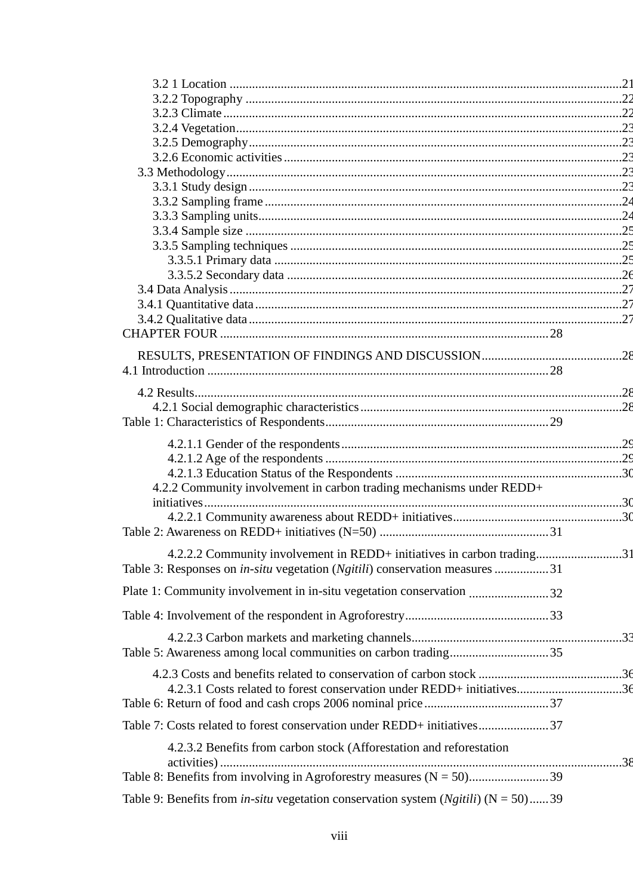3.2 1 Location ..........21
3.2.2 Topography ..........22
3.2.3 Climate ..........22
3.2.4 Vegetation ..........23
3.2.5 Demography ..........23
3.2.6 Economic activities ..........23
3.3 Methodology ..........23
3.3.1 Study design ..........23
3.3.2 Sampling frame ..........24
3.3.3 Sampling units ..........24
3.3.4 Sample size ..........25
3.3.5 Sampling techniques ..........25
3.3.5.1 Primary data ..........25
3.3.5.2 Secondary data ..........26
3.4 Data Analysis ..........27
3.4.1 Quantitative data ..........27
3.4.2 Qualitative data ..........27
CHAPTER FOUR ..........28
RESULTS, PRESENTATION OF FINDINGS AND DISCUSSION ..........28
4.1 Introduction ..........28
4.2 Results ..........28
4.2.1 Social demographic characteristics ..........28
Table 1: Characteristics of Respondents ..........29
4.2.1.1 Gender of the respondents ..........29
4.2.1.2 Age of the respondents ..........29
4.2.1.3 Education Status of the Respondents ..........30
4.2.2 Community involvement in carbon trading mechanisms under REDD+ initiatives ..........30
4.2.2.1 Community awareness about REDD+ initiatives ..........30
Table 2: Awareness on REDD+ initiatives (N=50) ..........31
4.2.2.2 Community involvement in REDD+ initiatives in carbon trading ..........31
Table 3: Responses on *in-situ* vegetation (*Ngitili*) conservation measures ..........31
Plate 1: Community involvement in in-situ vegetation conservation ..........32
Table 4: Involvement of the respondent in Agroforestry ..........33
4.2.2.3 Carbon markets and marketing channels ..........33
Table 5: Awareness among local communities on carbon trading ..........35
4.2.3 Costs and benefits related to conservation of carbon stock ..........36
4.2.3.1 Costs related to forest conservation under REDD+ initiatives ..........36
Table 6: Return of food and cash crops 2006 nominal price ..........37
Table 7: Costs related to forest conservation under REDD+ initiatives ..........37
4.2.3.2 Benefits from carbon stock (Afforestation and reforestation activities) ..........38
Table 8: Benefits from involving in Agroforestry measures (N = 50) ..........39
Table 9: Benefits from *in-situ* vegetation conservation system (*Ngitili*) (N = 50) ..........39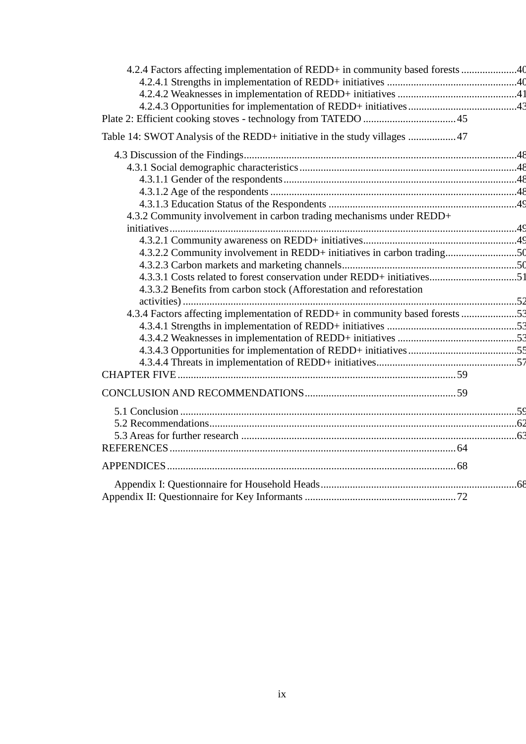4.2.4 Factors affecting implementation of REDD+ in community based forests ....................40
4.2.4.1 Strengths in implementation of REDD+ initiatives ................................................40
4.2.4.2 Weaknesses in implementation of REDD+ initiatives ............................................41
4.2.4.3 Opportunities for implementation of REDD+ initiatives ........................................43
Plate 2: Efficient cooking stoves - technology from TATEDO ..................................45
Table 14: SWOT Analysis of the REDD+ initiative in the study villages .................47
4.3 Discussion of the Findings.....................................................................................................48
4.3.1 Social demographic characteristics ................................................................................48
4.3.1.1 Gender of the respondents ......................................................................................48
4.3.1.2 Age of the respondents ...........................................................................................48
4.3.1.3 Education Status of the Respondents .....................................................................49
4.3.2 Community involvement in carbon trading mechanisms under REDD+ initiatives ..................................................................................................................................49
4.3.2.1 Community awareness on REDD+ initiatives.........................................................49
4.3.2.2 Community involvement in REDD+ initiatives in carbon trading...........................50
4.3.2.3 Carbon markets and marketing channels.................................................................50
4.3.3.1 Costs related to forest conservation under REDD+ initiatives................................51
4.3.3.2 Benefits from carbon stock (Afforestation and reforestation activities) .............................................................................................................................52
4.3.4 Factors affecting implementation of REDD+ in community based forests ....................53
4.3.4.1 Strengths in implementation of REDD+ initiatives ................................................53
4.3.4.2 Weaknesses in implementation of REDD+ initiatives ............................................53
4.3.4.3 Opportunities for implementation of REDD+ initiatives ........................................55
4.3.4.4 Threats in implementation of REDD+ initiatives....................................................57
CHAPTER FIVE .......................................................................................................59
CONCLUSION AND RECOMMENDATIONS........................................................59
5.1 Conclusion ............................................................................................................................59
5.2 Recommendations.................................................................................................................62
5.3 Areas for further research .....................................................................................................63
REFERENCES ..........................................................................................................64
APPENDICES ...........................................................................................................68
Appendix I: Questionnaire for Household Heads.........................................................................68
Appendix II: Questionnaire for Key Informants ........................................................72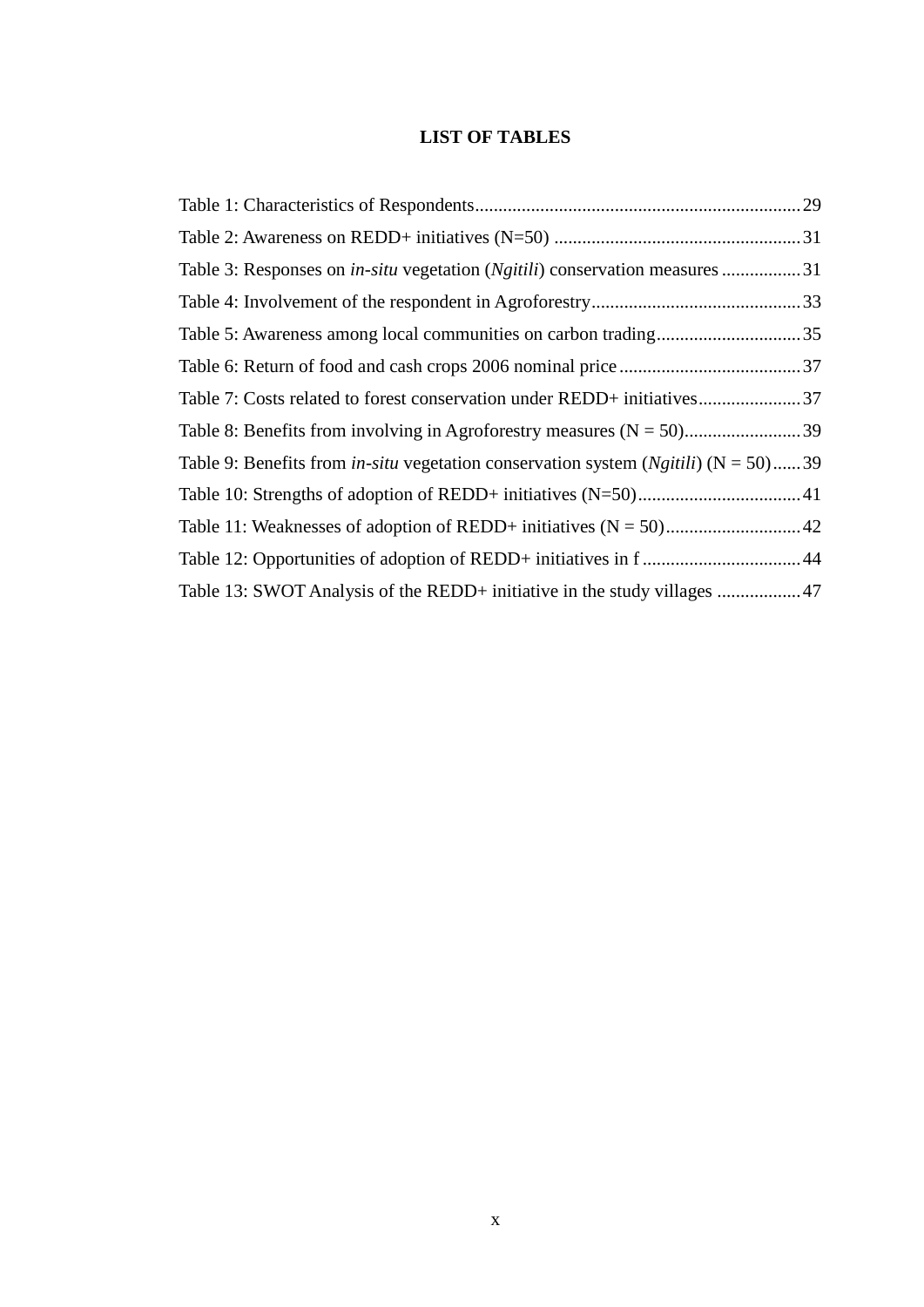# LIST OF TABLES

Table 1: Characteristics of Respondents......................................................................29

Table 2: Awareness on REDD+ initiatives (N=50) .....................................................31

Table 3: Responses on *in-situ* vegetation (*Ngitili*) conservation measures .................31

Table 4: Involvement of the respondent in Agroforestry.............................................33

Table 5: Awareness among local communities on carbon trading...............................35

Table 6: Return of food and cash crops 2006 nominal price .......................................37

Table 7: Costs related to forest conservation under REDD+ initiatives......................37

Table 8: Benefits from involving in Agroforestry measures (N = 50).........................39

Table 9: Benefits from *in-situ* vegetation conservation system (*Ngitili*) (N = 50)......39

Table 10: Strengths of adoption of REDD+ initiatives (N=50)...................................41

Table 11: Weaknesses of adoption of REDD+ initiatives (N = 50).............................42

Table 12: Opportunities of adoption of REDD+ initiatives in f ..................................44

Table 13: SWOT Analysis of the REDD+ initiative in the study villages ..................47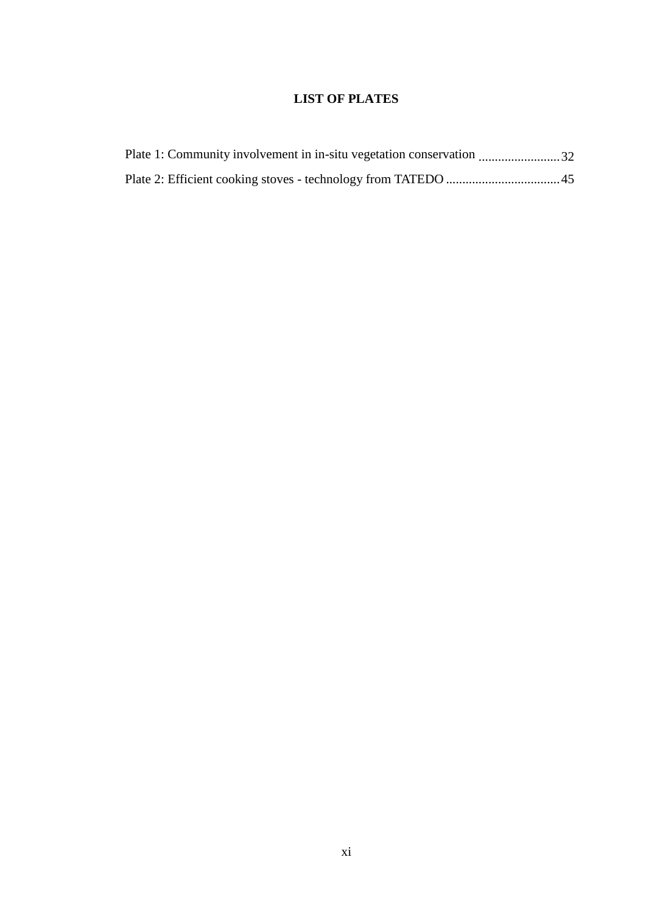# LIST OF PLATES

Plate 1: Community involvement in in-situ vegetation conservation ........................32

Plate 2: Efficient cooking stoves - technology from TATEDO ..................................45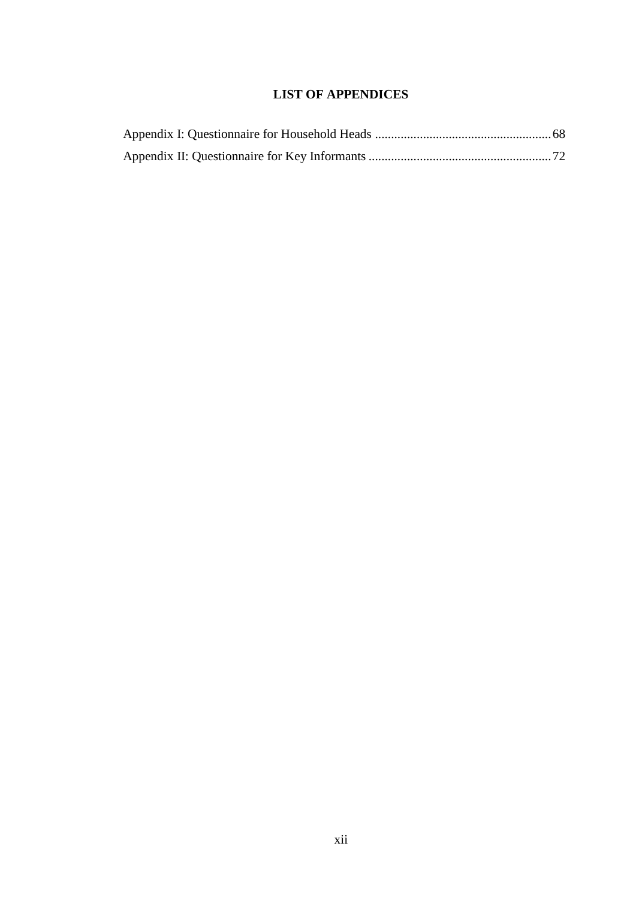# LIST OF APPENDICES

Appendix I: Questionnaire for Household Heads ....................................................... 68

Appendix II: Questionnaire for Key Informants ......................................................... 72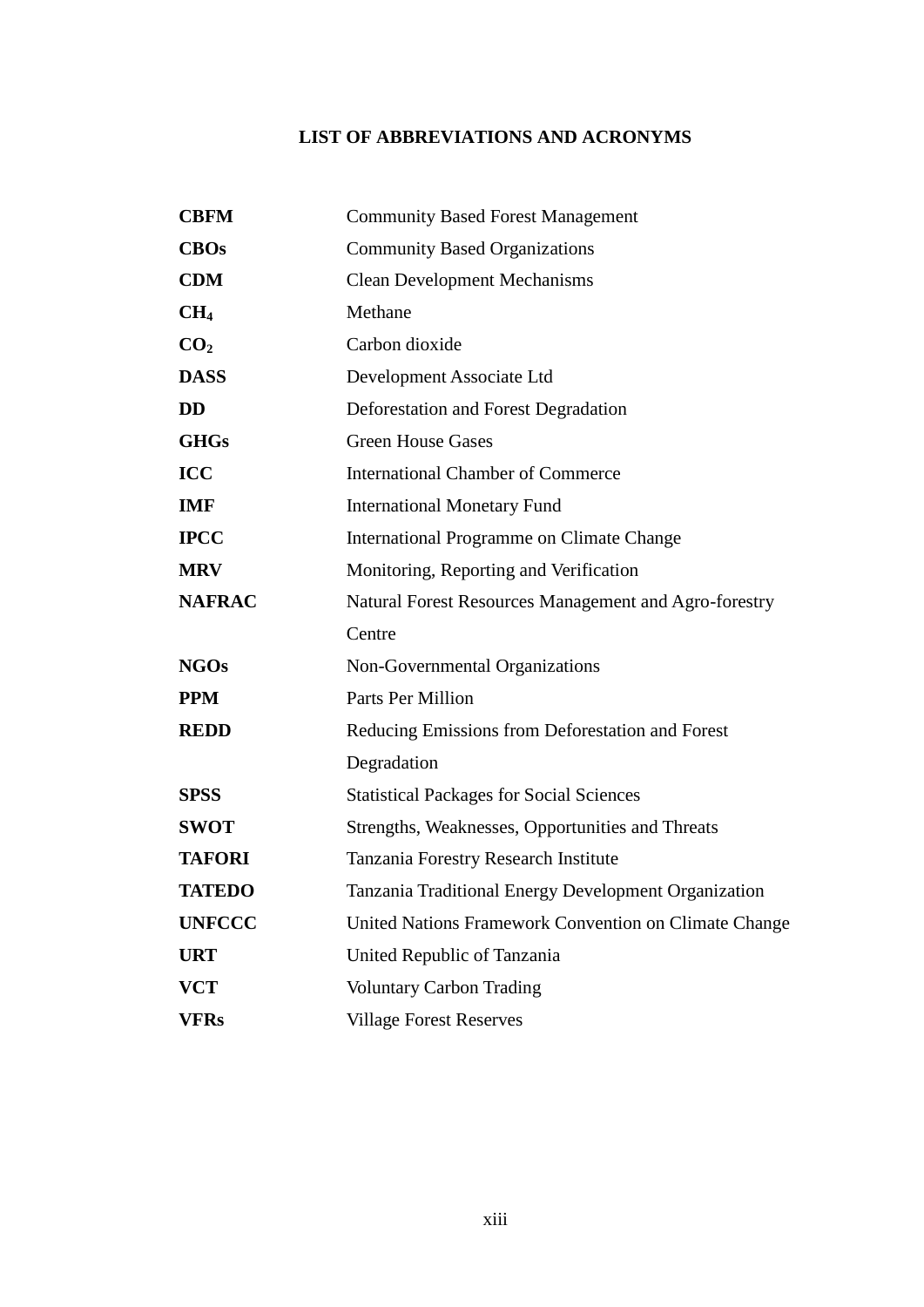## LIST OF ABBREVIATIONS AND ACRONYMS

| | |
|---|---|
| **CBFM** | Community Based Forest Management |
| **CBOs** | Community Based Organizations |
| **CDM** | Clean Development Mechanisms |
| **$CH_4$** | Methane |
| **$CO_2$** | Carbon dioxide |
| **DASS** | Development Associate Ltd |
| **DD** | Deforestation and Forest Degradation |
| **GHGs** | Green House Gases |
| **ICC** | International Chamber of Commerce |
| **IMF** | International Monetary Fund |
| **IPCC** | International Programme on Climate Change |
| **MRV** | Monitoring, Reporting and Verification |
| **NAFRAC** | Natural Forest Resources Management and Agro-forestry Centre |
| **NGOs** | Non-Governmental Organizations |
| **PPM** | Parts Per Million |
| **REDD** | Reducing Emissions from Deforestation and Forest Degradation |
| **SPSS** | Statistical Packages for Social Sciences |
| **SWOT** | Strengths, Weaknesses, Opportunities and Threats |
| **TAFORI** | Tanzania Forestry Research Institute |
| **TATEDO** | Tanzania Traditional Energy Development Organization |
| **UNFCCC** | United Nations Framework Convention on Climate Change |
| **URT** | United Republic of Tanzania |
| **VCT** | Voluntary Carbon Trading |
| **VFRs** | Village Forest Reserves |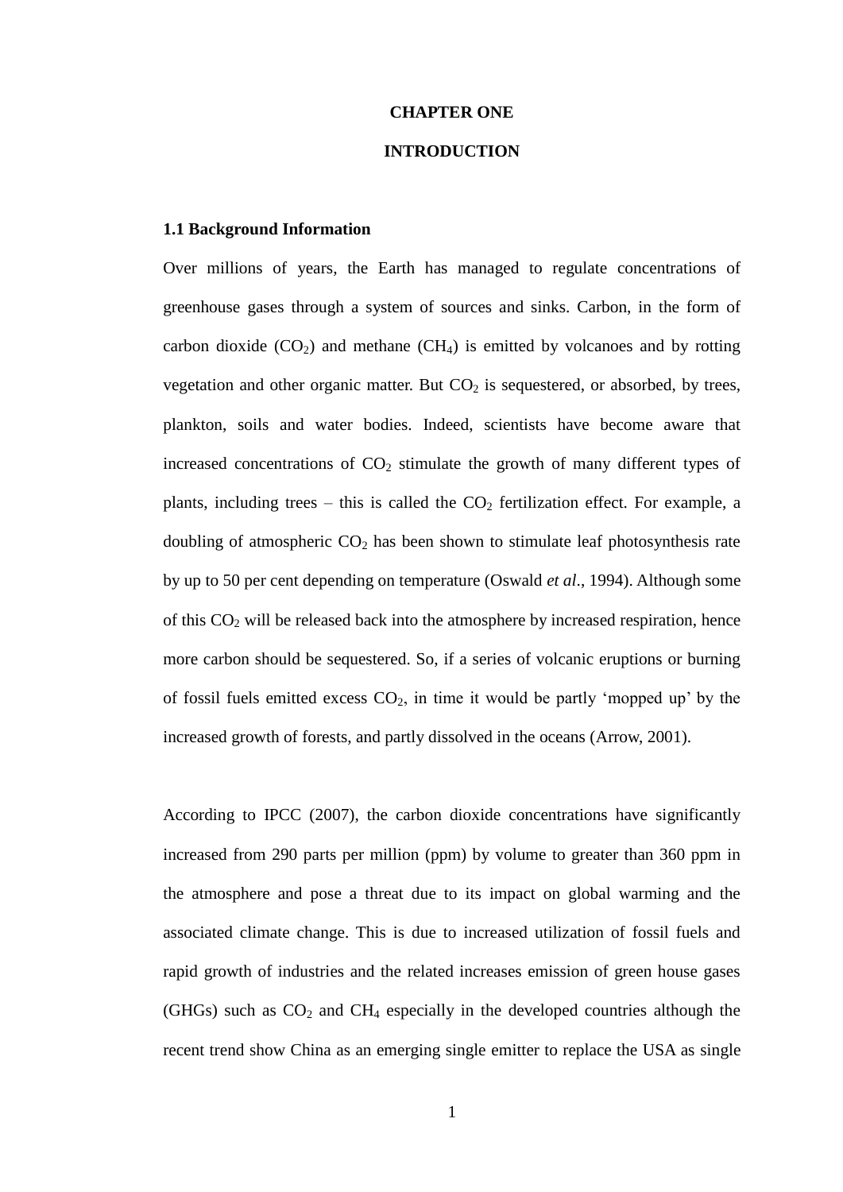# CHAPTER ONE

# INTRODUCTION

## 1.1 Background Information

Over millions of years, the Earth has managed to regulate concentrations of greenhouse gases through a system of sources and sinks. Carbon, in the form of carbon dioxide ($CO_2$) and methane ($CH_4$) is emitted by volcanoes and by rotting vegetation and other organic matter. But $CO_2$ is sequestered, or absorbed, by trees, plankton, soils and water bodies. Indeed, scientists have become aware that increased concentrations of $CO_2$ stimulate the growth of many different types of plants, including trees – this is called the $CO_2$ fertilization effect. For example, a doubling of atmospheric $CO_2$ has been shown to stimulate leaf photosynthesis rate by up to 50 per cent depending on temperature (Oswald *et al*., 1994). Although some of this $CO_2$ will be released back into the atmosphere by increased respiration, hence more carbon should be sequestered. So, if a series of volcanic eruptions or burning of fossil fuels emitted excess $CO_2$, in time it would be partly 'mopped up' by the increased growth of forests, and partly dissolved in the oceans (Arrow, 2001).

According to IPCC (2007), the carbon dioxide concentrations have significantly increased from 290 parts per million (ppm) by volume to greater than 360 ppm in the atmosphere and pose a threat due to its impact on global warming and the associated climate change. This is due to increased utilization of fossil fuels and rapid growth of industries and the related increases emission of green house gases (GHGs) such as $CO_2$ and $CH_4$ especially in the developed countries although the recent trend show China as an emerging single emitter to replace the USA as single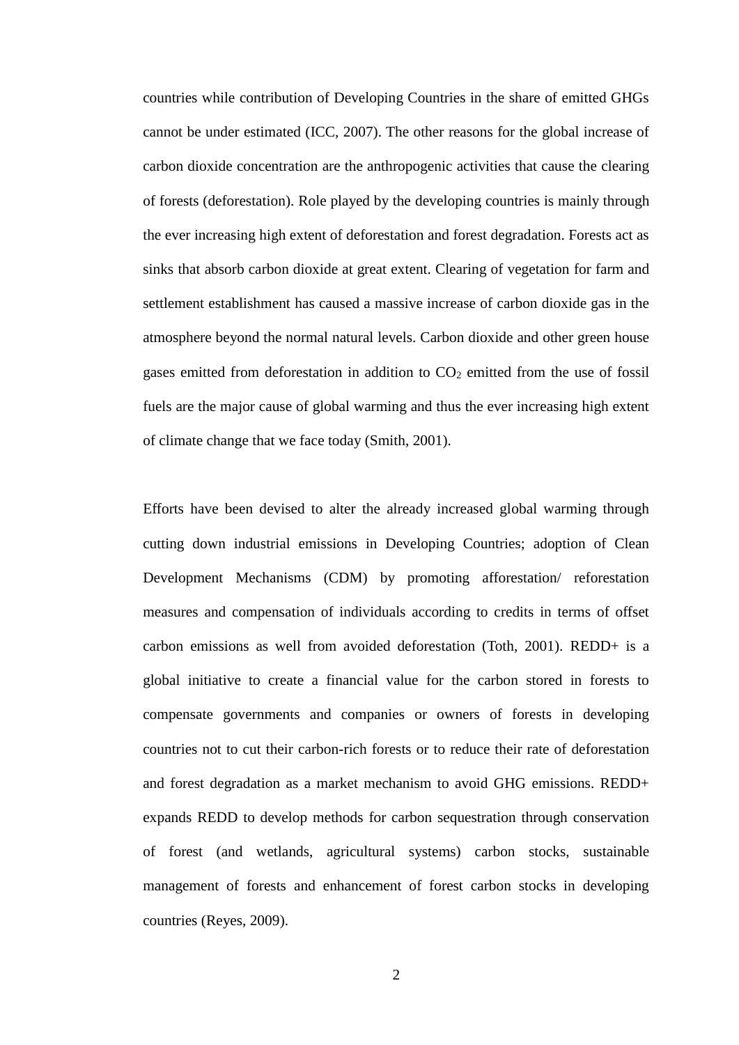countries while contribution of Developing Countries in the share of emitted GHGs cannot be under estimated (ICC, 2007). The other reasons for the global increase of carbon dioxide concentration are the anthropogenic activities that cause the clearing of forests (deforestation). Role played by the developing countries is mainly through the ever increasing high extent of deforestation and forest degradation. Forests act as sinks that absorb carbon dioxide at great extent. Clearing of vegetation for farm and settlement establishment has caused a massive increase of carbon dioxide gas in the atmosphere beyond the normal natural levels. Carbon dioxide and other green house gases emitted from deforestation in addition to $CO_2$ emitted from the use of fossil fuels are the major cause of global warming and thus the ever increasing high extent of climate change that we face today (Smith, 2001).

Efforts have been devised to alter the already increased global warming through cutting down industrial emissions in Developing Countries; adoption of Clean Development Mechanisms (CDM) by promoting afforestation/ reforestation measures and compensation of individuals according to credits in terms of offset carbon emissions as well from avoided deforestation (Toth, 2001). REDD+ is a global initiative to create a financial value for the carbon stored in forests to compensate governments and companies or owners of forests in developing countries not to cut their carbon-rich forests or to reduce their rate of deforestation and forest degradation as a market mechanism to avoid GHG emissions. REDD+ expands REDD to develop methods for carbon sequestration through conservation of forest (and wetlands, agricultural systems) carbon stocks, sustainable management of forests and enhancement of forest carbon stocks in developing countries (Reyes, 2009).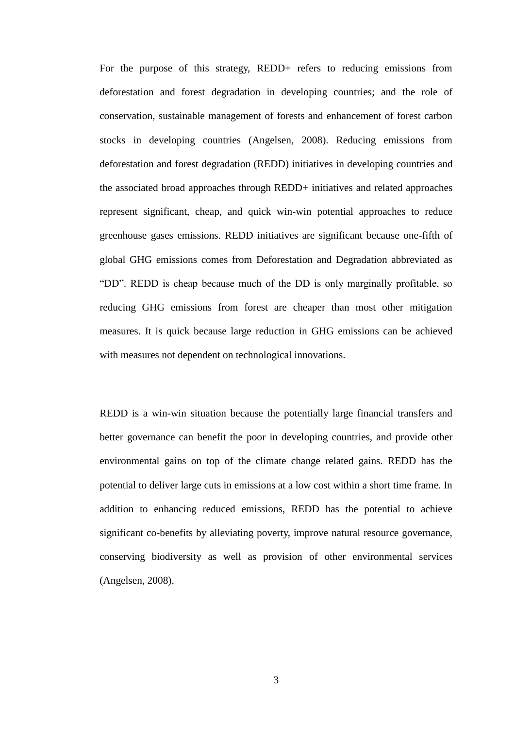For the purpose of this strategy, REDD+ refers to reducing emissions from deforestation and forest degradation in developing countries; and the role of conservation, sustainable management of forests and enhancement of forest carbon stocks in developing countries (Angelsen, 2008). Reducing emissions from deforestation and forest degradation (REDD) initiatives in developing countries and the associated broad approaches through REDD+ initiatives and related approaches represent significant, cheap, and quick win-win potential approaches to reduce greenhouse gases emissions. REDD initiatives are significant because one-fifth of global GHG emissions comes from Deforestation and Degradation abbreviated as "DD". REDD is cheap because much of the DD is only marginally profitable, so reducing GHG emissions from forest are cheaper than most other mitigation measures. It is quick because large reduction in GHG emissions can be achieved with measures not dependent on technological innovations.

REDD is a win-win situation because the potentially large financial transfers and better governance can benefit the poor in developing countries, and provide other environmental gains on top of the climate change related gains. REDD has the potential to deliver large cuts in emissions at a low cost within a short time frame. In addition to enhancing reduced emissions, REDD has the potential to achieve significant co-benefits by alleviating poverty, improve natural resource governance, conserving biodiversity as well as provision of other environmental services (Angelsen, 2008).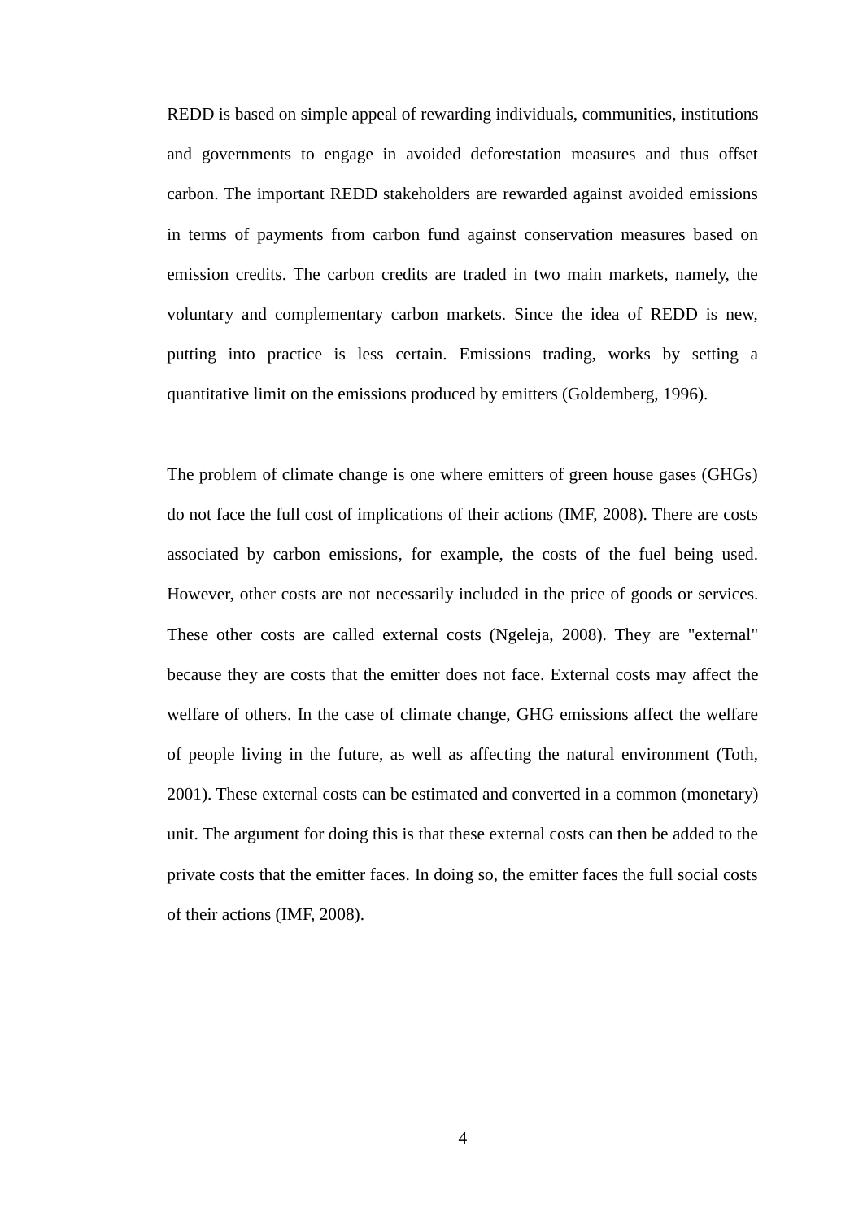REDD is based on simple appeal of rewarding individuals, communities, institutions and governments to engage in avoided deforestation measures and thus offset carbon. The important REDD stakeholders are rewarded against avoided emissions in terms of payments from carbon fund against conservation measures based on emission credits. The carbon credits are traded in two main markets, namely, the voluntary and complementary carbon markets. Since the idea of REDD is new, putting into practice is less certain. Emissions trading, works by setting a quantitative limit on the emissions produced by emitters (Goldemberg, 1996).

The problem of climate change is one where emitters of green house gases (GHGs) do not face the full cost of implications of their actions (IMF, 2008). There are costs associated by carbon emissions, for example, the costs of the fuel being used. However, other costs are not necessarily included in the price of goods or services. These other costs are called external costs (Ngeleja, 2008). They are "external" because they are costs that the emitter does not face. External costs may affect the welfare of others. In the case of climate change, GHG emissions affect the welfare of people living in the future, as well as affecting the natural environment (Toth, 2001). These external costs can be estimated and converted in a common (monetary) unit. The argument for doing this is that these external costs can then be added to the private costs that the emitter faces. In doing so, the emitter faces the full social costs of their actions (IMF, 2008).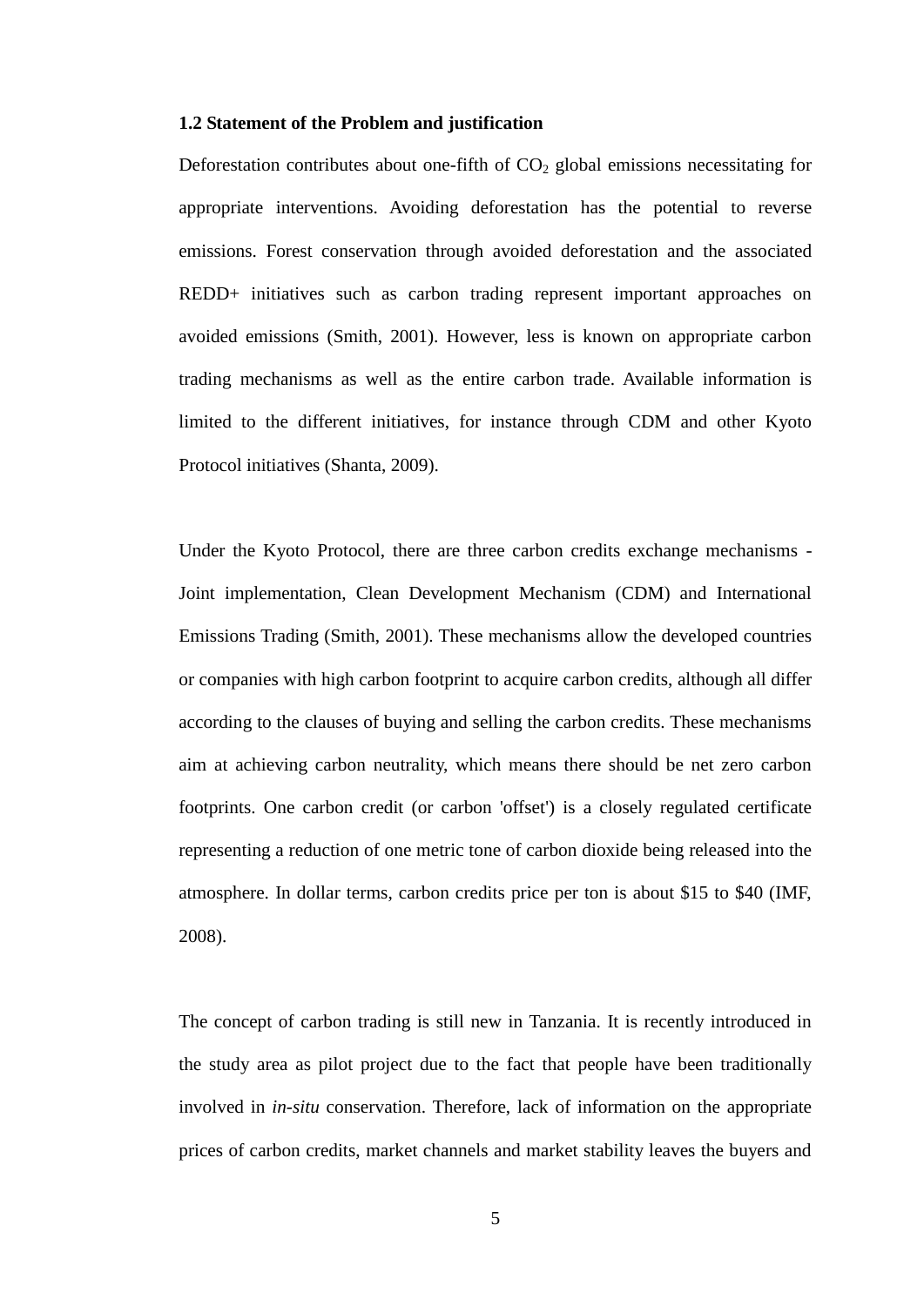### 1.2 Statement of the Problem and justification

Deforestation contributes about one-fifth of $CO_2$ global emissions necessitating for appropriate interventions. Avoiding deforestation has the potential to reverse emissions. Forest conservation through avoided deforestation and the associated REDD+ initiatives such as carbon trading represent important approaches on avoided emissions (Smith, 2001). However, less is known on appropriate carbon trading mechanisms as well as the entire carbon trade. Available information is limited to the different initiatives, for instance through CDM and other Kyoto Protocol initiatives (Shanta, 2009).

Under the Kyoto Protocol, there are three carbon credits exchange mechanisms - Joint implementation, Clean Development Mechanism (CDM) and International Emissions Trading (Smith, 2001). These mechanisms allow the developed countries or companies with high carbon footprint to acquire carbon credits, although all differ according to the clauses of buying and selling the carbon credits. These mechanisms aim at achieving carbon neutrality, which means there should be net zero carbon footprints. One carbon credit (or carbon 'offset') is a closely regulated certificate representing a reduction of one metric tone of carbon dioxide being released into the atmosphere. In dollar terms, carbon credits price per ton is about $15 to $40 (IMF, 2008).

The concept of carbon trading is still new in Tanzania. It is recently introduced in the study area as pilot project due to the fact that people have been traditionally involved in *in-situ* conservation. Therefore, lack of information on the appropriate prices of carbon credits, market channels and market stability leaves the buyers and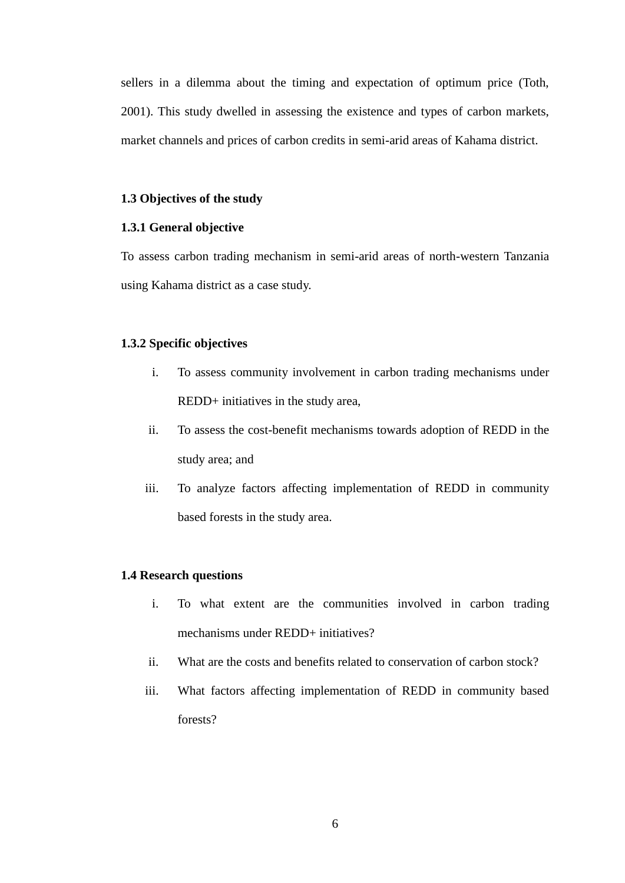sellers in a dilemma about the timing and expectation of optimum price (Toth, 2001). This study dwelled in assessing the existence and types of carbon markets, market channels and prices of carbon credits in semi-arid areas of Kahama district.

## 1.3 Objectives of the study

### 1.3.1 General objective

To assess carbon trading mechanism in semi-arid areas of north-western Tanzania using Kahama district as a case study.

### 1.3.2 Specific objectives

i. To assess community involvement in carbon trading mechanisms under REDD+ initiatives in the study area,

ii. To assess the cost-benefit mechanisms towards adoption of REDD in the study area; and

iii. To analyze factors affecting implementation of REDD in community based forests in the study area.

## 1.4 Research questions

i. To what extent are the communities involved in carbon trading mechanisms under REDD+ initiatives?

ii. What are the costs and benefits related to conservation of carbon stock?

iii. What factors affecting implementation of REDD in community based forests?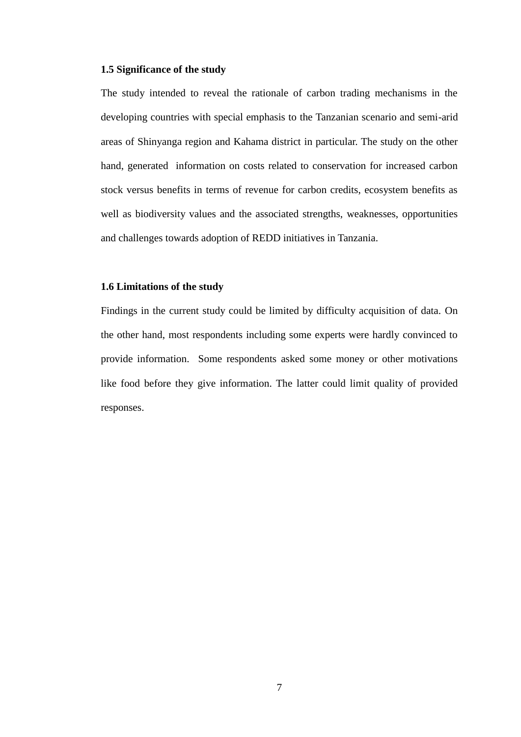### 1.5 Significance of the study

The study intended to reveal the rationale of carbon trading mechanisms in the developing countries with special emphasis to the Tanzanian scenario and semi-arid areas of Shinyanga region and Kahama district in particular. The study on the other hand, generated information on costs related to conservation for increased carbon stock versus benefits in terms of revenue for carbon credits, ecosystem benefits as well as biodiversity values and the associated strengths, weaknesses, opportunities and challenges towards adoption of REDD initiatives in Tanzania.

### 1.6 Limitations of the study

Findings in the current study could be limited by difficulty acquisition of data. On the other hand, most respondents including some experts were hardly convinced to provide information. Some respondents asked some money or other motivations like food before they give information. The latter could limit quality of provided responses.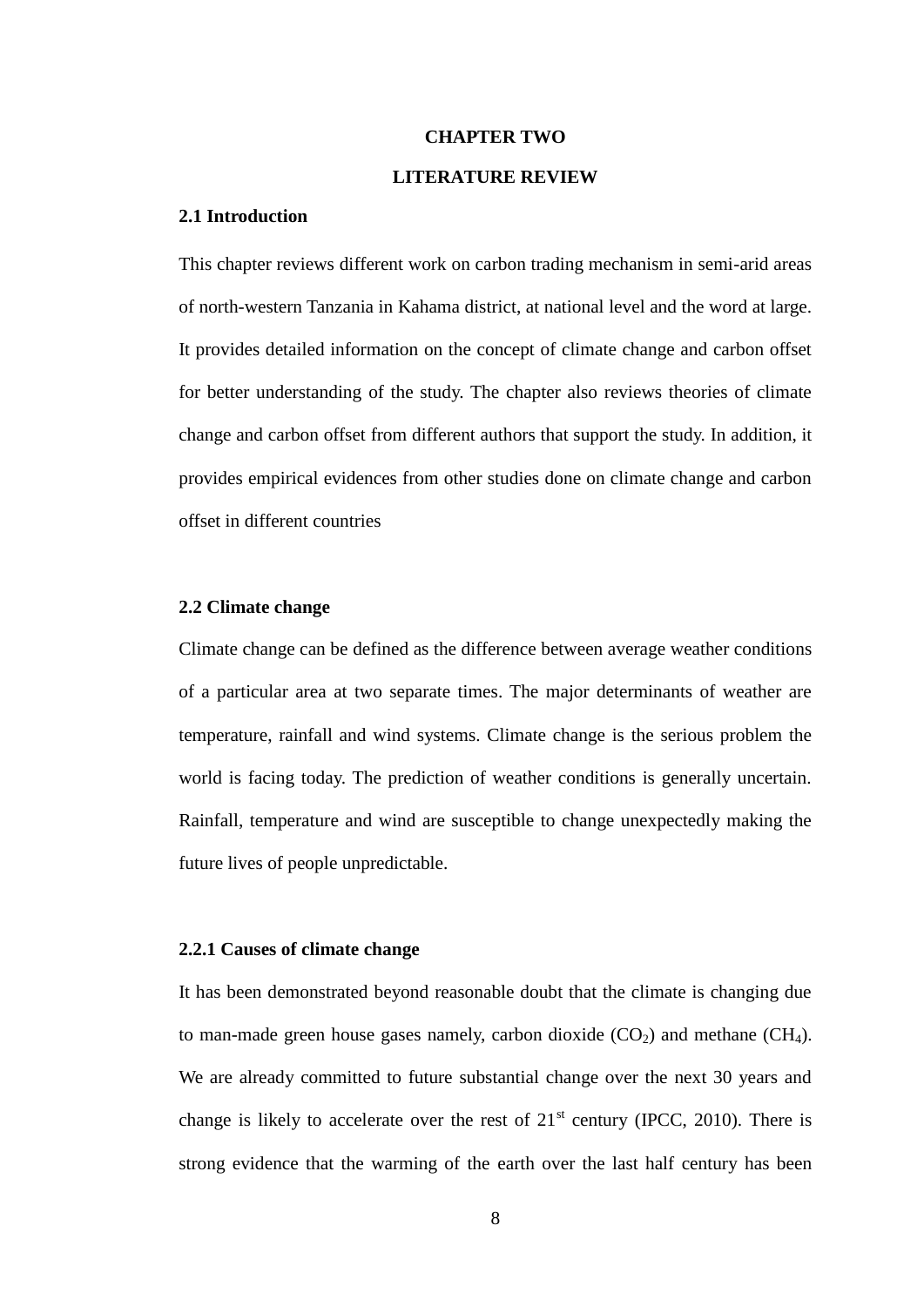# CHAPTER TWO

# LITERATURE REVIEW

## 2.1 Introduction

This chapter reviews different work on carbon trading mechanism in semi-arid areas of north-western Tanzania in Kahama district, at national level and the word at large. It provides detailed information on the concept of climate change and carbon offset for better understanding of the study. The chapter also reviews theories of climate change and carbon offset from different authors that support the study. In addition, it provides empirical evidences from other studies done on climate change and carbon offset in different countries

## 2.2 Climate change

Climate change can be defined as the difference between average weather conditions of a particular area at two separate times. The major determinants of weather are temperature, rainfall and wind systems. Climate change is the serious problem the world is facing today. The prediction of weather conditions is generally uncertain. Rainfall, temperature and wind are susceptible to change unexpectedly making the future lives of people unpredictable.

### 2.2.1 Causes of climate change

It has been demonstrated beyond reasonable doubt that the climate is changing due to man-made green house gases namely, carbon dioxide ($CO_2$) and methane ($CH_4$). We are already committed to future substantial change over the next 30 years and change is likely to accelerate over the rest of 21$^{st}$ century (IPCC, 2010). There is strong evidence that the warming of the earth over the last half century has been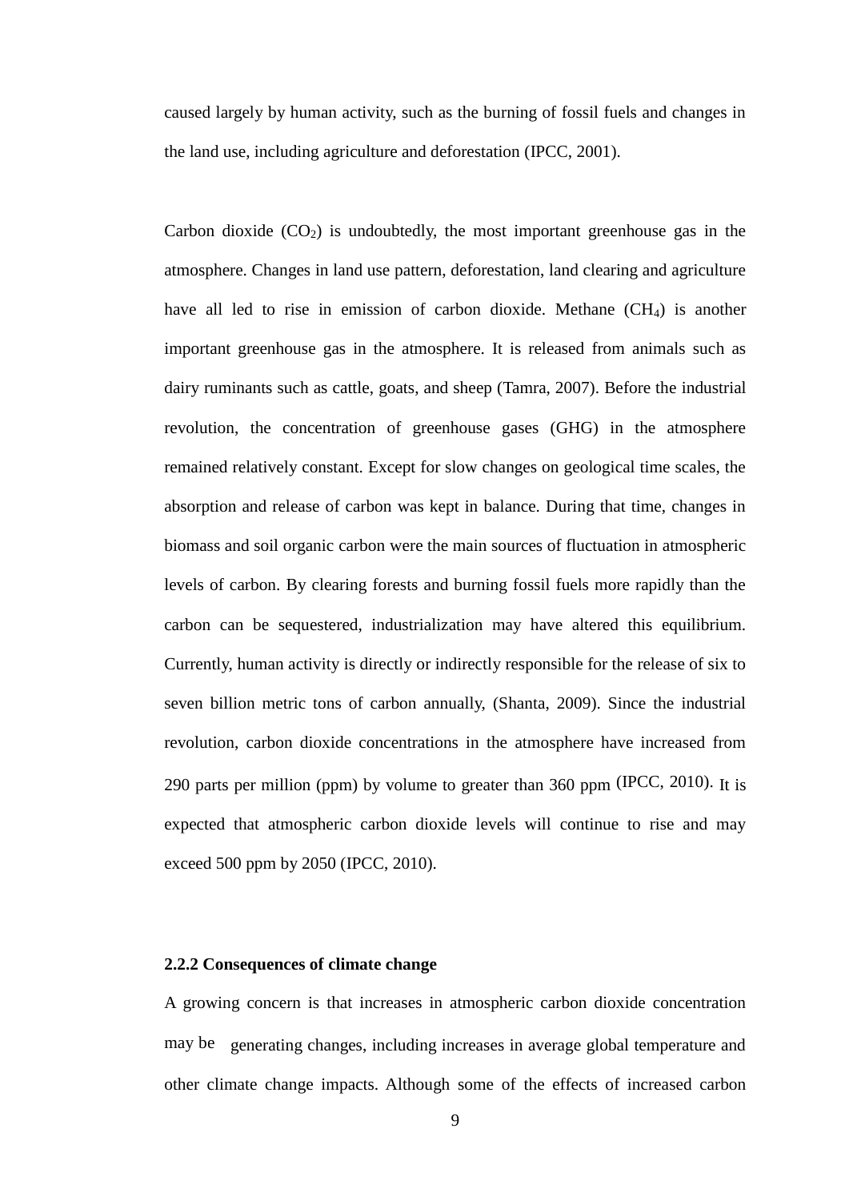caused largely by human activity, such as the burning of fossil fuels and changes in the land use, including agriculture and deforestation (IPCC, 2001).

Carbon dioxide ($CO_2$) is undoubtedly, the most important greenhouse gas in the atmosphere. Changes in land use pattern, deforestation, land clearing and agriculture have all led to rise in emission of carbon dioxide. Methane ($CH_4$) is another important greenhouse gas in the atmosphere. It is released from animals such as dairy ruminants such as cattle, goats, and sheep (Tamra, 2007). Before the industrial revolution, the concentration of greenhouse gases (GHG) in the atmosphere remained relatively constant. Except for slow changes on geological time scales, the absorption and release of carbon was kept in balance. During that time, changes in biomass and soil organic carbon were the main sources of fluctuation in atmospheric levels of carbon. By clearing forests and burning fossil fuels more rapidly than the carbon can be sequestered, industrialization may have altered this equilibrium. Currently, human activity is directly or indirectly responsible for the release of six to seven billion metric tons of carbon annually, (Shanta, 2009). Since the industrial revolution, carbon dioxide concentrations in the atmosphere have increased from 290 parts per million (ppm) by volume to greater than 360 ppm (IPCC, 2010). It is expected that atmospheric carbon dioxide levels will continue to rise and may exceed 500 ppm by 2050 (IPCC, 2010).

### 2.2.2 Consequences of climate change

A growing concern is that increases in atmospheric carbon dioxide concentration may be generating changes, including increases in average global temperature and other climate change impacts. Although some of the effects of increased carbon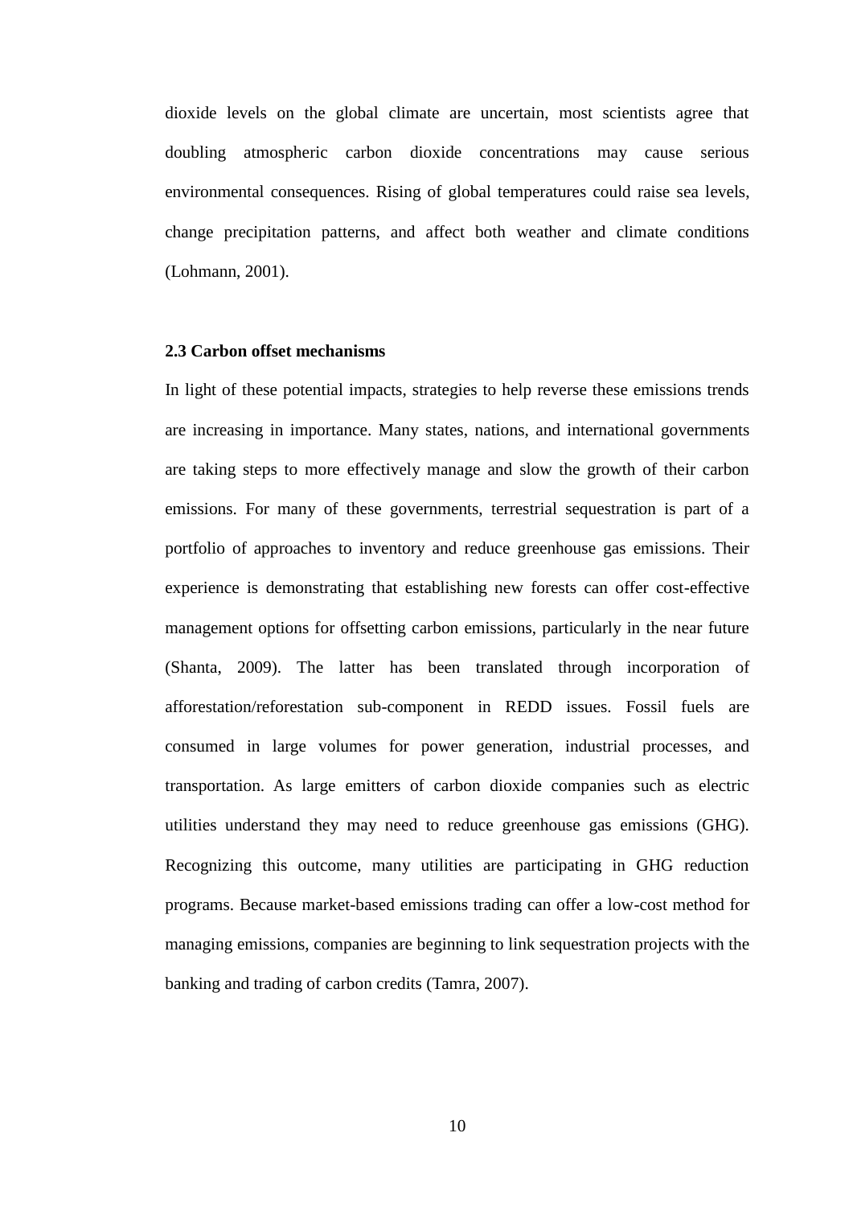dioxide levels on the global climate are uncertain, most scientists agree that doubling atmospheric carbon dioxide concentrations may cause serious environmental consequences. Rising of global temperatures could raise sea levels, change precipitation patterns, and affect both weather and climate conditions (Lohmann, 2001).

### 2.3 Carbon offset mechanisms

In light of these potential impacts, strategies to help reverse these emissions trends are increasing in importance. Many states, nations, and international governments are taking steps to more effectively manage and slow the growth of their carbon emissions. For many of these governments, terrestrial sequestration is part of a portfolio of approaches to inventory and reduce greenhouse gas emissions. Their experience is demonstrating that establishing new forests can offer cost-effective management options for offsetting carbon emissions, particularly in the near future (Shanta, 2009). The latter has been translated through incorporation of afforestation/reforestation sub-component in REDD issues. Fossil fuels are consumed in large volumes for power generation, industrial processes, and transportation. As large emitters of carbon dioxide companies such as electric utilities understand they may need to reduce greenhouse gas emissions (GHG). Recognizing this outcome, many utilities are participating in GHG reduction programs. Because market-based emissions trading can offer a low-cost method for managing emissions, companies are beginning to link sequestration projects with the banking and trading of carbon credits (Tamra, 2007).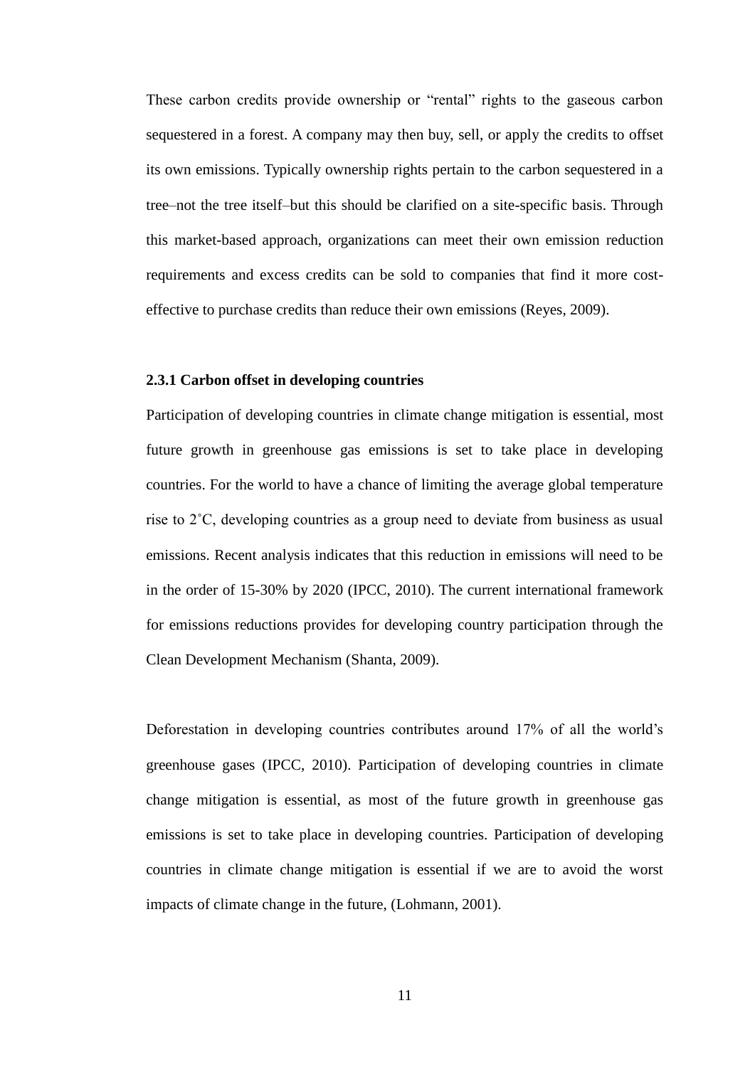These carbon credits provide ownership or “rental” rights to the gaseous carbon sequestered in a forest. A company may then buy, sell, or apply the credits to offset its own emissions. Typically ownership rights pertain to the carbon sequestered in a tree–not the tree itself–but this should be clarified on a site-specific basis. Through this market-based approach, organizations can meet their own emission reduction requirements and excess credits can be sold to companies that find it more cost-effective to purchase credits than reduce their own emissions (Reyes, 2009).

### 2.3.1 Carbon offset in developing countries

Participation of developing countries in climate change mitigation is essential, most future growth in greenhouse gas emissions is set to take place in developing countries. For the world to have a chance of limiting the average global temperature rise to 2˚C, developing countries as a group need to deviate from business as usual emissions. Recent analysis indicates that this reduction in emissions will need to be in the order of 15-30% by 2020 (IPCC, 2010). The current international framework for emissions reductions provides for developing country participation through the Clean Development Mechanism (Shanta, 2009).

Deforestation in developing countries contributes around 17% of all the world’s greenhouse gases (IPCC, 2010). Participation of developing countries in climate change mitigation is essential, as most of the future growth in greenhouse gas emissions is set to take place in developing countries. Participation of developing countries in climate change mitigation is essential if we are to avoid the worst impacts of climate change in the future, (Lohmann, 2001).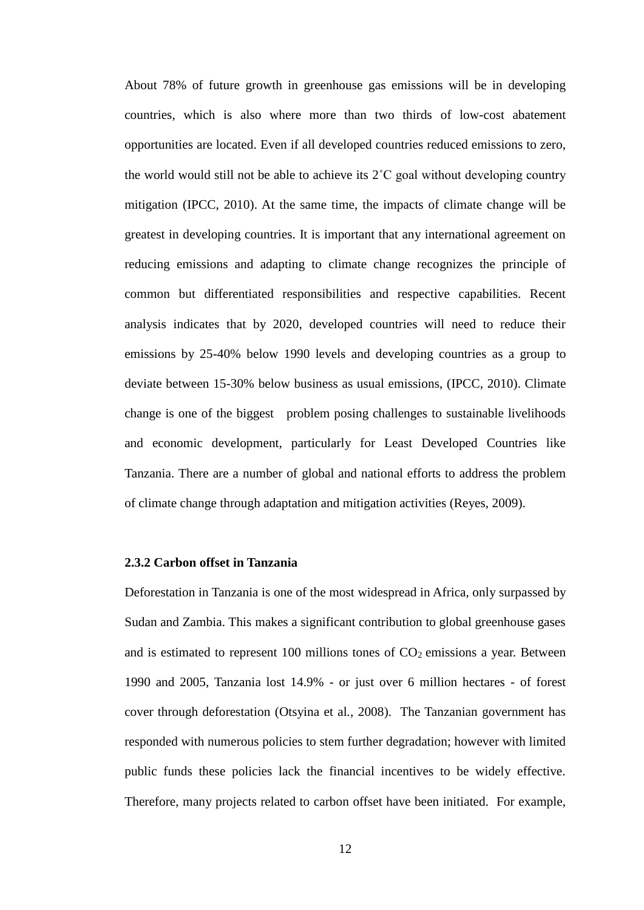About 78% of future growth in greenhouse gas emissions will be in developing countries, which is also where more than two thirds of low-cost abatement opportunities are located. Even if all developed countries reduced emissions to zero, the world would still not be able to achieve its 2˚C goal without developing country mitigation (IPCC, 2010). At the same time, the impacts of climate change will be greatest in developing countries. It is important that any international agreement on reducing emissions and adapting to climate change recognizes the principle of common but differentiated responsibilities and respective capabilities. Recent analysis indicates that by 2020, developed countries will need to reduce their emissions by 25-40% below 1990 levels and developing countries as a group to deviate between 15-30% below business as usual emissions, (IPCC, 2010). Climate change is one of the biggest problem posing challenges to sustainable livelihoods and economic development, particularly for Least Developed Countries like Tanzania. There are a number of global and national efforts to address the problem of climate change through adaptation and mitigation activities (Reyes, 2009).

### 2.3.2 Carbon offset in Tanzania

Deforestation in Tanzania is one of the most widespread in Africa, only surpassed by Sudan and Zambia. This makes a significant contribution to global greenhouse gases and is estimated to represent 100 millions tones of $CO_2$ emissions a year. Between 1990 and 2005, Tanzania lost 14.9% - or just over 6 million hectares - of forest cover through deforestation (Otsyina et al., 2008). The Tanzanian government has responded with numerous policies to stem further degradation; however with limited public funds these policies lack the financial incentives to be widely effective. Therefore, many projects related to carbon offset have been initiated. For example,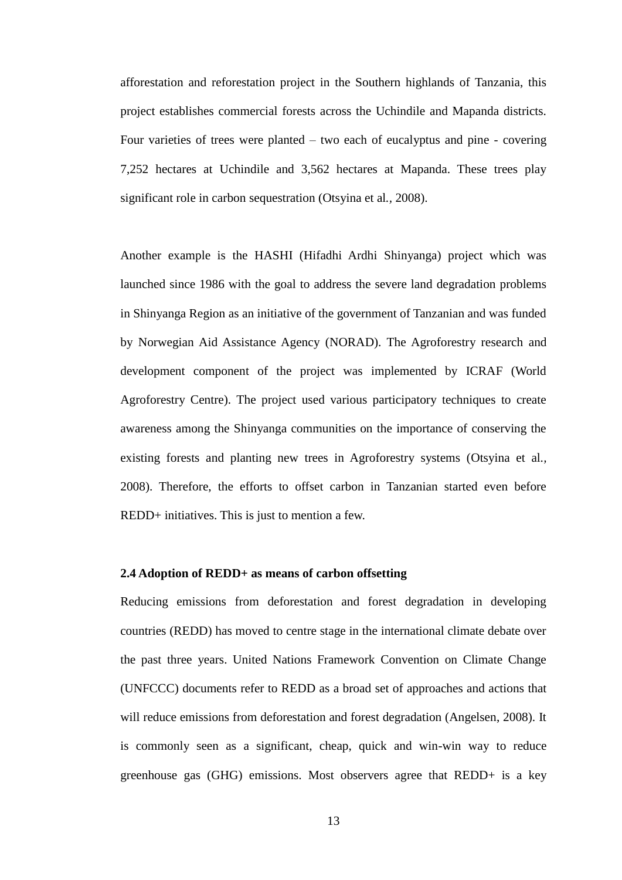afforestation and reforestation project in the Southern highlands of Tanzania, this project establishes commercial forests across the Uchindile and Mapanda districts. Four varieties of trees were planted – two each of eucalyptus and pine - covering 7,252 hectares at Uchindile and 3,562 hectares at Mapanda. These trees play significant role in carbon sequestration (Otsyina et al*.*, 2008).

Another example is the HASHI (Hifadhi Ardhi Shinyanga) project which was launched since 1986 with the goal to address the severe land degradation problems in Shinyanga Region as an initiative of the government of Tanzanian and was funded by Norwegian Aid Assistance Agency (NORAD). The Agroforestry research and development component of the project was implemented by ICRAF (World Agroforestry Centre). The project used various participatory techniques to create awareness among the Shinyanga communities on the importance of conserving the existing forests and planting new trees in Agroforestry systems (Otsyina et al*.*, 2008). Therefore, the efforts to offset carbon in Tanzanian started even before REDD+ initiatives. This is just to mention a few.

### 2.4 Adoption of REDD+ as means of carbon offsetting

Reducing emissions from deforestation and forest degradation in developing countries (REDD) has moved to centre stage in the international climate debate over the past three years. United Nations Framework Convention on Climate Change (UNFCCC) documents refer to REDD as a broad set of approaches and actions that will reduce emissions from deforestation and forest degradation (Angelsen, 2008). It is commonly seen as a significant, cheap, quick and win-win way to reduce greenhouse gas (GHG) emissions. Most observers agree that REDD+ is a key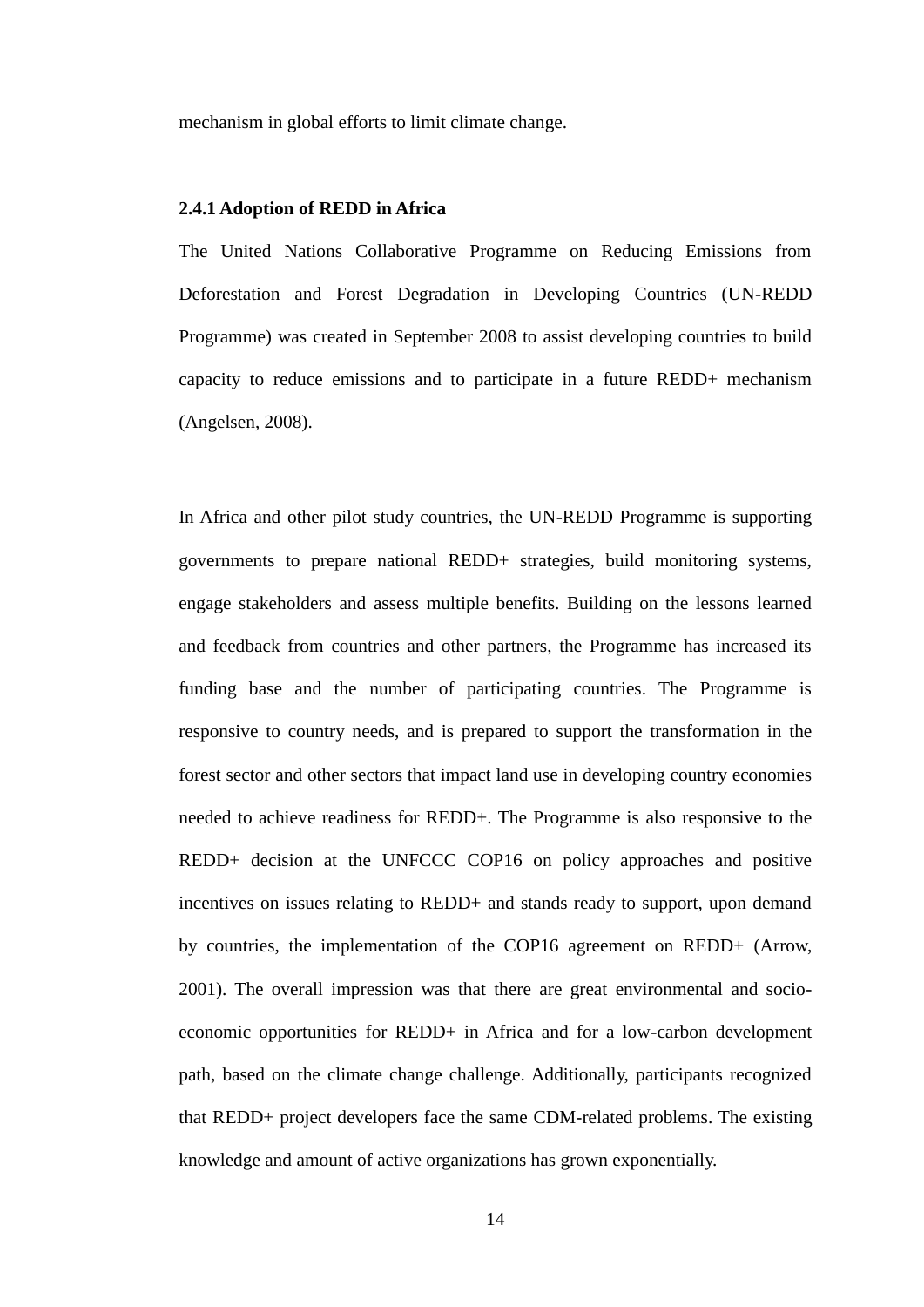mechanism in global efforts to limit climate change.

### 2.4.1 Adoption of REDD in Africa

The United Nations Collaborative Programme on Reducing Emissions from Deforestation and Forest Degradation in Developing Countries (UN-REDD Programme) was created in September 2008 to assist developing countries to build capacity to reduce emissions and to participate in a future REDD+ mechanism (Angelsen, 2008).

In Africa and other pilot study countries, the UN-REDD Programme is supporting governments to prepare national REDD+ strategies, build monitoring systems, engage stakeholders and assess multiple benefits. Building on the lessons learned and feedback from countries and other partners, the Programme has increased its funding base and the number of participating countries. The Programme is responsive to country needs, and is prepared to support the transformation in the forest sector and other sectors that impact land use in developing country economies needed to achieve readiness for REDD+. The Programme is also responsive to the REDD+ decision at the UNFCCC COP16 on policy approaches and positive incentives on issues relating to REDD+ and stands ready to support, upon demand by countries, the implementation of the COP16 agreement on REDD+ (Arrow, 2001). The overall impression was that there are great environmental and socio-economic opportunities for REDD+ in Africa and for a low-carbon development path, based on the climate change challenge. Additionally, participants recognized that REDD+ project developers face the same CDM-related problems. The existing knowledge and amount of active organizations has grown exponentially.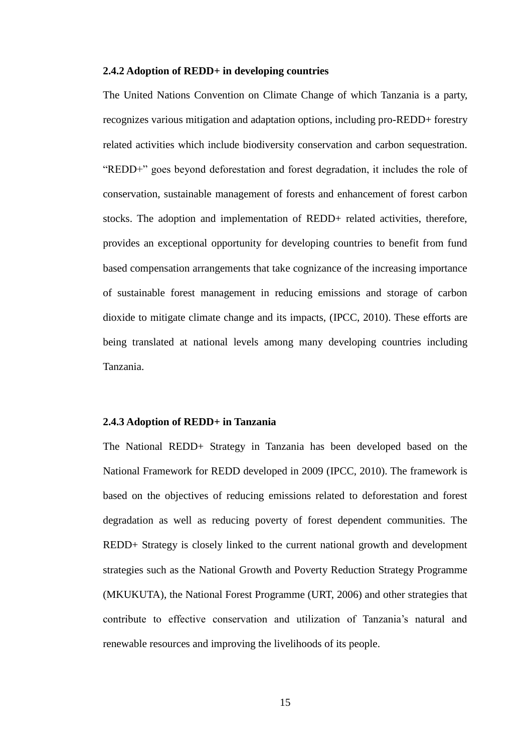### 2.4.2 Adoption of REDD+ in developing countries

The United Nations Convention on Climate Change of which Tanzania is a party, recognizes various mitigation and adaptation options, including pro-REDD+ forestry related activities which include biodiversity conservation and carbon sequestration. "REDD+" goes beyond deforestation and forest degradation, it includes the role of conservation, sustainable management of forests and enhancement of forest carbon stocks. The adoption and implementation of REDD+ related activities, therefore, provides an exceptional opportunity for developing countries to benefit from fund based compensation arrangements that take cognizance of the increasing importance of sustainable forest management in reducing emissions and storage of carbon dioxide to mitigate climate change and its impacts, (IPCC, 2010). These efforts are being translated at national levels among many developing countries including Tanzania.

### 2.4.3 Adoption of REDD+ in Tanzania

The National REDD+ Strategy in Tanzania has been developed based on the National Framework for REDD developed in 2009 (IPCC, 2010). The framework is based on the objectives of reducing emissions related to deforestation and forest degradation as well as reducing poverty of forest dependent communities. The REDD+ Strategy is closely linked to the current national growth and development strategies such as the National Growth and Poverty Reduction Strategy Programme (MKUKUTA), the National Forest Programme (URT, 2006) and other strategies that contribute to effective conservation and utilization of Tanzania's natural and renewable resources and improving the livelihoods of its people.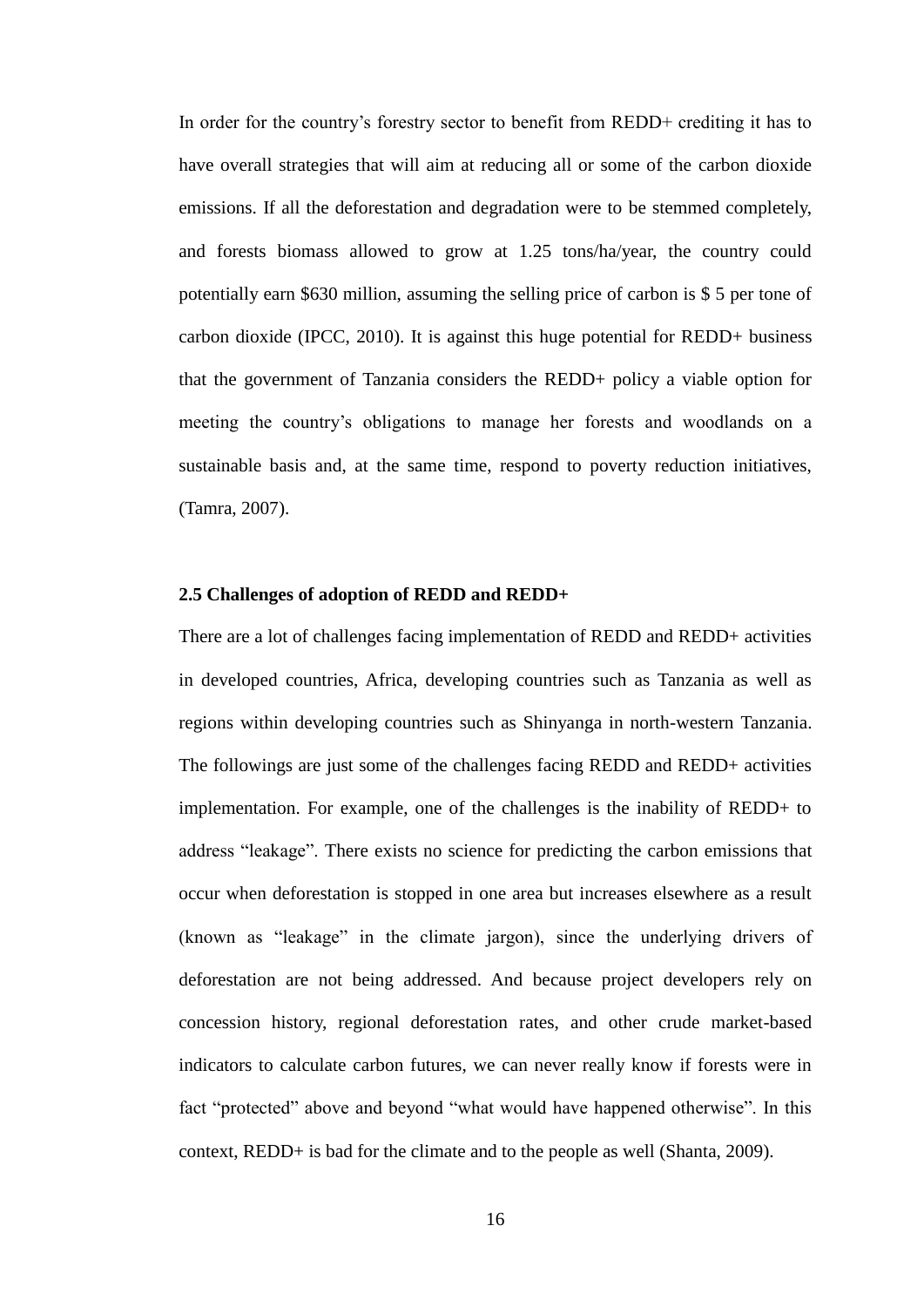In order for the country's forestry sector to benefit from REDD+ crediting it has to have overall strategies that will aim at reducing all or some of the carbon dioxide emissions. If all the deforestation and degradation were to be stemmed completely, and forests biomass allowed to grow at 1.25 tons/ha/year, the country could potentially earn $630 million, assuming the selling price of carbon is $ 5 per tone of carbon dioxide (IPCC, 2010). It is against this huge potential for REDD+ business that the government of Tanzania considers the REDD+ policy a viable option for meeting the country's obligations to manage her forests and woodlands on a sustainable basis and, at the same time, respond to poverty reduction initiatives, (Tamra, 2007).

### 2.5 Challenges of adoption of REDD and REDD+

There are a lot of challenges facing implementation of REDD and REDD+ activities in developed countries, Africa, developing countries such as Tanzania as well as regions within developing countries such as Shinyanga in north-western Tanzania. The followings are just some of the challenges facing REDD and REDD+ activities implementation. For example, one of the challenges is the inability of REDD+ to address "leakage". There exists no science for predicting the carbon emissions that occur when deforestation is stopped in one area but increases elsewhere as a result (known as "leakage" in the climate jargon), since the underlying drivers of deforestation are not being addressed. And because project developers rely on concession history, regional deforestation rates, and other crude market-based indicators to calculate carbon futures, we can never really know if forests were in fact "protected" above and beyond "what would have happened otherwise". In this context, REDD+ is bad for the climate and to the people as well (Shanta, 2009).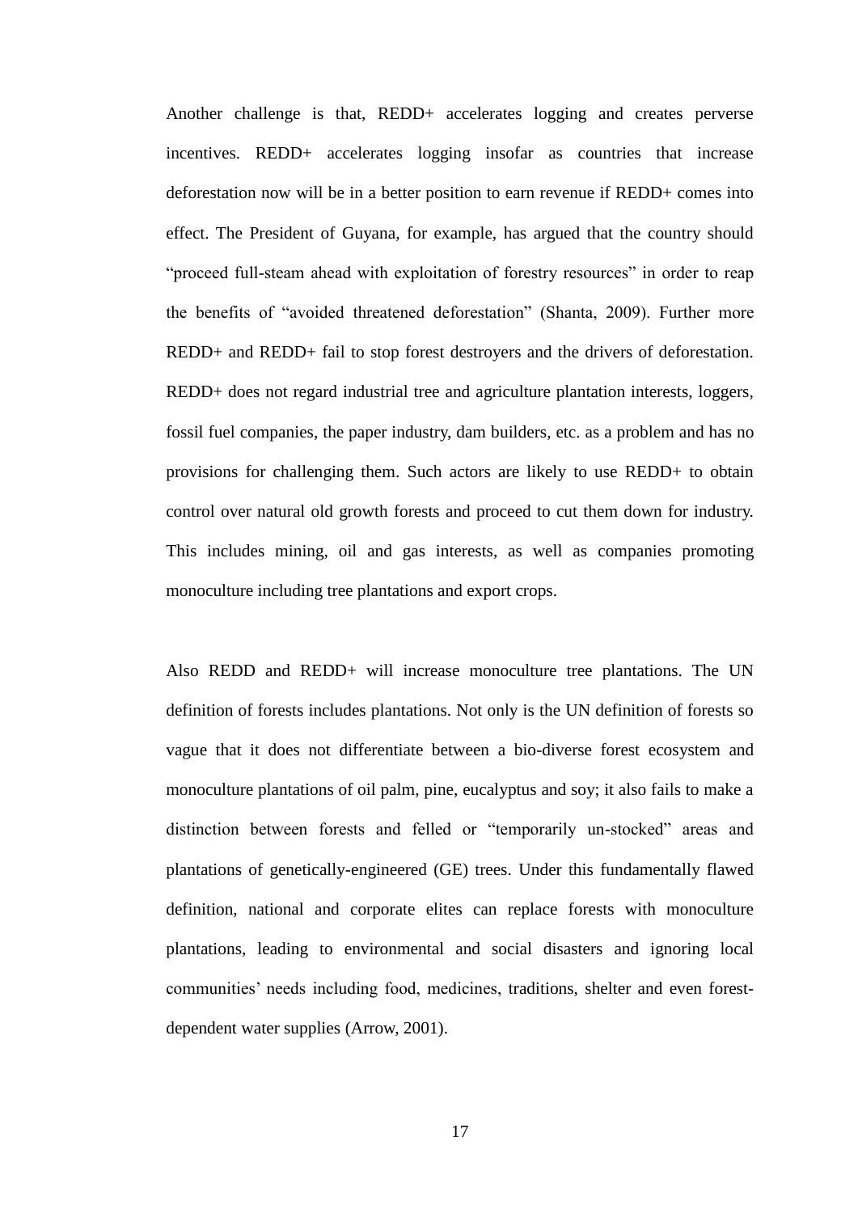Another challenge is that, REDD+ accelerates logging and creates perverse incentives. REDD+ accelerates logging insofar as countries that increase deforestation now will be in a better position to earn revenue if REDD+ comes into effect. The President of Guyana, for example, has argued that the country should "proceed full-steam ahead with exploitation of forestry resources" in order to reap the benefits of "avoided threatened deforestation" (Shanta, 2009). Further more REDD+ and REDD+ fail to stop forest destroyers and the drivers of deforestation. REDD+ does not regard industrial tree and agriculture plantation interests, loggers, fossil fuel companies, the paper industry, dam builders, etc. as a problem and has no provisions for challenging them. Such actors are likely to use REDD+ to obtain control over natural old growth forests and proceed to cut them down for industry. This includes mining, oil and gas interests, as well as companies promoting monoculture including tree plantations and export crops.

Also REDD and REDD+ will increase monoculture tree plantations. The UN definition of forests includes plantations. Not only is the UN definition of forests so vague that it does not differentiate between a bio-diverse forest ecosystem and monoculture plantations of oil palm, pine, eucalyptus and soy; it also fails to make a distinction between forests and felled or "temporarily un-stocked" areas and plantations of genetically-engineered (GE) trees. Under this fundamentally flawed definition, national and corporate elites can replace forests with monoculture plantations, leading to environmental and social disasters and ignoring local communities' needs including food, medicines, traditions, shelter and even forest-dependent water supplies (Arrow, 2001).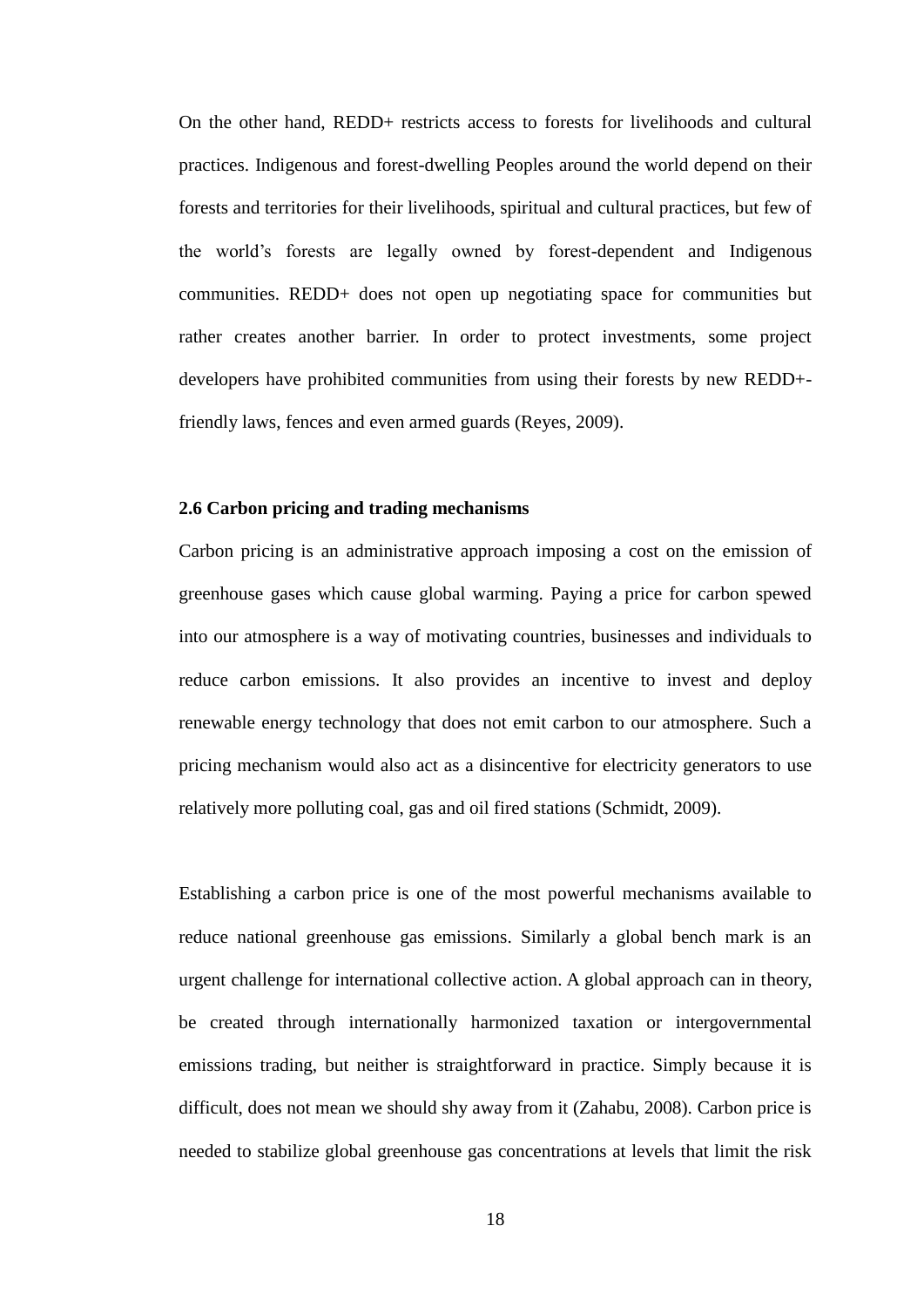On the other hand, REDD+ restricts access to forests for livelihoods and cultural practices. Indigenous and forest-dwelling Peoples around the world depend on their forests and territories for their livelihoods, spiritual and cultural practices, but few of the world's forests are legally owned by forest-dependent and Indigenous communities. REDD+ does not open up negotiating space for communities but rather creates another barrier. In order to protect investments, some project developers have prohibited communities from using their forests by new REDD+-friendly laws, fences and even armed guards (Reyes, 2009).

### 2.6 Carbon pricing and trading mechanisms

Carbon pricing is an administrative approach imposing a cost on the emission of greenhouse gases which cause global warming. Paying a price for carbon spewed into our atmosphere is a way of motivating countries, businesses and individuals to reduce carbon emissions. It also provides an incentive to invest and deploy renewable energy technology that does not emit carbon to our atmosphere. Such a pricing mechanism would also act as a disincentive for electricity generators to use relatively more polluting coal, gas and oil fired stations (Schmidt, 2009).

Establishing a carbon price is one of the most powerful mechanisms available to reduce national greenhouse gas emissions. Similarly a global bench mark is an urgent challenge for international collective action. A global approach can in theory, be created through internationally harmonized taxation or intergovernmental emissions trading, but neither is straightforward in practice. Simply because it is difficult, does not mean we should shy away from it (Zahabu, 2008). Carbon price is needed to stabilize global greenhouse gas concentrations at levels that limit the risk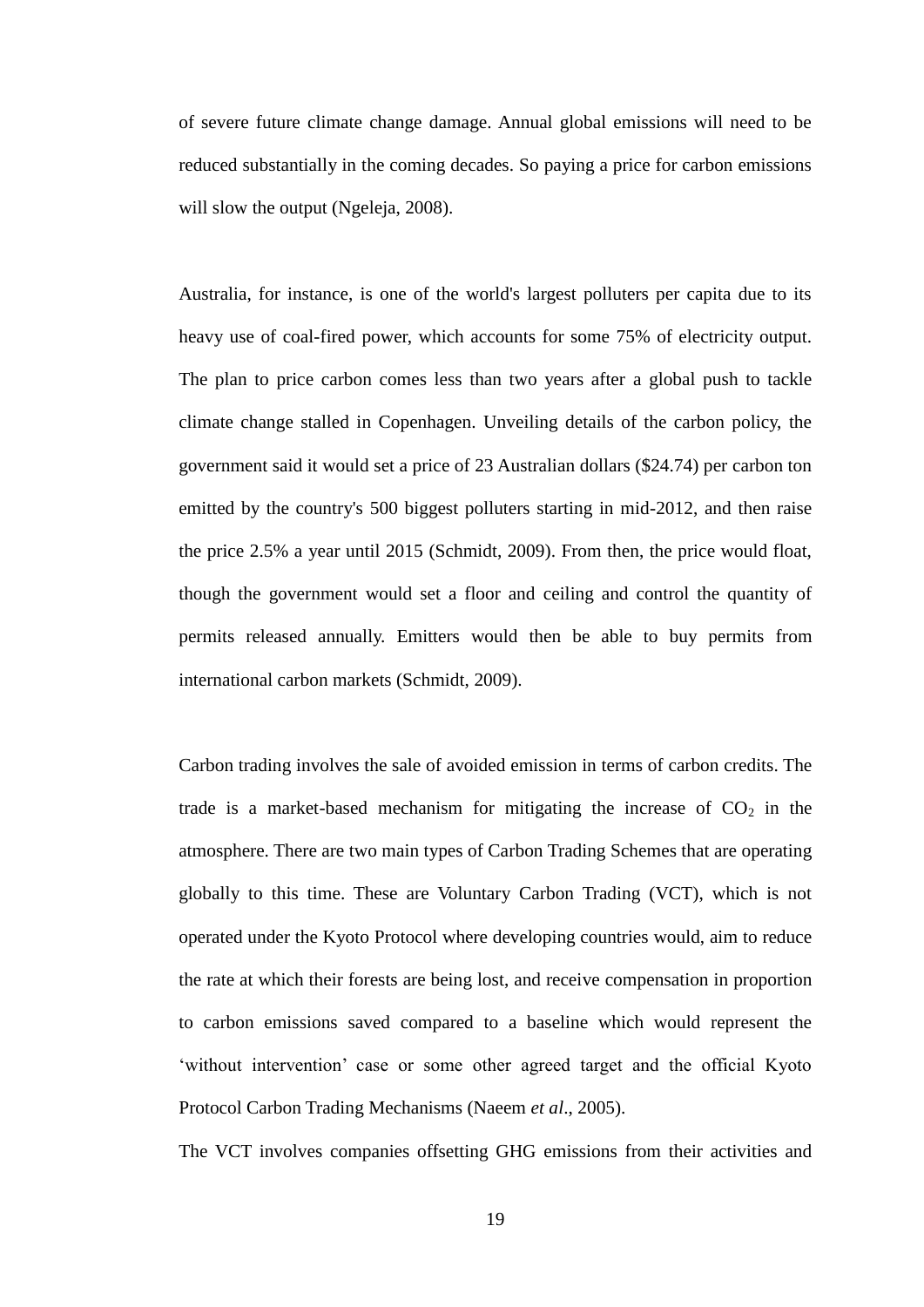of severe future climate change damage. Annual global emissions will need to be reduced substantially in the coming decades. So paying a price for carbon emissions will slow the output (Ngeleja, 2008).

Australia, for instance, is one of the world's largest polluters per capita due to its heavy use of coal-fired power, which accounts for some 75% of electricity output. The plan to price carbon comes less than two years after a global push to tackle climate change stalled in Copenhagen. Unveiling details of the carbon policy, the government said it would set a price of 23 Australian dollars ($24.74) per carbon ton emitted by the country's 500 biggest polluters starting in mid-2012, and then raise the price 2.5% a year until 2015 (Schmidt, 2009). From then, the price would float, though the government would set a floor and ceiling and control the quantity of permits released annually. Emitters would then be able to buy permits from international carbon markets (Schmidt, 2009).

Carbon trading involves the sale of avoided emission in terms of carbon credits. The trade is a market-based mechanism for mitigating the increase of $CO_2$ in the atmosphere. There are two main types of Carbon Trading Schemes that are operating globally to this time. These are Voluntary Carbon Trading (VCT), which is not operated under the Kyoto Protocol where developing countries would, aim to reduce the rate at which their forests are being lost, and receive compensation in proportion to carbon emissions saved compared to a baseline which would represent the 'without intervention' case or some other agreed target and the official Kyoto Protocol Carbon Trading Mechanisms (Naeem *et al*., 2005).

The VCT involves companies offsetting GHG emissions from their activities and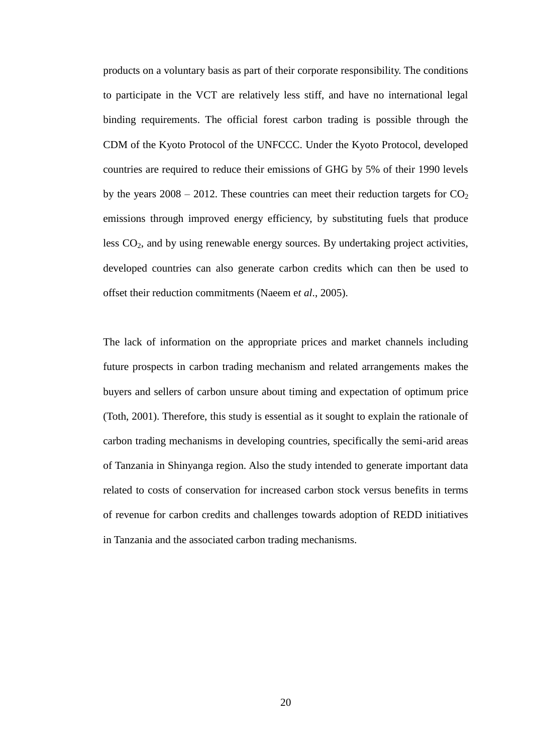products on a voluntary basis as part of their corporate responsibility. The conditions to participate in the VCT are relatively less stiff, and have no international legal binding requirements. The official forest carbon trading is possible through the CDM of the Kyoto Protocol of the UNFCCC. Under the Kyoto Protocol, developed countries are required to reduce their emissions of GHG by 5% of their 1990 levels by the years 2008 – 2012. These countries can meet their reduction targets for $CO_2$ emissions through improved energy efficiency, by substituting fuels that produce less $CO_2$, and by using renewable energy sources. By undertaking project activities, developed countries can also generate carbon credits which can then be used to offset their reduction commitments (Naeem e*t al*., 2005).

The lack of information on the appropriate prices and market channels including future prospects in carbon trading mechanism and related arrangements makes the buyers and sellers of carbon unsure about timing and expectation of optimum price (Toth, 2001). Therefore, this study is essential as it sought to explain the rationale of carbon trading mechanisms in developing countries, specifically the semi-arid areas of Tanzania in Shinyanga region. Also the study intended to generate important data related to costs of conservation for increased carbon stock versus benefits in terms of revenue for carbon credits and challenges towards adoption of REDD initiatives in Tanzania and the associated carbon trading mechanisms.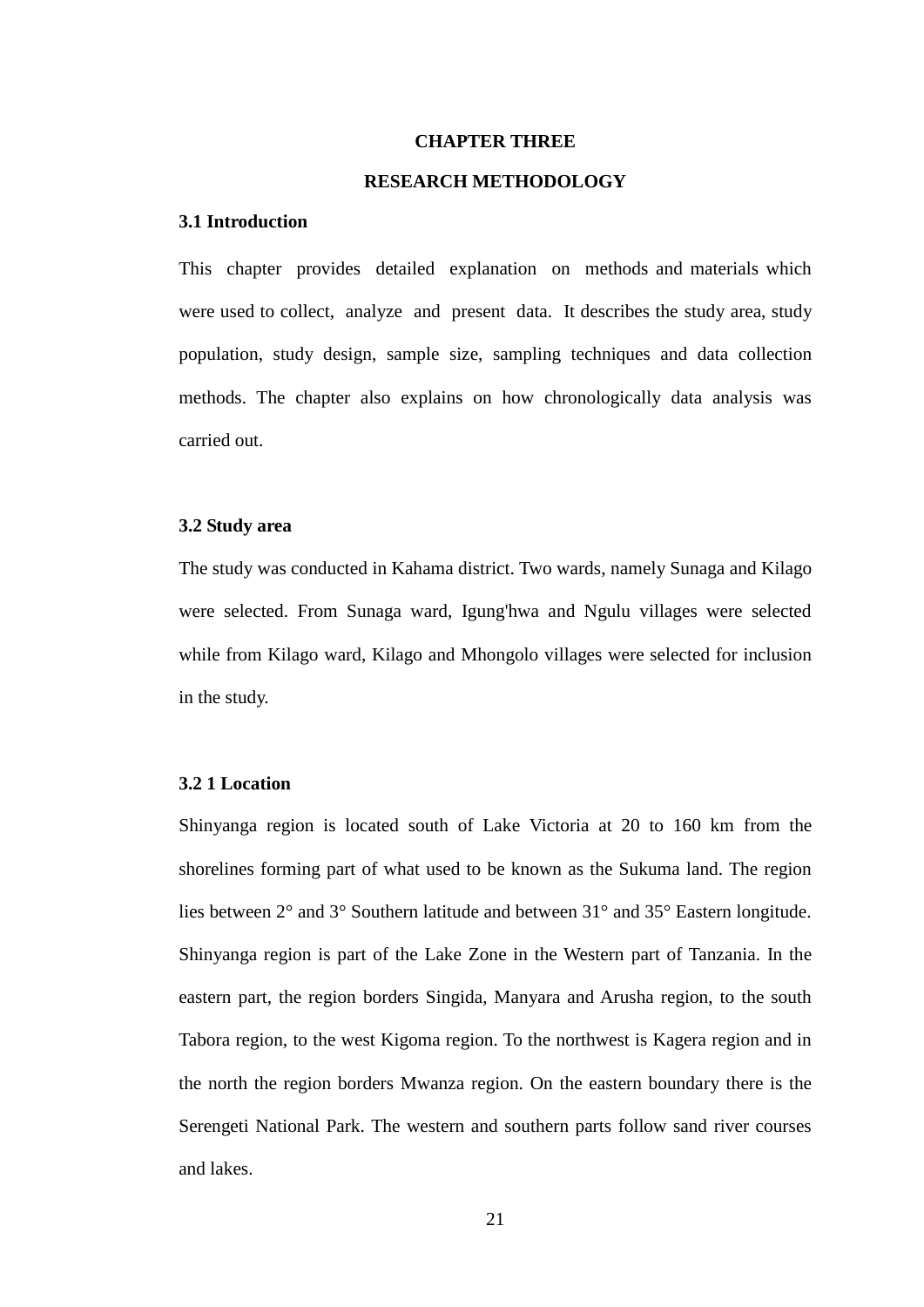# CHAPTER THREE

# RESEARCH METHODOLOGY

## 3.1 Introduction

This chapter provides detailed explanation on methods and materials which were used to collect, analyze and present data. It describes the study area, study population, study design, sample size, sampling techniques and data collection methods. The chapter also explains on how chronologically data analysis was carried out.

## 3.2 Study area

The study was conducted in Kahama district. Two wards, namely Sunaga and Kilago were selected. From Sunaga ward, Igung'hwa and Ngulu villages were selected while from Kilago ward, Kilago and Mhongolo villages were selected for inclusion in the study.

### 3.2 1 Location

Shinyanga region is located south of Lake Victoria at 20 to 160 km from the shorelines forming part of what used to be known as the Sukuma land. The region lies between 2° and 3° Southern latitude and between 31° and 35° Eastern longitude. Shinyanga region is part of the Lake Zone in the Western part of Tanzania. In the eastern part, the region borders Singida, Manyara and Arusha region, to the south Tabora region, to the west Kigoma region. To the northwest is Kagera region and in the north the region borders Mwanza region. On the eastern boundary there is the Serengeti National Park. The western and southern parts follow sand river courses and lakes.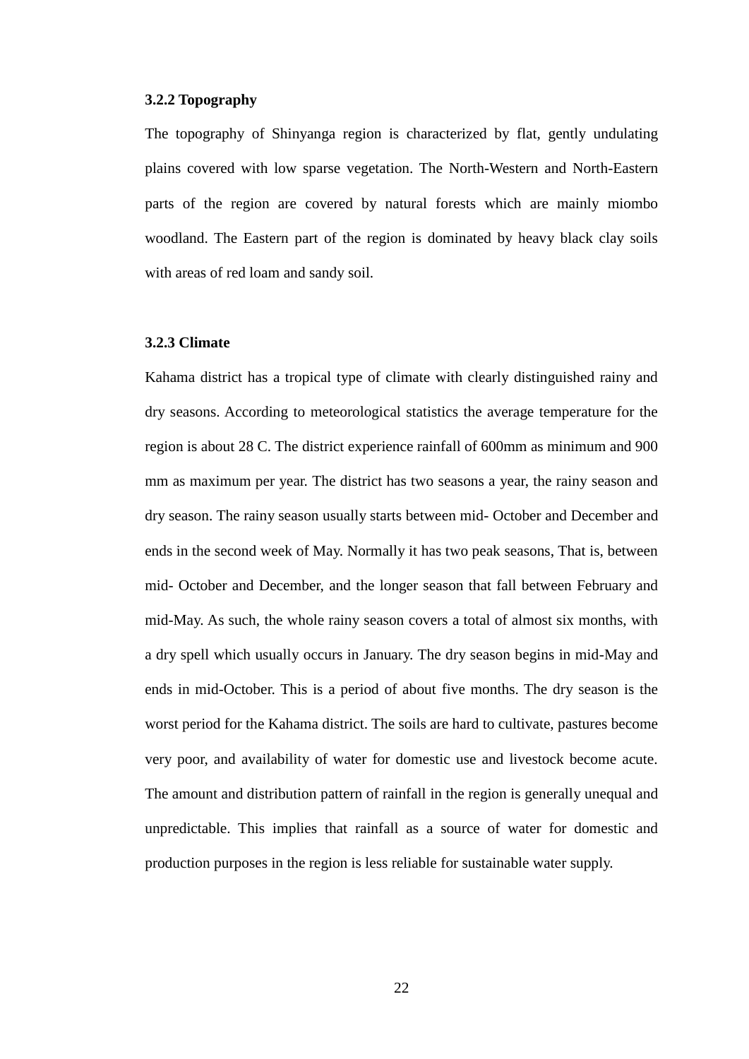### 3.2.2 Topography

The topography of Shinyanga region is characterized by flat, gently undulating plains covered with low sparse vegetation. The North-Western and North-Eastern parts of the region are covered by natural forests which are mainly miombo woodland. The Eastern part of the region is dominated by heavy black clay soils with areas of red loam and sandy soil.

### 3.2.3 Climate

Kahama district has a tropical type of climate with clearly distinguished rainy and dry seasons. According to meteorological statistics the average temperature for the region is about 28 C. The district experience rainfall of 600mm as minimum and 900 mm as maximum per year. The district has two seasons a year, the rainy season and dry season. The rainy season usually starts between mid- October and December and ends in the second week of May. Normally it has two peak seasons, That is, between mid- October and December, and the longer season that fall between February and mid-May. As such, the whole rainy season covers a total of almost six months, with a dry spell which usually occurs in January. The dry season begins in mid-May and ends in mid-October. This is a period of about five months. The dry season is the worst period for the Kahama district. The soils are hard to cultivate, pastures become very poor, and availability of water for domestic use and livestock become acute. The amount and distribution pattern of rainfall in the region is generally unequal and unpredictable. This implies that rainfall as a source of water for domestic and production purposes in the region is less reliable for sustainable water supply.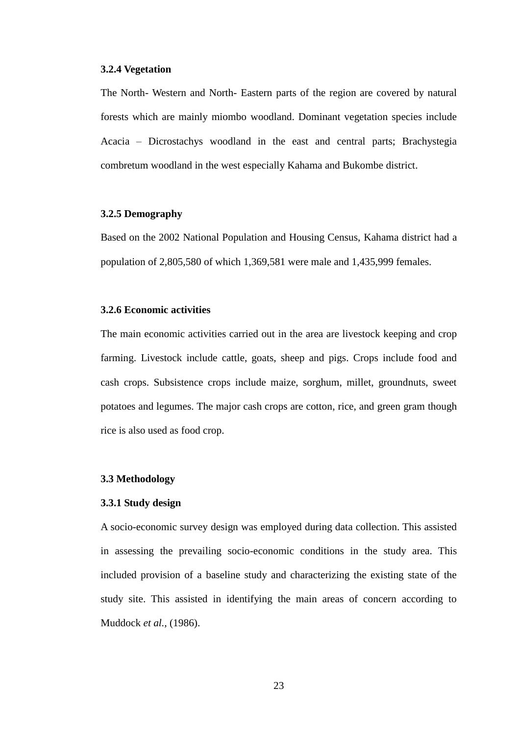### 3.2.4 Vegetation

The North- Western and North- Eastern parts of the region are covered by natural forests which are mainly miombo woodland. Dominant vegetation species include Acacia – Dicrostachys woodland in the east and central parts; Brachystegia combretum woodland in the west especially Kahama and Bukombe district.

### 3.2.5 Demography

Based on the 2002 National Population and Housing Census, Kahama district had a population of 2,805,580 of which 1,369,581 were male and 1,435,999 females.

### 3.2.6 Economic activities

The main economic activities carried out in the area are livestock keeping and crop farming. Livestock include cattle, goats, sheep and pigs. Crops include food and cash crops. Subsistence crops include maize, sorghum, millet, groundnuts, sweet potatoes and legumes. The major cash crops are cotton, rice, and green gram though rice is also used as food crop.

## 3.3 Methodology

### 3.3.1 Study design

A socio-economic survey design was employed during data collection. This assisted in assessing the prevailing socio-economic conditions in the study area. This included provision of a baseline study and characterizing the existing state of the study site. This assisted in identifying the main areas of concern according to Muddock *et al.,* (1986).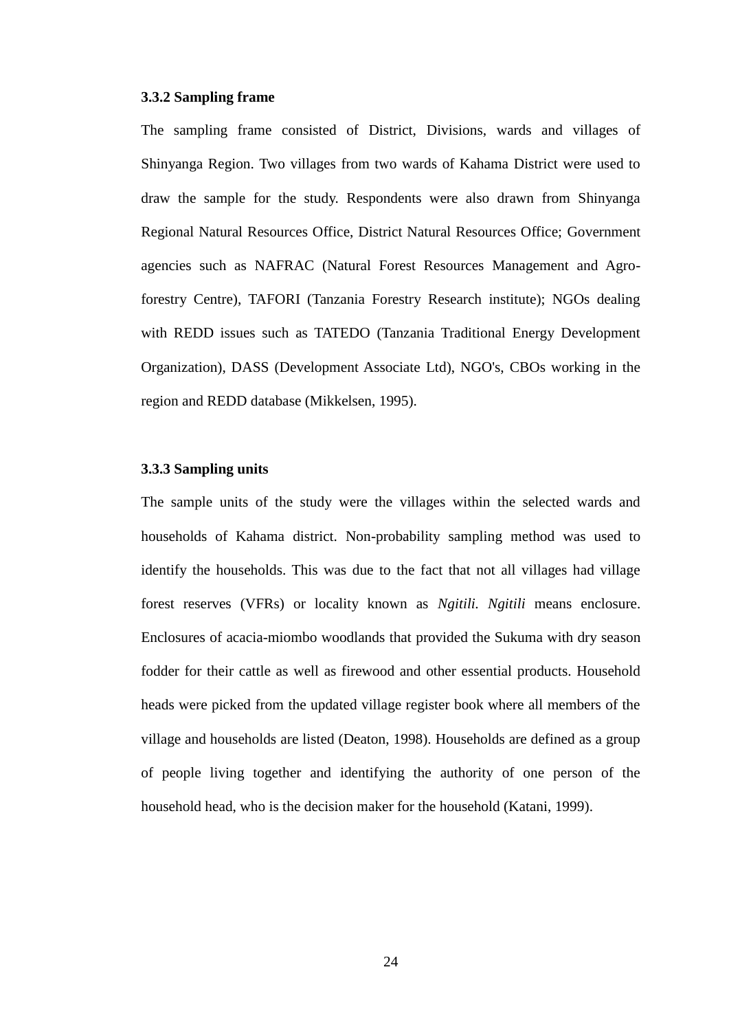### 3.3.2 Sampling frame

The sampling frame consisted of District, Divisions, wards and villages of Shinyanga Region. Two villages from two wards of Kahama District were used to draw the sample for the study. Respondents were also drawn from Shinyanga Regional Natural Resources Office, District Natural Resources Office; Government agencies such as NAFRAC (Natural Forest Resources Management and Agro-forestry Centre), TAFORI (Tanzania Forestry Research institute); NGOs dealing with REDD issues such as TATEDO (Tanzania Traditional Energy Development Organization), DASS (Development Associate Ltd), NGO's, CBOs working in the region and REDD database (Mikkelsen, 1995).

### 3.3.3 Sampling units

The sample units of the study were the villages within the selected wards and households of Kahama district. Non-probability sampling method was used to identify the households. This was due to the fact that not all villages had village forest reserves (VFRs) or locality known as *Ngitili. Ngitili* means enclosure. Enclosures of acacia-miombo woodlands that provided the Sukuma with dry season fodder for their cattle as well as firewood and other essential products. Household heads were picked from the updated village register book where all members of the village and households are listed (Deaton, 1998). Households are defined as a group of people living together and identifying the authority of one person of the household head, who is the decision maker for the household (Katani, 1999).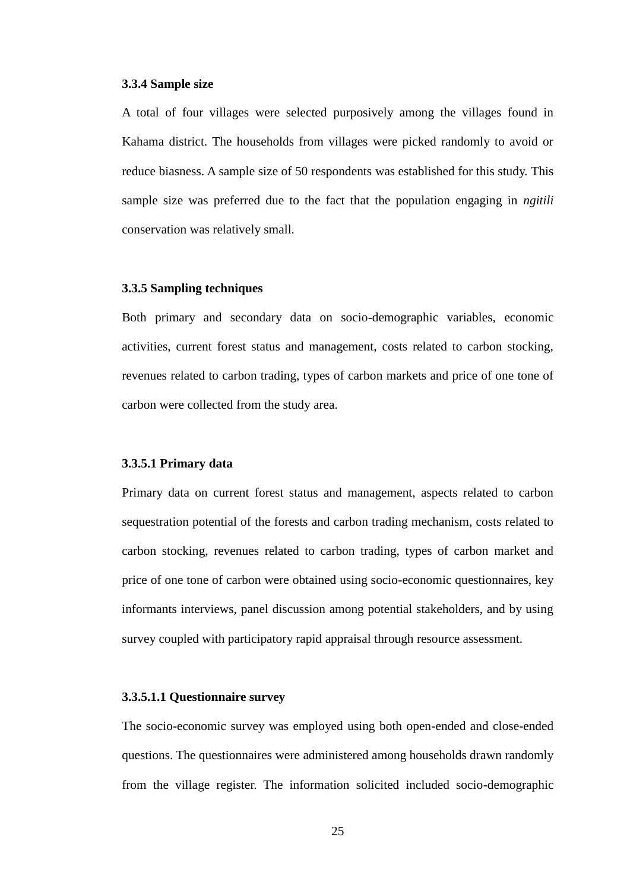### 3.3.4 Sample size

A total of four villages were selected purposively among the villages found in Kahama district. The households from villages were picked randomly to avoid or reduce biasness. A sample size of 50 respondents was established for this study. This sample size was preferred due to the fact that the population engaging in *ngitili* conservation was relatively small.

### 3.3.5 Sampling techniques

Both primary and secondary data on socio-demographic variables, economic activities, current forest status and management, costs related to carbon stocking, revenues related to carbon trading, types of carbon markets and price of one tone of carbon were collected from the study area.

#### 3.3.5.1 Primary data

Primary data on current forest status and management, aspects related to carbon sequestration potential of the forests and carbon trading mechanism, costs related to carbon stocking, revenues related to carbon trading, types of carbon market and price of one tone of carbon were obtained using socio-economic questionnaires, key informants interviews, panel discussion among potential stakeholders, and by using survey coupled with participatory rapid appraisal through resource assessment.

##### 3.3.5.1.1 Questionnaire survey

The socio-economic survey was employed using both open-ended and close-ended questions. The questionnaires were administered among households drawn randomly from the village register. The information solicited included socio-demographic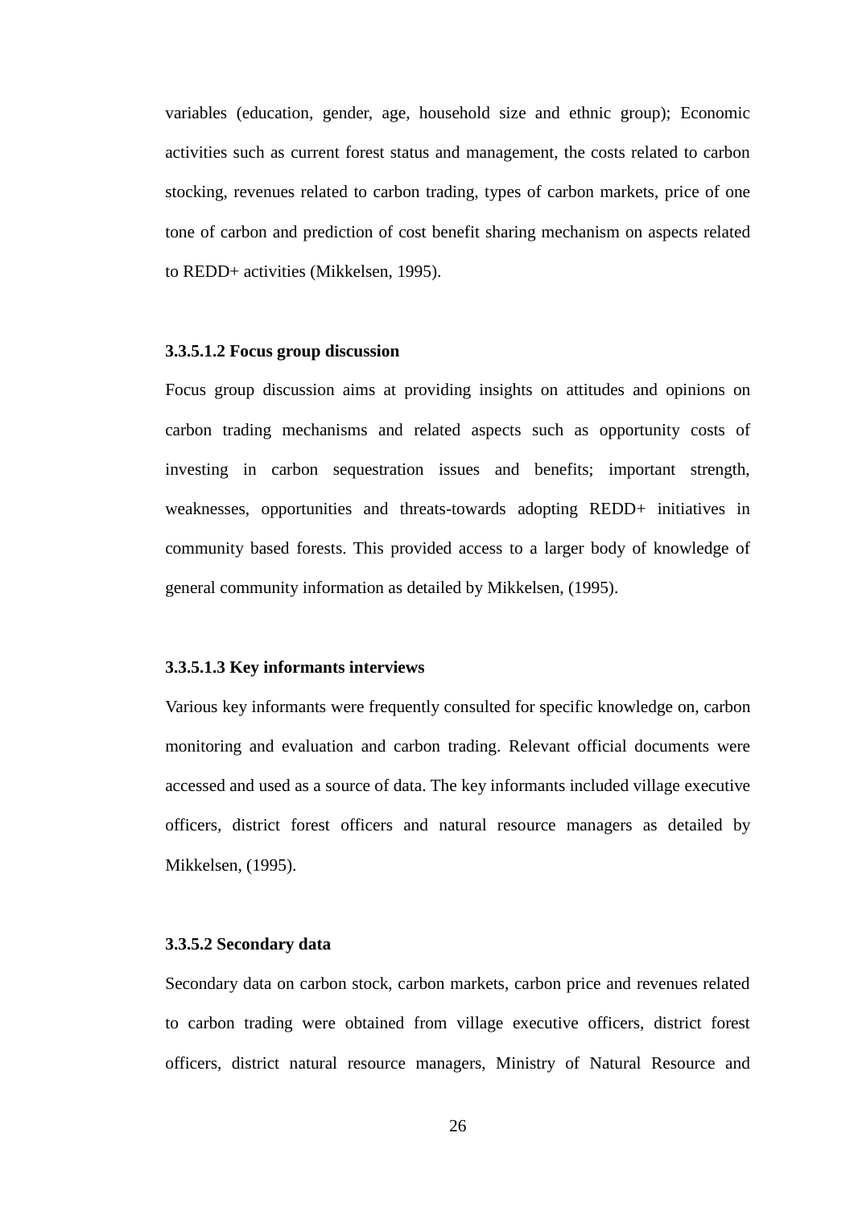variables (education, gender, age, household size and ethnic group); Economic activities such as current forest status and management, the costs related to carbon stocking, revenues related to carbon trading, types of carbon markets, price of one tone of carbon and prediction of cost benefit sharing mechanism on aspects related to REDD+ activities (Mikkelsen, 1995).

#### 3.3.5.1.2 Focus group discussion

Focus group discussion aims at providing insights on attitudes and opinions on carbon trading mechanisms and related aspects such as opportunity costs of investing in carbon sequestration issues and benefits; important strength, weaknesses, opportunities and threats-towards adopting REDD+ initiatives in community based forests. This provided access to a larger body of knowledge of general community information as detailed by Mikkelsen, (1995).

#### 3.3.5.1.3 Key informants interviews

Various key informants were frequently consulted for specific knowledge on, carbon monitoring and evaluation and carbon trading. Relevant official documents were accessed and used as a source of data. The key informants included village executive officers, district forest officers and natural resource managers as detailed by Mikkelsen, (1995).

#### 3.3.5.2 Secondary data

Secondary data on carbon stock, carbon markets, carbon price and revenues related to carbon trading were obtained from village executive officers, district forest officers, district natural resource managers, Ministry of Natural Resource and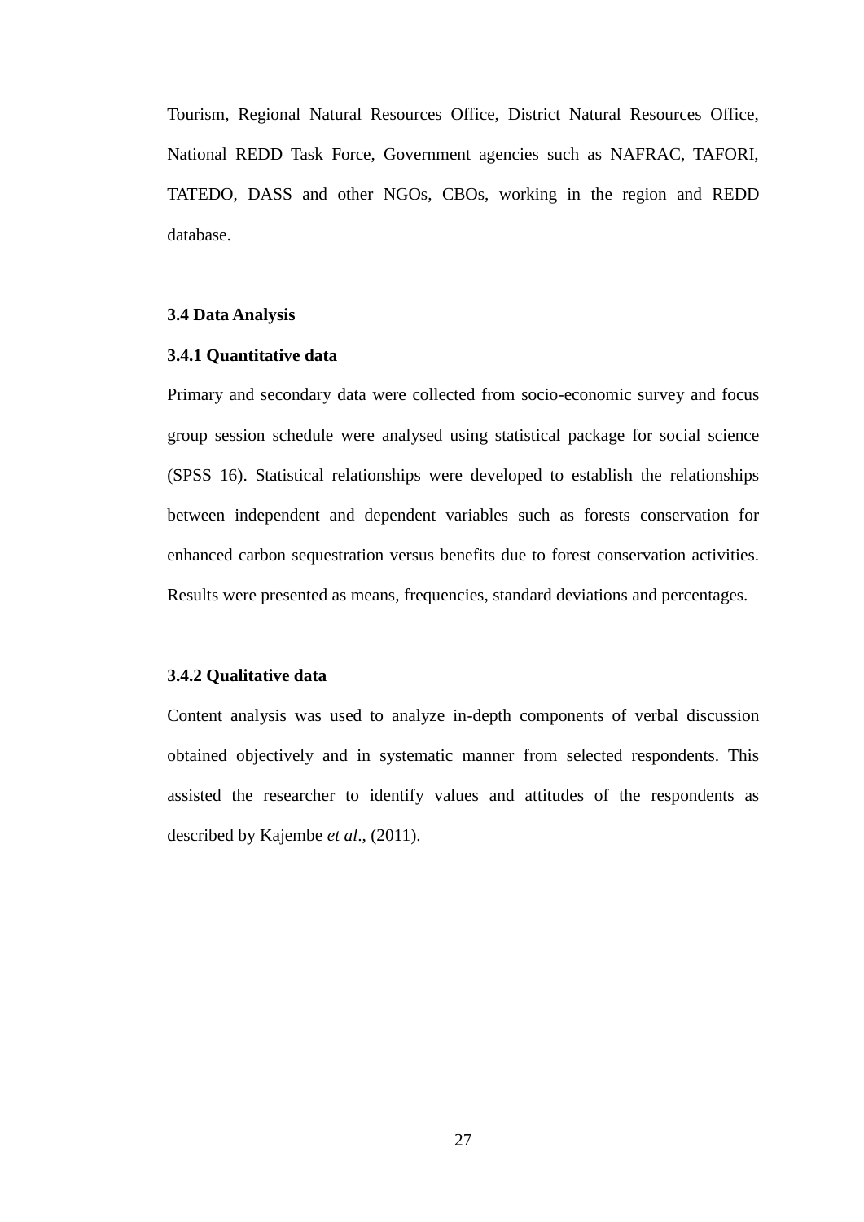Tourism, Regional Natural Resources Office, District Natural Resources Office, National REDD Task Force, Government agencies such as NAFRAC, TAFORI, TATEDO, DASS and other NGOs, CBOs, working in the region and REDD database.

## 3.4 Data Analysis

### 3.4.1 Quantitative data

Primary and secondary data were collected from socio-economic survey and focus group session schedule were analysed using statistical package for social science (SPSS 16). Statistical relationships were developed to establish the relationships between independent and dependent variables such as forests conservation for enhanced carbon sequestration versus benefits due to forest conservation activities. Results were presented as means, frequencies, standard deviations and percentages.

### 3.4.2 Qualitative data

Content analysis was used to analyze in-depth components of verbal discussion obtained objectively and in systematic manner from selected respondents. This assisted the researcher to identify values and attitudes of the respondents as described by Kajembe *et al*., (2011).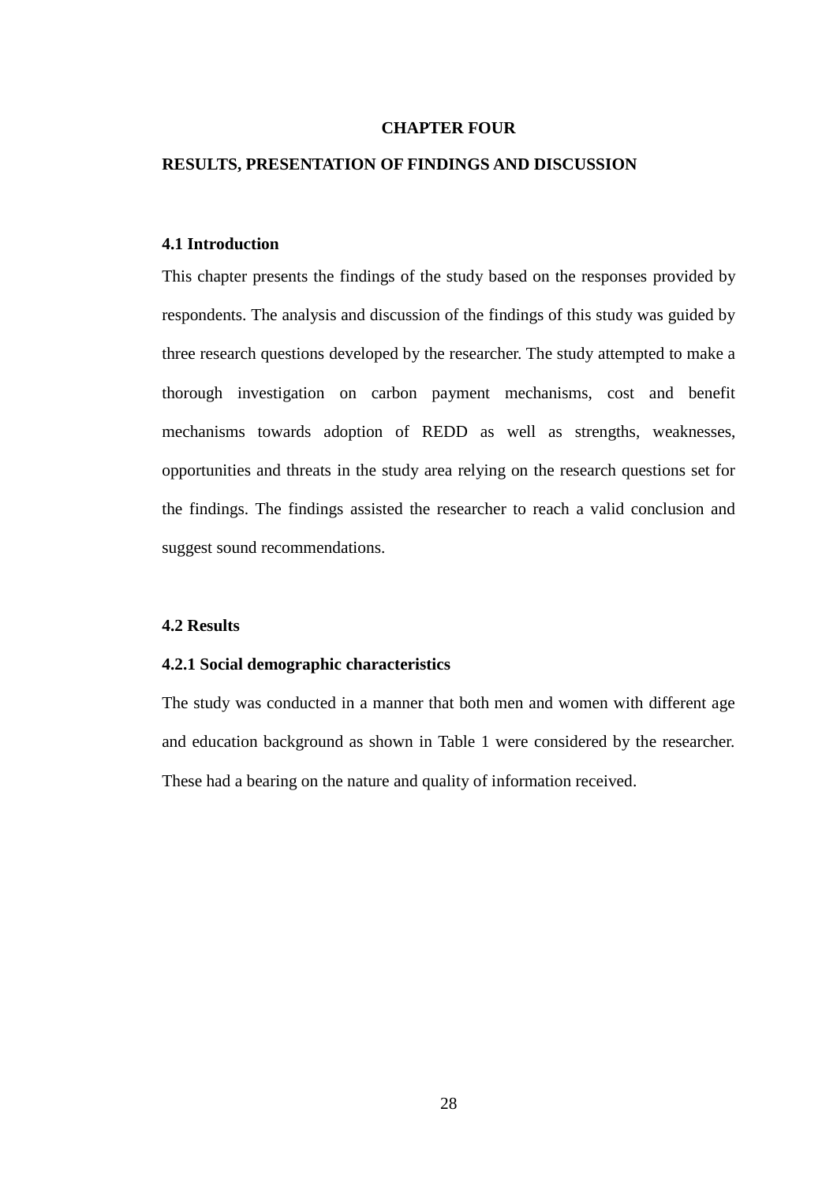# CHAPTER FOUR

# RESULTS, PRESENTATION OF FINDINGS AND DISCUSSION

## 4.1 Introduction

This chapter presents the findings of the study based on the responses provided by respondents. The analysis and discussion of the findings of this study was guided by three research questions developed by the researcher. The study attempted to make a thorough investigation on carbon payment mechanisms, cost and benefit mechanisms towards adoption of REDD as well as strengths, weaknesses, opportunities and threats in the study area relying on the research questions set for the findings. The findings assisted the researcher to reach a valid conclusion and suggest sound recommendations.

## 4.2 Results

### 4.2.1 Social demographic characteristics

The study was conducted in a manner that both men and women with different age and education background as shown in Table 1 were considered by the researcher. These had a bearing on the nature and quality of information received.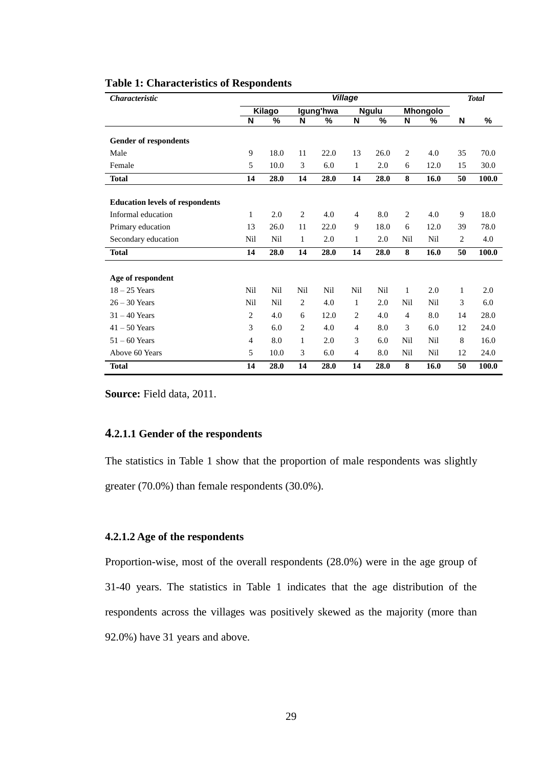**Table 1: Characteristics of Respondents**

| *Characteristic* | *Village* | | | | | | | | *Total* | |
|---|---|---|---|---|---|---|---|---|---|---|
| | Kilago | | Igung'hwa | | Ngulu | | Mhongolo | | | |
| | N | % | N | % | N | % | N | % | N | % |
| **Gender of respondents** | | | | | | | | | | |
| Male | 9 | 18.0 | 11 | 22.0 | 13 | 26.0 | 2 | 4.0 | 35 | 70.0 |
| Female | 5 | 10.0 | 3 | 6.0 | 1 | 2.0 | 6 | 12.0 | 15 | 30.0 |
| **Total** | **14** | **28.0** | **14** | **28.0** | **14** | **28.0** | **8** | **16.0** | **50** | **100.0** |
| **Education levels of respondents** | | | | | | | | | | |
| Informal education | 1 | 2.0 | 2 | 4.0 | 4 | 8.0 | 2 | 4.0 | 9 | 18.0 |
| Primary education | 13 | 26.0 | 11 | 22.0 | 9 | 18.0 | 6 | 12.0 | 39 | 78.0 |
| Secondary education | Nil | Nil | 1 | 2.0 | 1 | 2.0 | Nil | Nil | 2 | 4.0 |
| **Total** | **14** | **28.0** | **14** | **28.0** | **14** | **28.0** | **8** | **16.0** | **50** | **100.0** |
| **Age of respondent** | | | | | | | | | | |
| 18 – 25 Years | Nil | Nil | Nil | Nil | Nil | Nil | 1 | 2.0 | 1 | 2.0 |
| 26 – 30 Years | Nil | Nil | 2 | 4.0 | 1 | 2.0 | Nil | Nil | 3 | 6.0 |
| 31 – 40 Years | 2 | 4.0 | 6 | 12.0 | 2 | 4.0 | 4 | 8.0 | 14 | 28.0 |
| 41 – 50 Years | 3 | 6.0 | 2 | 4.0 | 4 | 8.0 | 3 | 6.0 | 12 | 24.0 |
| 51 – 60 Years | 4 | 8.0 | 1 | 2.0 | 3 | 6.0 | Nil | Nil | 8 | 16.0 |
| Above 60 Years | 5 | 10.0 | 3 | 6.0 | 4 | 8.0 | Nil | Nil | 12 | 24.0 |
| **Total** | **14** | **28.0** | **14** | **28.0** | **14** | **28.0** | **8** | **16.0** | **50** | **100.0** |

**Source:** Field data, 2011.

### 4.2.1.1 Gender of the respondents

The statistics in Table 1 show that the proportion of male respondents was slightly greater (70.0%) than female respondents (30.0%).

### 4.2.1.2 Age of the respondents

Proportion-wise, most of the overall respondents (28.0%) were in the age group of 31-40 years. The statistics in Table 1 indicates that the age distribution of the respondents across the villages was positively skewed as the majority (more than 92.0%) have 31 years and above.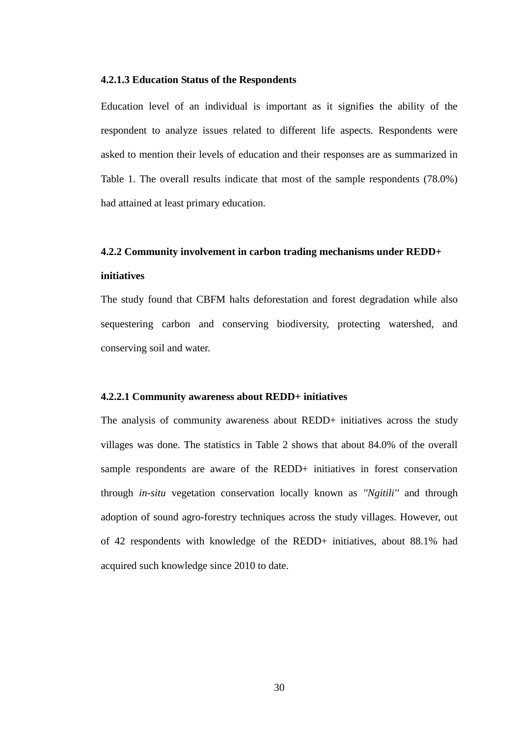#### 4.2.1.3 Education Status of the Respondents

Education level of an individual is important as it signifies the ability of the respondent to analyze issues related to different life aspects. Respondents were asked to mention their levels of education and their responses are as summarized in Table 1. The overall results indicate that most of the sample respondents (78.0%) had attained at least primary education.

### 4.2.2 Community involvement in carbon trading mechanisms under REDD+ initiatives

The study found that CBFM halts deforestation and forest degradation while also sequestering carbon and conserving biodiversity, protecting watershed, and conserving soil and water.

#### 4.2.2.1 Community awareness about REDD+ initiatives

The analysis of community awareness about REDD+ initiatives across the study villages was done. The statistics in Table 2 shows that about 84.0% of the overall sample respondents are aware of the REDD+ initiatives in forest conservation through *in-situ* vegetation conservation locally known as *"Ngitili"* and through adoption of sound agro-forestry techniques across the study villages. However, out of 42 respondents with knowledge of the REDD+ initiatives, about 88.1% had acquired such knowledge since 2010 to date.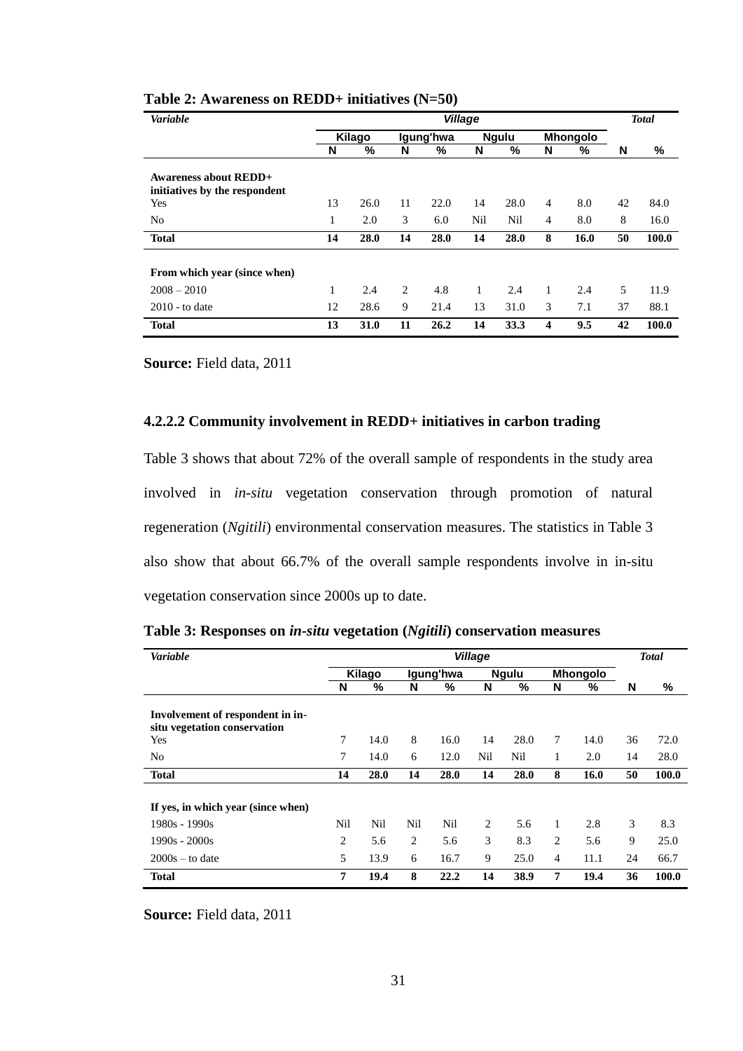**Table 2: Awareness on REDD+ initiatives (N=50)**

| *Variable* | *Village* | | | | | | | | *Total* | |
|---|---|---|---|---|---|---|---|---|---|---|
| | Kilago | | Igung'hwa | | Ngulu | | Mhongolo | | | |
| | N | % | N | % | N | % | N | % | N | % |
| **Awareness about REDD+ initiatives by the respondent** | | | | | | | | | | |
| Yes | 13 | 26.0 | 11 | 22.0 | 14 | 28.0 | 4 | 8.0 | 42 | 84.0 |
| No | 1 | 2.0 | 3 | 6.0 | Nil | Nil | 4 | 8.0 | 8 | 16.0 |
| **Total** | **14** | **28.0** | **14** | **28.0** | **14** | **28.0** | **8** | **16.0** | **50** | **100.0** |
| **From which year (since when)** | | | | | | | | | | |
| 2008 – 2010 | 1 | 2.4 | 2 | 4.8 | 1 | 2.4 | 1 | 2.4 | 5 | 11.9 |
| 2010 - to date | 12 | 28.6 | 9 | 21.4 | 13 | 31.0 | 3 | 7.1 | 37 | 88.1 |
| **Total** | **13** | **31.0** | **11** | **26.2** | **14** | **33.3** | **4** | **9.5** | **42** | **100.0** |

**Source:** Field data, 2011

#### 4.2.2.2 Community involvement in REDD+ initiatives in carbon trading

Table 3 shows that about 72% of the overall sample of respondents in the study area involved in *in-situ* vegetation conservation through promotion of natural regeneration (*Ngitili*) environmental conservation measures. The statistics in Table 3 also show that about 66.7% of the overall sample respondents involve in in-situ vegetation conservation since 2000s up to date.

**Table 3: Responses on *in-situ* vegetation (*Ngitili*) conservation measures**

| *Variable* | *Village* | | | | | | | | *Total* | |
|---|---|---|---|---|---|---|---|---|---|---|
| | Kilago | | Igung'hwa | | Ngulu | | Mhongolo | | | |
| | N | % | N | % | N | % | N | % | N | % |
| **Involvement of respondent in in-situ vegetation conservation** | | | | | | | | | | |
| Yes | 7 | 14.0 | 8 | 16.0 | 14 | 28.0 | 7 | 14.0 | 36 | 72.0 |
| No | 7 | 14.0 | 6 | 12.0 | Nil | Nil | 1 | 2.0 | 14 | 28.0 |
| **Total** | **14** | **28.0** | **14** | **28.0** | **14** | **28.0** | **8** | **16.0** | **50** | **100.0** |
| **If yes, in which year (since when)** | | | | | | | | | | |
| 1980s - 1990s | Nil | Nil | Nil | Nil | 2 | 5.6 | 1 | 2.8 | 3 | 8.3 |
| 1990s - 2000s | 2 | 5.6 | 2 | 5.6 | 3 | 8.3 | 2 | 5.6 | 9 | 25.0 |
| 2000s – to date | 5 | 13.9 | 6 | 16.7 | 9 | 25.0 | 4 | 11.1 | 24 | 66.7 |
| **Total** | **7** | **19.4** | **8** | **22.2** | **14** | **38.9** | **7** | **19.4** | **36** | **100.0** |

**Source:** Field data, 2011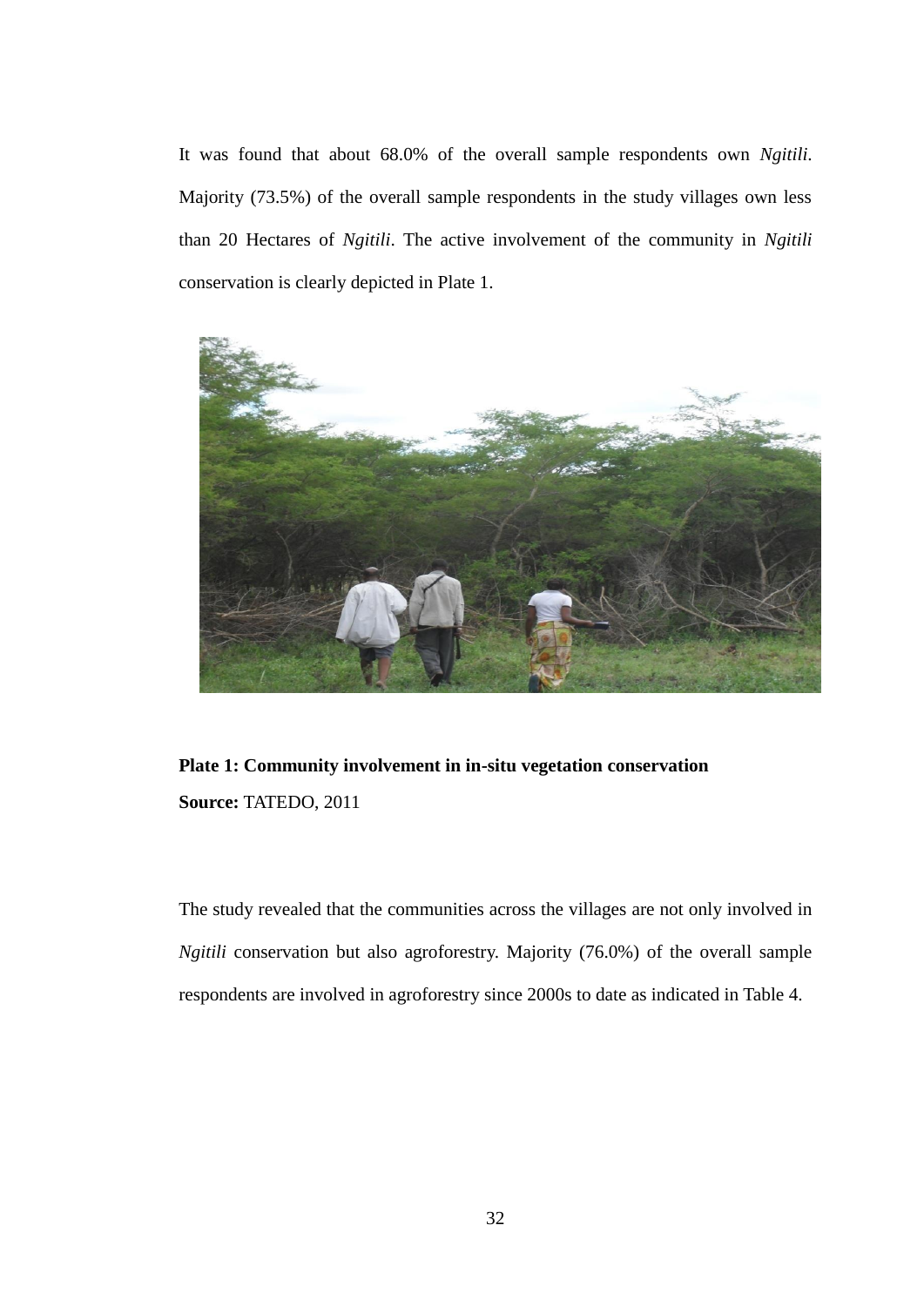It was found that about 68.0% of the overall sample respondents own *Ngitili*. Majority (73.5%) of the overall sample respondents in the study villages own less than 20 Hectares of *Ngitili*. The active involvement of the community in *Ngitili* conservation is clearly depicted in Plate 1.

**Plate 1: Community involvement in in-situ vegetation conservation**

**Source:** TATEDO, 2011

The study revealed that the communities across the villages are not only involved in *Ngitili* conservation but also agroforestry. Majority (76.0%) of the overall sample respondents are involved in agroforestry since 2000s to date as indicated in Table 4.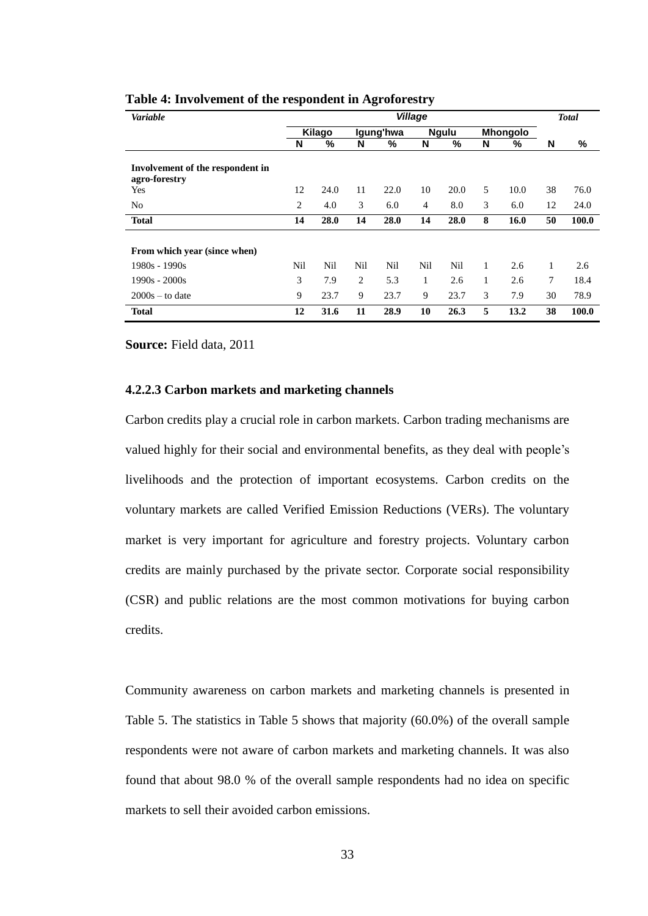**Table 4: Involvement of the respondent in Agroforestry**

| *Variable* | *Village* | | | | | | | | *Total* | |
|---|---|---|---|---|---|---|---|---|---|---|
| | Kilago | | Igung'hwa | | Ngulu | | Mhongolo | | | |
| | N | % | N | % | N | % | N | % | N | % |
| **Involvement of the respondent in agro-forestry** | | | | | | | | | | |
| Yes | 12 | 24.0 | 11 | 22.0 | 10 | 20.0 | 5 | 10.0 | 38 | 76.0 |
| No | 2 | 4.0 | 3 | 6.0 | 4 | 8.0 | 3 | 6.0 | 12 | 24.0 |
| **Total** | **14** | **28.0** | **14** | **28.0** | **14** | **28.0** | **8** | **16.0** | **50** | **100.0** |
| **From which year (since when)** | | | | | | | | | | |
| 1980s - 1990s | Nil | Nil | Nil | Nil | Nil | Nil | 1 | 2.6 | 1 | 2.6 |
| 1990s - 2000s | 3 | 7.9 | 2 | 5.3 | 1 | 2.6 | 1 | 2.6 | 7 | 18.4 |
| 2000s – to date | 9 | 23.7 | 9 | 23.7 | 9 | 23.7 | 3 | 7.9 | 30 | 78.9 |
| **Total** | **12** | **31.6** | **11** | **28.9** | **10** | **26.3** | **5** | **13.2** | **38** | **100.0** |

**Source:** Field data, 2011

#### 4.2.2.3 Carbon markets and marketing channels

Carbon credits play a crucial role in carbon markets. Carbon trading mechanisms are valued highly for their social and environmental benefits, as they deal with people's livelihoods and the protection of important ecosystems. Carbon credits on the voluntary markets are called Verified Emission Reductions (VERs). The voluntary market is very important for agriculture and forestry projects. Voluntary carbon credits are mainly purchased by the private sector. Corporate social responsibility (CSR) and public relations are the most common motivations for buying carbon credits.

Community awareness on carbon markets and marketing channels is presented in Table 5. The statistics in Table 5 shows that majority (60.0%) of the overall sample respondents were not aware of carbon markets and marketing channels. It was also found that about 98.0 % of the overall sample respondents had no idea on specific markets to sell their avoided carbon emissions.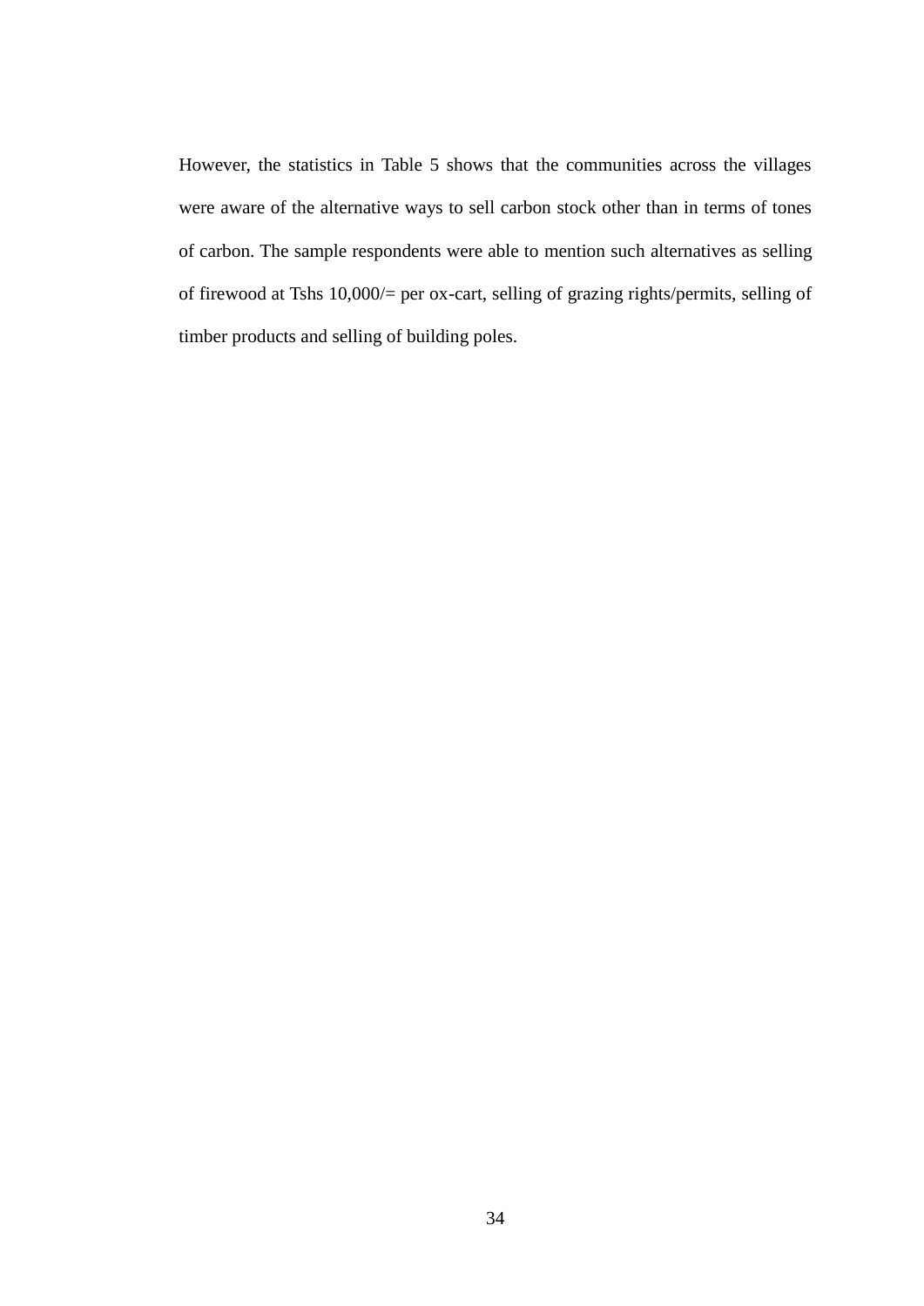However, the statistics in Table 5 shows that the communities across the villages were aware of the alternative ways to sell carbon stock other than in terms of tones of carbon. The sample respondents were able to mention such alternatives as selling of firewood at Tshs 10,000/= per ox-cart, selling of grazing rights/permits, selling of timber products and selling of building poles.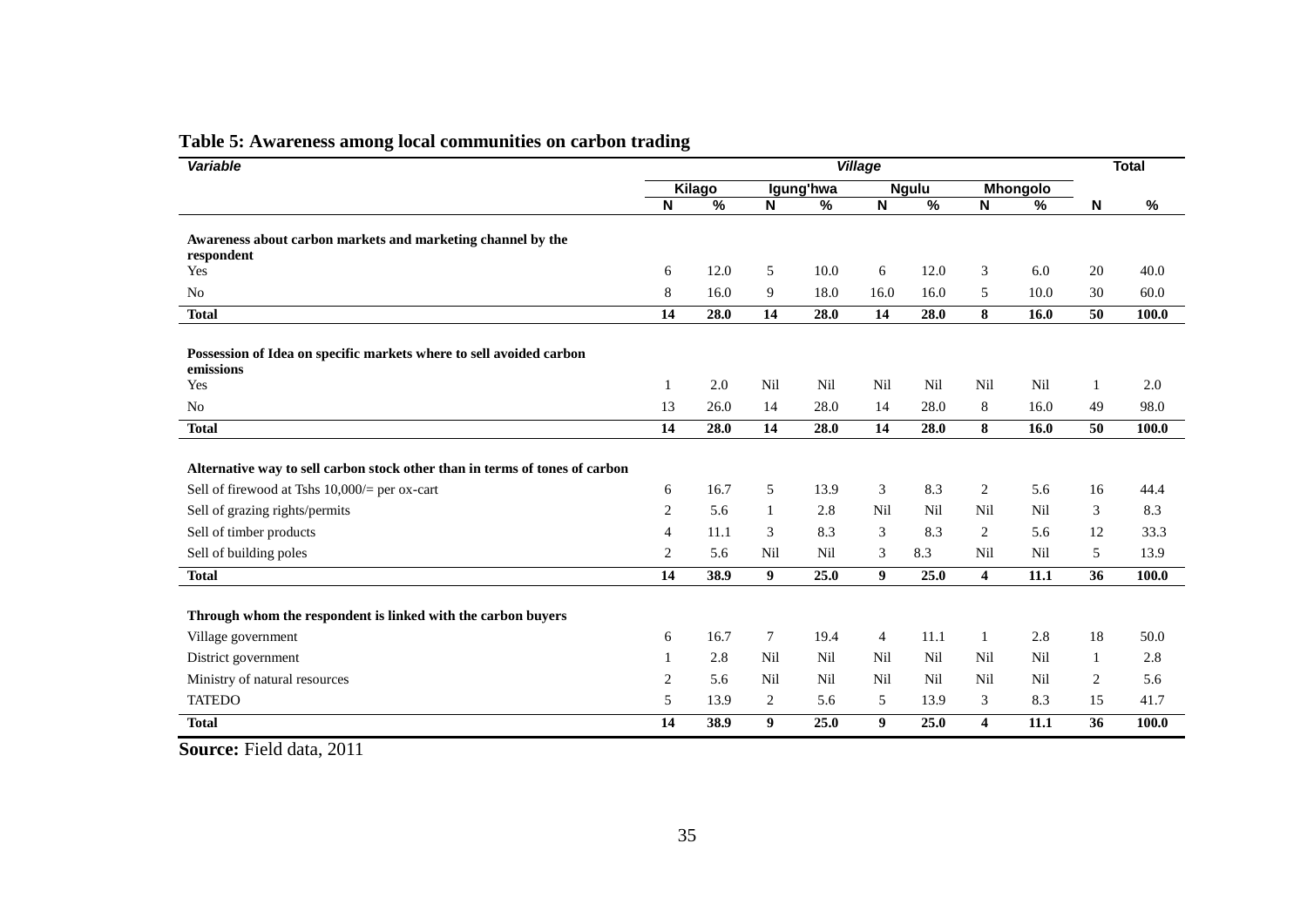**Table 5: Awareness among local communities on carbon trading**

| Variable | Village | | | | | | | | Total | |
|---|---|---|---|---|---|---|---|---|---|---|
| | Kilago | | Igung'hwa | | Ngulu | | Mhongolo | | | |
| | N | % | N | % | N | % | N | % | N | % |
| **Awareness about carbon markets and marketing channel by the respondent** | | | | | | | | | | |
| Yes | 6 | 12.0 | 5 | 10.0 | 6 | 12.0 | 3 | 6.0 | 20 | 40.0 |
| No | 8 | 16.0 | 9 | 18.0 | 16.0 | 16.0 | 5 | 10.0 | 30 | 60.0 |
| **Total** | **14** | **28.0** | **14** | **28.0** | **14** | **28.0** | **8** | **16.0** | **50** | **100.0** |
| **Possession of Idea on specific markets where to sell avoided carbon emissions** | | | | | | | | | | |
| Yes | 1 | 2.0 | Nil | Nil | Nil | Nil | Nil | Nil | 1 | 2.0 |
| No | 13 | 26.0 | 14 | 28.0 | 14 | 28.0 | 8 | 16.0 | 49 | 98.0 |
| **Total** | **14** | **28.0** | **14** | **28.0** | **14** | **28.0** | **8** | **16.0** | **50** | **100.0** |
| **Alternative way to sell carbon stock other than in terms of tones of carbon** | | | | | | | | | | |
| Sell of firewood at Tshs 10,000/= per ox-cart | 6 | 16.7 | 5 | 13.9 | 3 | 8.3 | 2 | 5.6 | 16 | 44.4 |
| Sell of grazing rights/permits | 2 | 5.6 | 1 | 2.8 | Nil | Nil | Nil | Nil | 3 | 8.3 |
| Sell of timber products | 4 | 11.1 | 3 | 8.3 | 3 | 8.3 | 2 | 5.6 | 12 | 33.3 |
| Sell of building poles | 2 | 5.6 | Nil | Nil | 3 | 8.3 | Nil | Nil | 5 | 13.9 |
| **Total** | **14** | **38.9** | **9** | **25.0** | **9** | **25.0** | **4** | **11.1** | **36** | **100.0** |
| **Through whom the respondent is linked with the carbon buyers** | | | | | | | | | | |
| Village government | 6 | 16.7 | 7 | 19.4 | 4 | 11.1 | 1 | 2.8 | 18 | 50.0 |
| District government | 1 | 2.8 | Nil | Nil | Nil | Nil | Nil | Nil | 1 | 2.8 |
| Ministry of natural resources | 2 | 5.6 | Nil | Nil | Nil | Nil | Nil | Nil | 2 | 5.6 |
| TATEDO | 5 | 13.9 | 2 | 5.6 | 5 | 13.9 | 3 | 8.3 | 15 | 41.7 |
| **Total** | **14** | **38.9** | **9** | **25.0** | **9** | **25.0** | **4** | **11.1** | **36** | **100.0** |

**Source:** Field data, 2011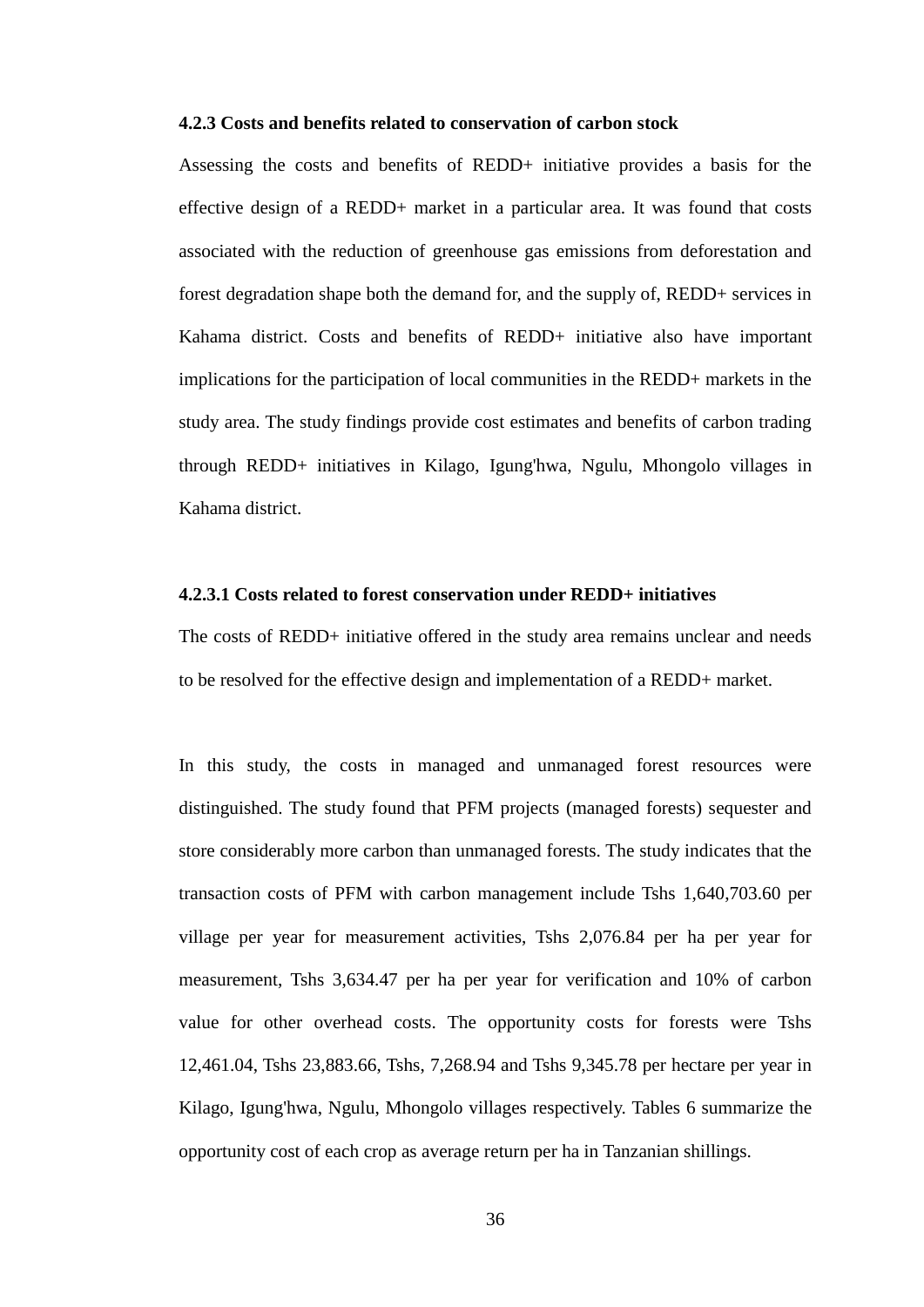#### 4.2.3 Costs and benefits related to conservation of carbon stock

Assessing the costs and benefits of REDD+ initiative provides a basis for the effective design of a REDD+ market in a particular area. It was found that costs associated with the reduction of greenhouse gas emissions from deforestation and forest degradation shape both the demand for, and the supply of, REDD+ services in Kahama district. Costs and benefits of REDD+ initiative also have important implications for the participation of local communities in the REDD+ markets in the study area. The study findings provide cost estimates and benefits of carbon trading through REDD+ initiatives in Kilago, Igung'hwa, Ngulu, Mhongolo villages in Kahama district.

##### 4.2.3.1 Costs related to forest conservation under REDD+ initiatives

The costs of REDD+ initiative offered in the study area remains unclear and needs to be resolved for the effective design and implementation of a REDD+ market.

In this study, the costs in managed and unmanaged forest resources were distinguished. The study found that PFM projects (managed forests) sequester and store considerably more carbon than unmanaged forests. The study indicates that the transaction costs of PFM with carbon management include Tshs 1,640,703.60 per village per year for measurement activities, Tshs 2,076.84 per ha per year for measurement, Tshs 3,634.47 per ha per year for verification and 10% of carbon value for other overhead costs. The opportunity costs for forests were Tshs 12,461.04, Tshs 23,883.66, Tshs, 7,268.94 and Tshs 9,345.78 per hectare per year in Kilago, Igung'hwa, Ngulu, Mhongolo villages respectively. Tables 6 summarize the opportunity cost of each crop as average return per ha in Tanzanian shillings.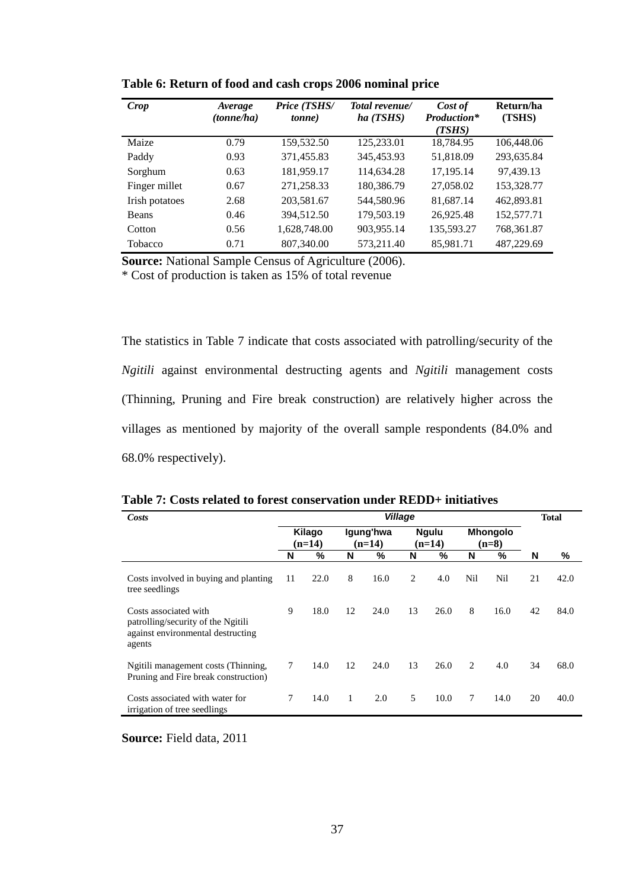**Table 6: Return of food and cash crops 2006 nominal price**

| *Crop* | *Average (tonne/ha)* | *Price (TSHS/ tonne)* | *Total revenue/ ha (TSHS)* | *Cost of Production* (TSHS)* | **Return/ha (TSHS)** |
|---|---|---|---|---|---|
| Maize | 0.79 | 159,532.50 | 125,233.01 | 18,784.95 | 106,448.06 |
| Paddy | 0.93 | 371,455.83 | 345,453.93 | 51,818.09 | 293,635.84 |
| Sorghum | 0.63 | 181,959.17 | 114,634.28 | 17,195.14 | 97,439.13 |
| Finger millet | 0.67 | 271,258.33 | 180,386.79 | 27,058.02 | 153,328.77 |
| Irish potatoes | 2.68 | 203,581.67 | 544,580.96 | 81,687.14 | 462,893.81 |
| Beans | 0.46 | 394,512.50 | 179,503.19 | 26,925.48 | 152,577.71 |
| Cotton | 0.56 | 1,628,748.00 | 903,955.14 | 135,593.27 | 768,361.87 |
| Tobacco | 0.71 | 807,340.00 | 573,211.40 | 85,981.71 | 487,229.69 |

**Source:** National Sample Census of Agriculture (2006).
* Cost of production is taken as 15% of total revenue

The statistics in Table 7 indicate that costs associated with patrolling/security of the *Ngitili* against environmental destructing agents and *Ngitili* management costs (Thinning, Pruning and Fire break construction) are relatively higher across the villages as mentioned by majority of the overall sample respondents (84.0% and 68.0% respectively).

**Table 7: Costs related to forest conservation under REDD+ initiatives**

| *Costs* | ***Village*** | | | | | | | | **Total** | |
|---|---|---|---|---|---|---|---|---|---|---|
| | **Kilago (n=14)** | | **Igung'hwa (n=14)** | | **Ngulu (n=14)** | | **Mhongolo (n=8)** | | | |
| | **N** | **%** | **N** | **%** | **N** | **%** | **N** | **%** | **N** | **%** |
| Costs involved in buying and planting tree seedlings | 11 | 22.0 | 8 | 16.0 | 2 | 4.0 | Nil | Nil | 21 | 42.0 |
| Costs associated with patrolling/security of the Ngitili against environmental destructing agents | 9 | 18.0 | 12 | 24.0 | 13 | 26.0 | 8 | 16.0 | 42 | 84.0 |
| Ngitili management costs (Thinning, Pruning and Fire break construction) | 7 | 14.0 | 12 | 24.0 | 13 | 26.0 | 2 | 4.0 | 34 | 68.0 |
| Costs associated with water for irrigation of tree seedlings | 7 | 14.0 | 1 | 2.0 | 5 | 10.0 | 7 | 14.0 | 20 | 40.0 |

**Source:** Field data, 2011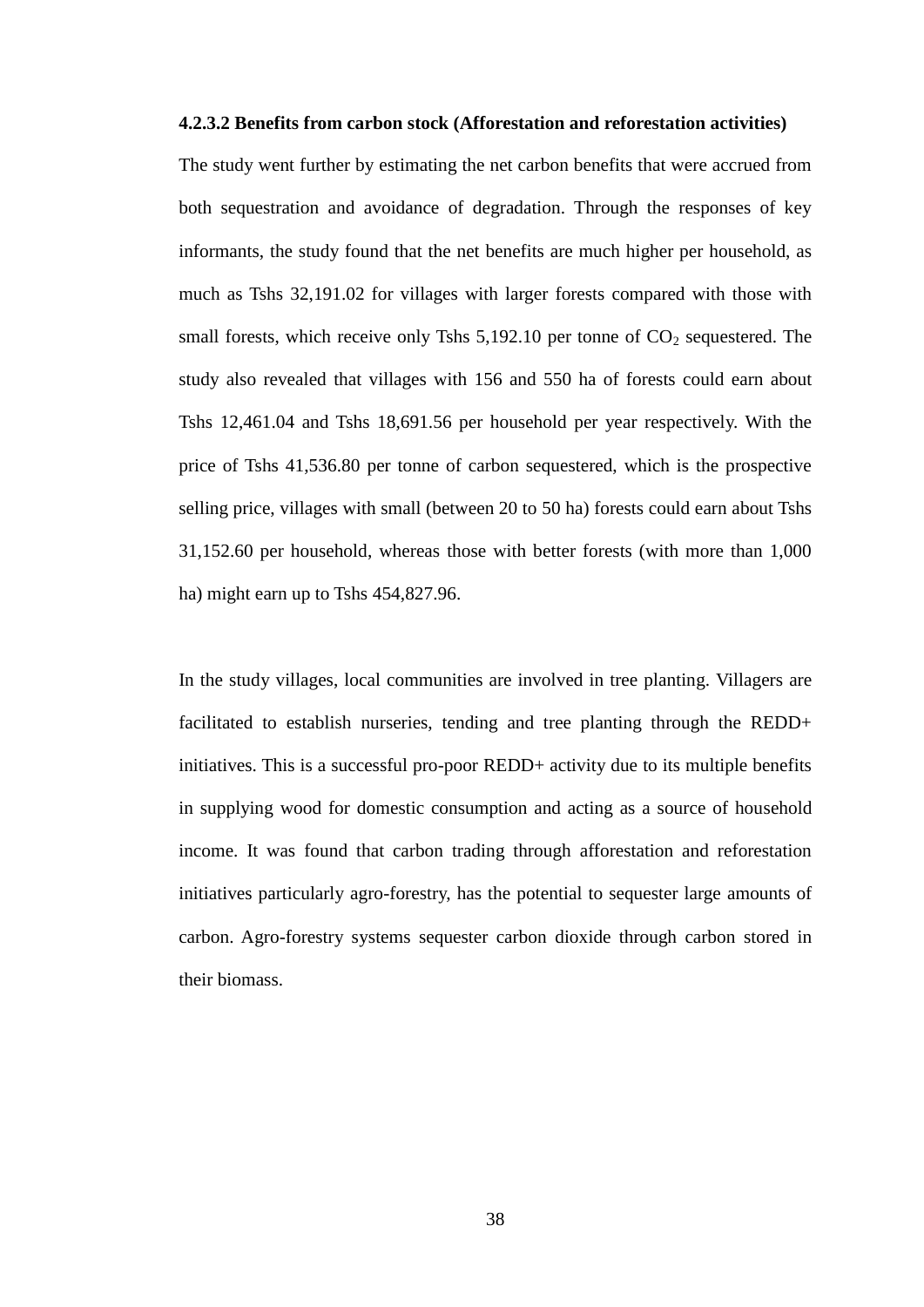#### 4.2.3.2 Benefits from carbon stock (Afforestation and reforestation activities)

The study went further by estimating the net carbon benefits that were accrued from both sequestration and avoidance of degradation. Through the responses of key informants, the study found that the net benefits are much higher per household, as much as Tshs 32,191.02 for villages with larger forests compared with those with small forests, which receive only Tshs 5,192.10 per tonne of $CO_2$ sequestered. The study also revealed that villages with 156 and 550 ha of forests could earn about Tshs 12,461.04 and Tshs 18,691.56 per household per year respectively. With the price of Tshs 41,536.80 per tonne of carbon sequestered, which is the prospective selling price, villages with small (between 20 to 50 ha) forests could earn about Tshs 31,152.60 per household, whereas those with better forests (with more than 1,000 ha) might earn up to Tshs 454,827.96.

In the study villages, local communities are involved in tree planting. Villagers are facilitated to establish nurseries, tending and tree planting through the REDD+ initiatives. This is a successful pro-poor REDD+ activity due to its multiple benefits in supplying wood for domestic consumption and acting as a source of household income. It was found that carbon trading through afforestation and reforestation initiatives particularly agro-forestry, has the potential to sequester large amounts of carbon. Agro-forestry systems sequester carbon dioxide through carbon stored in their biomass.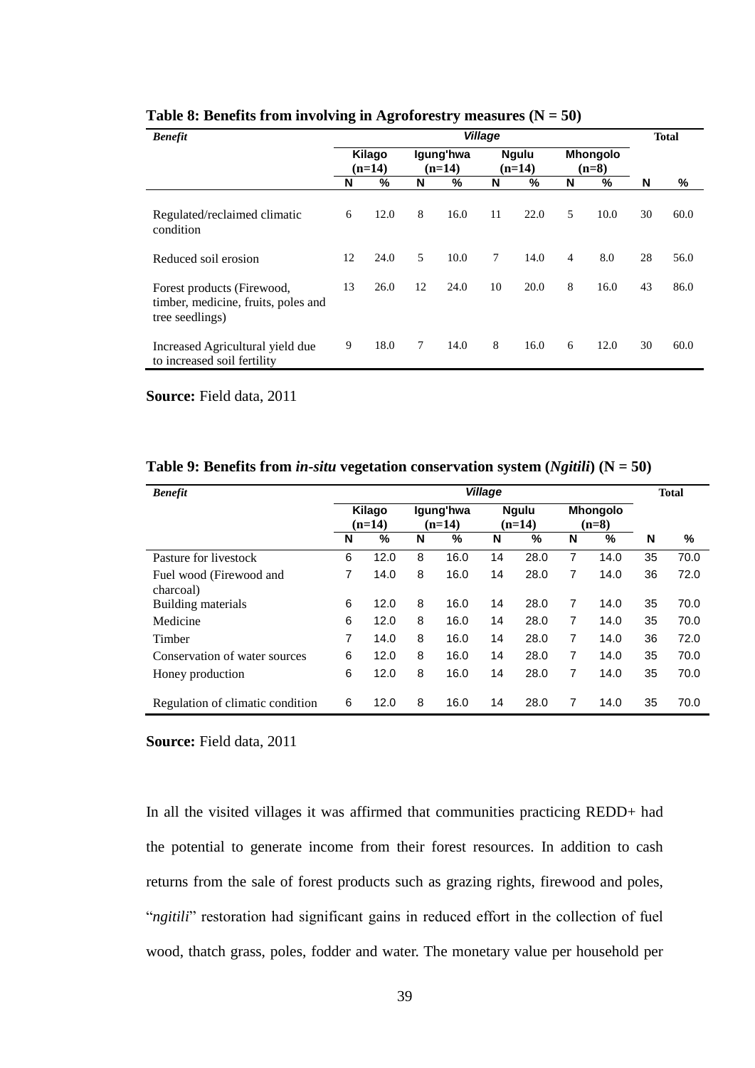**Table 8: Benefits from involving in Agroforestry measures (N = 50)**

| *Benefit* | *Village* | | | | | | | | Total | |
|---|---|---|---|---|---|---|---|---|---|---|
| | Kilago (n=14) | | Igung'hwa (n=14) | | Ngulu (n=14) | | Mhongolo (n=8) | | | |
| | N | % | N | % | N | % | N | % | N | % |
| Regulated/reclaimed climatic condition | 6 | 12.0 | 8 | 16.0 | 11 | 22.0 | 5 | 10.0 | 30 | 60.0 |
| Reduced soil erosion | 12 | 24.0 | 5 | 10.0 | 7 | 14.0 | 4 | 8.0 | 28 | 56.0 |
| Forest products (Firewood, timber, medicine, fruits, poles and tree seedlings) | 13 | 26.0 | 12 | 24.0 | 10 | 20.0 | 8 | 16.0 | 43 | 86.0 |
| Increased Agricultural yield due to increased soil fertility | 9 | 18.0 | 7 | 14.0 | 8 | 16.0 | 6 | 12.0 | 30 | 60.0 |

**Source:** Field data, 2011

**Table 9: Benefits from *in-situ* vegetation conservation system (*Ngitili*) (N = 50)**

| *Benefit* | *Village* | | | | | | | | Total | |
|---|---|---|---|---|---|---|---|---|---|---|
| | Kilago (n=14) | | Igung'hwa (n=14) | | Ngulu (n=14) | | Mhongolo (n=8) | | | |
| | N | % | N | % | N | % | N | % | N | % |
| Pasture for livestock | 6 | 12.0 | 8 | 16.0 | 14 | 28.0 | 7 | 14.0 | 35 | 70.0 |
| Fuel wood (Firewood and charcoal) | 7 | 14.0 | 8 | 16.0 | 14 | 28.0 | 7 | 14.0 | 36 | 72.0 |
| Building materials | 6 | 12.0 | 8 | 16.0 | 14 | 28.0 | 7 | 14.0 | 35 | 70.0 |
| Medicine | 6 | 12.0 | 8 | 16.0 | 14 | 28.0 | 7 | 14.0 | 35 | 70.0 |
| Timber | 7 | 14.0 | 8 | 16.0 | 14 | 28.0 | 7 | 14.0 | 36 | 72.0 |
| Conservation of water sources | 6 | 12.0 | 8 | 16.0 | 14 | 28.0 | 7 | 14.0 | 35 | 70.0 |
| Honey production | 6 | 12.0 | 8 | 16.0 | 14 | 28.0 | 7 | 14.0 | 35 | 70.0 |
| Regulation of climatic condition | 6 | 12.0 | 8 | 16.0 | 14 | 28.0 | 7 | 14.0 | 35 | 70.0 |

**Source:** Field data, 2011

In all the visited villages it was affirmed that communities practicing REDD+ had the potential to generate income from their forest resources. In addition to cash returns from the sale of forest products such as grazing rights, firewood and poles, "*ngitili*" restoration had significant gains in reduced effort in the collection of fuel wood, thatch grass, poles, fodder and water. The monetary value per household per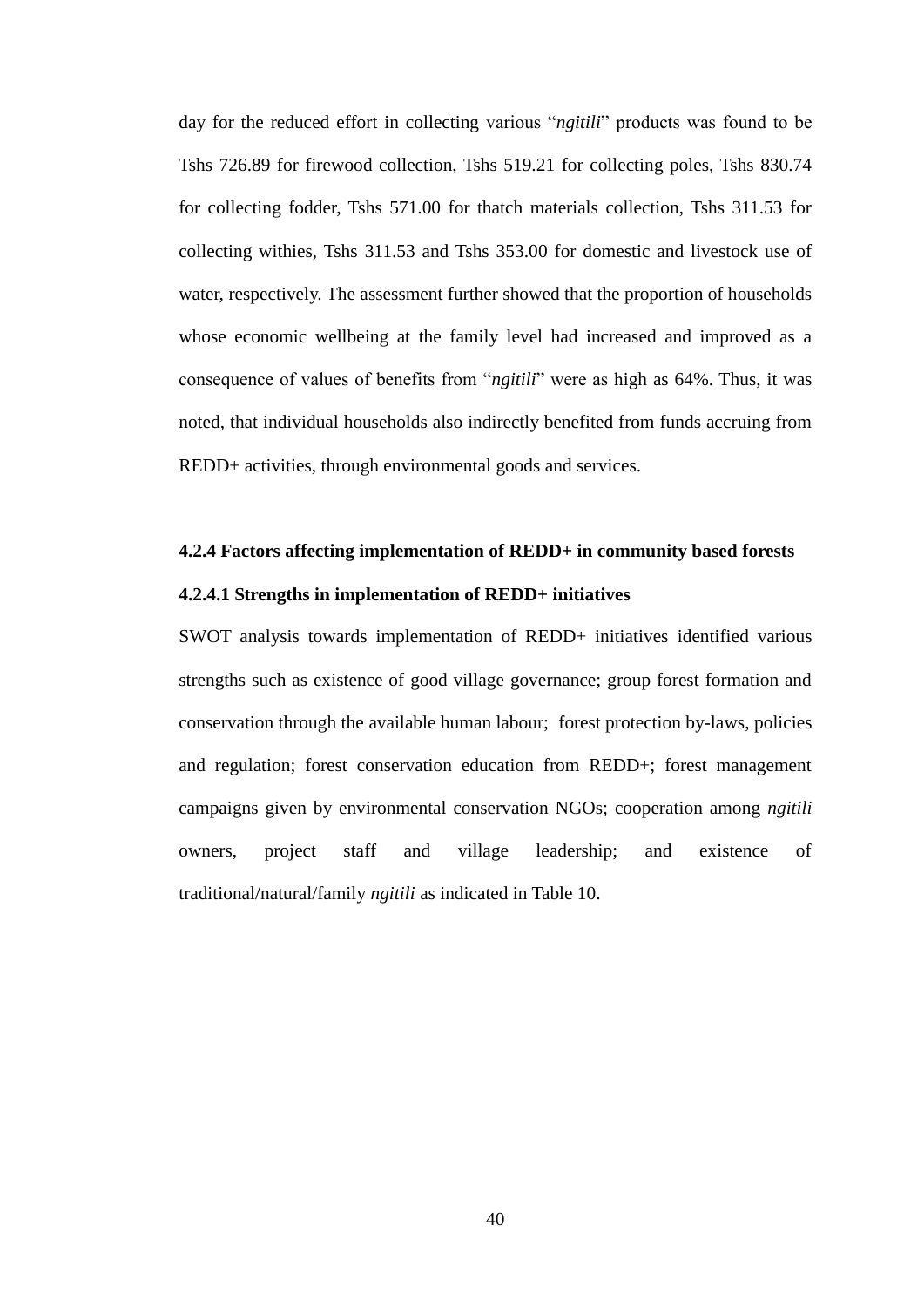day for the reduced effort in collecting various "*ngitili*" products was found to be Tshs 726.89 for firewood collection, Tshs 519.21 for collecting poles, Tshs 830.74 for collecting fodder, Tshs 571.00 for thatch materials collection, Tshs 311.53 for collecting withies, Tshs 311.53 and Tshs 353.00 for domestic and livestock use of water, respectively. The assessment further showed that the proportion of households whose economic wellbeing at the family level had increased and improved as a consequence of values of benefits from "*ngitili*" were as high as 64%. Thus, it was noted, that individual households also indirectly benefited from funds accruing from REDD+ activities, through environmental goods and services.

#### 4.2.4 Factors affecting implementation of REDD+ in community based forests

#### 4.2.4.1 Strengths in implementation of REDD+ initiatives

SWOT analysis towards implementation of REDD+ initiatives identified various strengths such as existence of good village governance; group forest formation and conservation through the available human labour; forest protection by-laws, policies and regulation; forest conservation education from REDD+; forest management campaigns given by environmental conservation NGOs; cooperation among *ngitili* owners, project staff and village leadership; and existence of traditional/natural/family *ngitili* as indicated in Table 10.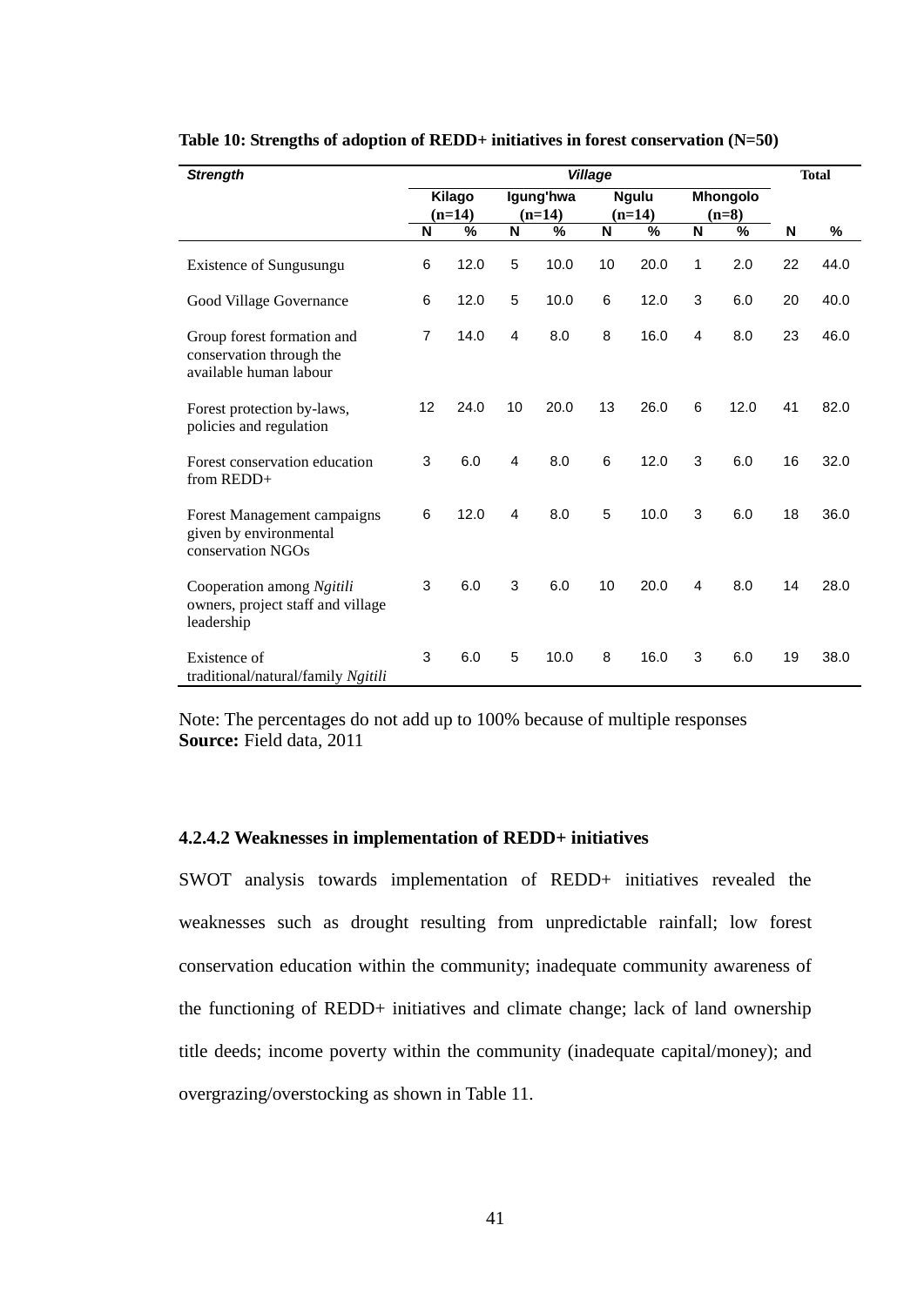**Table 10: Strengths of adoption of REDD+ initiatives in forest conservation (N=50)**

| *Strength* | *Village* | | | | | | | | Total | |
|---|---|---|---|---|---|---|---|---|---|---|
| | Kilago (n=14) | | Igung'hwa (n=14) | | Ngulu (n=14) | | Mhongolo (n=8) | | | |
| | N | % | N | % | N | % | N | % | N | % |
| Existence of Sungusungu | 6 | 12.0 | 5 | 10.0 | 10 | 20.0 | 1 | 2.0 | 22 | 44.0 |
| Good Village Governance | 6 | 12.0 | 5 | 10.0 | 6 | 12.0 | 3 | 6.0 | 20 | 40.0 |
| Group forest formation and conservation through the available human labour | 7 | 14.0 | 4 | 8.0 | 8 | 16.0 | 4 | 8.0 | 23 | 46.0 |
| Forest protection by-laws, policies and regulation | 12 | 24.0 | 10 | 20.0 | 13 | 26.0 | 6 | 12.0 | 41 | 82.0 |
| Forest conservation education from REDD+ | 3 | 6.0 | 4 | 8.0 | 6 | 12.0 | 3 | 6.0 | 16 | 32.0 |
| Forest Management campaigns given by environmental conservation NGOs | 6 | 12.0 | 4 | 8.0 | 5 | 10.0 | 3 | 6.0 | 18 | 36.0 |
| Cooperation among *Ngitili* owners, project staff and village leadership | 3 | 6.0 | 3 | 6.0 | 10 | 20.0 | 4 | 8.0 | 14 | 28.0 |
| Existence of traditional/natural/family *Ngitili* | 3 | 6.0 | 5 | 10.0 | 8 | 16.0 | 3 | 6.0 | 19 | 38.0 |

Note: The percentages do not add up to 100% because of multiple responses
**Source:** Field data, 2011

#### 4.2.4.2 Weaknesses in implementation of REDD+ initiatives

SWOT analysis towards implementation of REDD+ initiatives revealed the weaknesses such as drought resulting from unpredictable rainfall; low forest conservation education within the community; inadequate community awareness of the functioning of REDD+ initiatives and climate change; lack of land ownership title deeds; income poverty within the community (inadequate capital/money); and overgrazing/overstocking as shown in Table 11.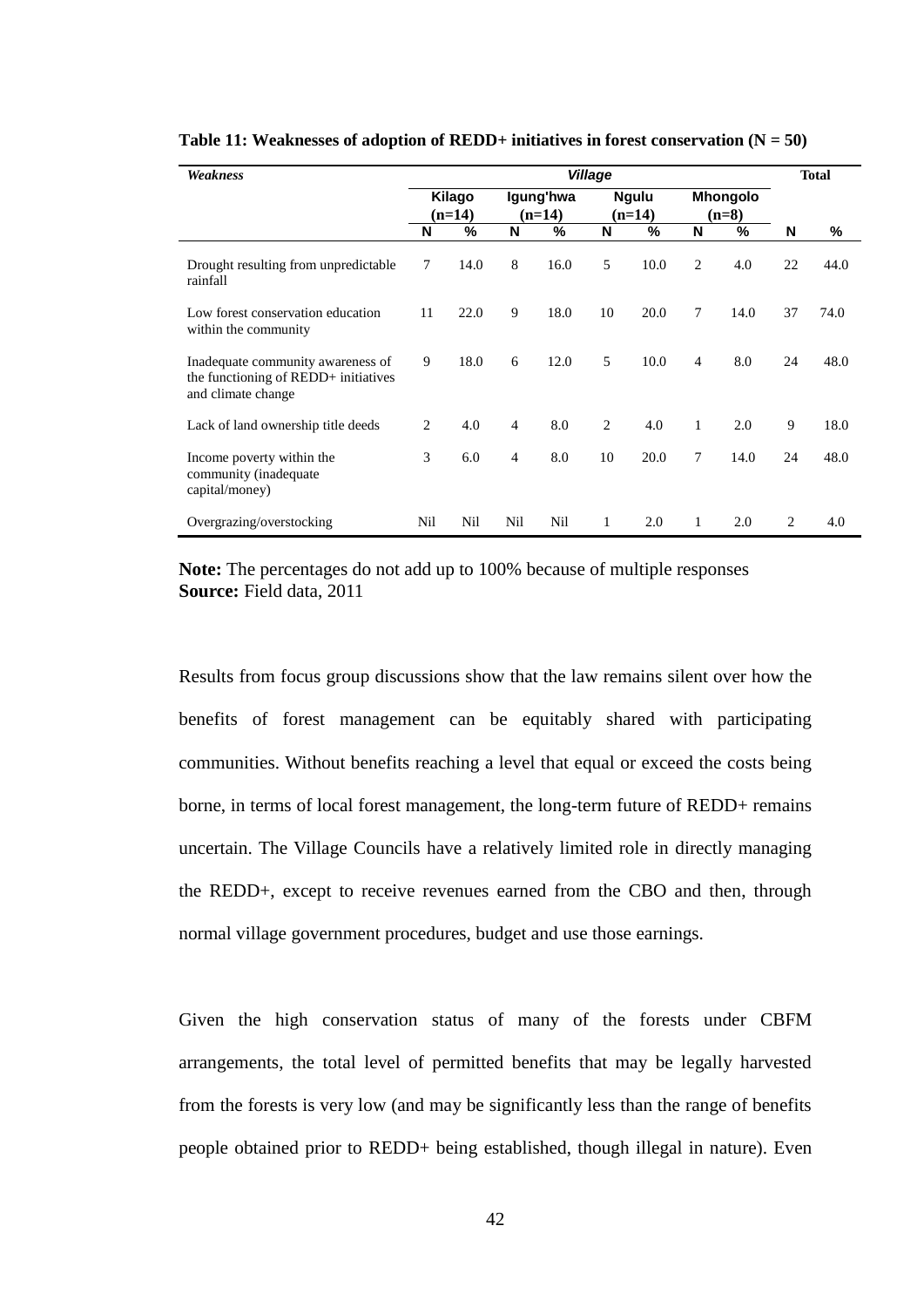**Table 11: Weaknesses of adoption of REDD+ initiatives in forest conservation (N = 50)**

| *Weakness* | *Village* | | | | | | | | Total | |
|---|---|---|---|---|---|---|---|---|---|---|
| | Kilago (n=14) | | Igung'hwa (n=14) | | Ngulu (n=14) | | Mhongolo (n=8) | | | |
| | N | % | N | % | N | % | N | % | N | % |
| Drought resulting from unpredictable rainfall | 7 | 14.0 | 8 | 16.0 | 5 | 10.0 | 2 | 4.0 | 22 | 44.0 |
| Low forest conservation education within the community | 11 | 22.0 | 9 | 18.0 | 10 | 20.0 | 7 | 14.0 | 37 | 74.0 |
| Inadequate community awareness of the functioning of REDD+ initiatives and climate change | 9 | 18.0 | 6 | 12.0 | 5 | 10.0 | 4 | 8.0 | 24 | 48.0 |
| Lack of land ownership title deeds | 2 | 4.0 | 4 | 8.0 | 2 | 4.0 | 1 | 2.0 | 9 | 18.0 |
| Income poverty within the community (inadequate capital/money) | 3 | 6.0 | 4 | 8.0 | 10 | 20.0 | 7 | 14.0 | 24 | 48.0 |
| Overgrazing/overstocking | Nil | Nil | Nil | Nil | 1 | 2.0 | 1 | 2.0 | 2 | 4.0 |

**Note:** The percentages do not add up to 100% because of multiple responses
**Source:** Field data, 2011

Results from focus group discussions show that the law remains silent over how the benefits of forest management can be equitably shared with participating communities. Without benefits reaching a level that equal or exceed the costs being borne, in terms of local forest management, the long-term future of REDD+ remains uncertain. The Village Councils have a relatively limited role in directly managing the REDD+, except to receive revenues earned from the CBO and then, through normal village government procedures, budget and use those earnings.

Given the high conservation status of many of the forests under CBFM arrangements, the total level of permitted benefits that may be legally harvested from the forests is very low (and may be significantly less than the range of benefits people obtained prior to REDD+ being established, though illegal in nature). Even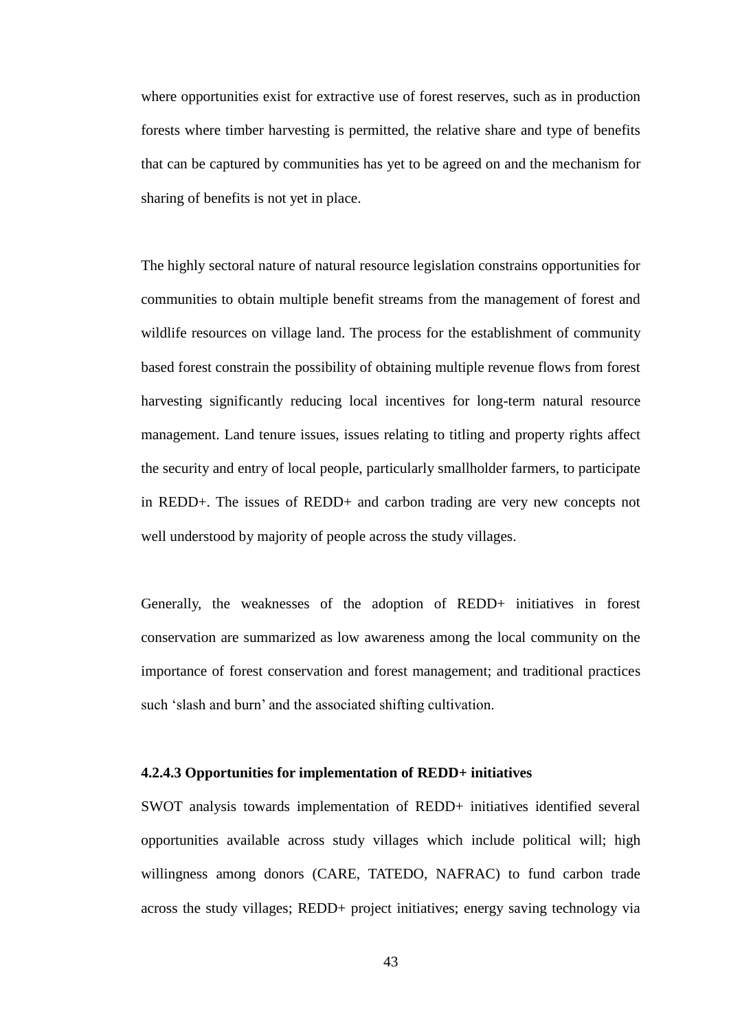where opportunities exist for extractive use of forest reserves, such as in production forests where timber harvesting is permitted, the relative share and type of benefits that can be captured by communities has yet to be agreed on and the mechanism for sharing of benefits is not yet in place.

The highly sectoral nature of natural resource legislation constrains opportunities for communities to obtain multiple benefit streams from the management of forest and wildlife resources on village land. The process for the establishment of community based forest constrain the possibility of obtaining multiple revenue flows from forest harvesting significantly reducing local incentives for long-term natural resource management. Land tenure issues, issues relating to titling and property rights affect the security and entry of local people, particularly smallholder farmers, to participate in REDD+. The issues of REDD+ and carbon trading are very new concepts not well understood by majority of people across the study villages.

Generally, the weaknesses of the adoption of REDD+ initiatives in forest conservation are summarized as low awareness among the local community on the importance of forest conservation and forest management; and traditional practices such 'slash and burn' and the associated shifting cultivation.

#### 4.2.4.3 Opportunities for implementation of REDD+ initiatives

SWOT analysis towards implementation of REDD+ initiatives identified several opportunities available across study villages which include political will; high willingness among donors (CARE, TATEDO, NAFRAC) to fund carbon trade across the study villages; REDD+ project initiatives; energy saving technology via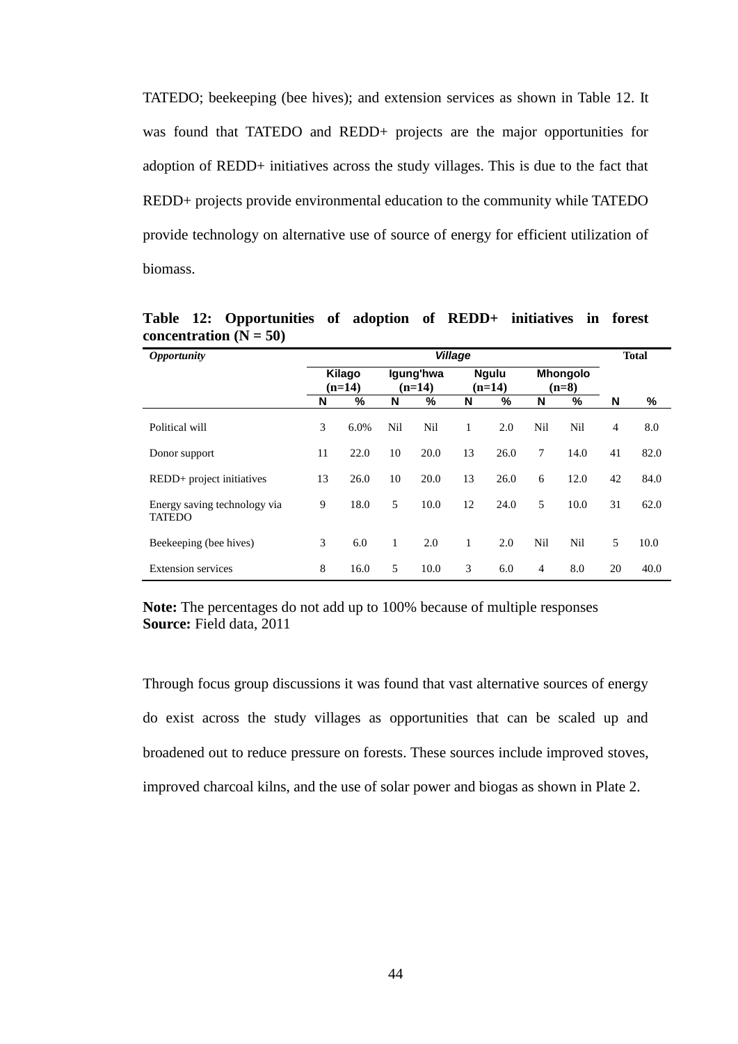TATEDO; beekeeping (bee hives); and extension services as shown in Table 12. It was found that TATEDO and REDD+ projects are the major opportunities for adoption of REDD+ initiatives across the study villages. This is due to the fact that REDD+ projects provide environmental education to the community while TATEDO provide technology on alternative use of source of energy for efficient utilization of biomass.

**Table 12: Opportunities of adoption of REDD+ initiatives in forest concentration (N = 50)**

| *Opportunity* | *Village* | | | | | | | | Total | |
|---|---|---|---|---|---|---|---|---|---|---|
| | Kilago (n=14) | | Igung'hwa (n=14) | | Ngulu (n=14) | | Mhongolo (n=8) | | | |
| | N | % | N | % | N | % | N | % | N | % |
| Political will | 3 | 6.0% | Nil | Nil | 1 | 2.0 | Nil | Nil | 4 | 8.0 |
| Donor support | 11 | 22.0 | 10 | 20.0 | 13 | 26.0 | 7 | 14.0 | 41 | 82.0 |
| REDD+ project initiatives | 13 | 26.0 | 10 | 20.0 | 13 | 26.0 | 6 | 12.0 | 42 | 84.0 |
| Energy saving technology via TATEDO | 9 | 18.0 | 5 | 10.0 | 12 | 24.0 | 5 | 10.0 | 31 | 62.0 |
| Beekeeping (bee hives) | 3 | 6.0 | 1 | 2.0 | 1 | 2.0 | Nil | Nil | 5 | 10.0 |
| Extension services | 8 | 16.0 | 5 | 10.0 | 3 | 6.0 | 4 | 8.0 | 20 | 40.0 |

**Note:** The percentages do not add up to 100% because of multiple responses
**Source:** Field data, 2011

Through focus group discussions it was found that vast alternative sources of energy do exist across the study villages as opportunities that can be scaled up and broadened out to reduce pressure on forests. These sources include improved stoves, improved charcoal kilns, and the use of solar power and biogas as shown in Plate 2.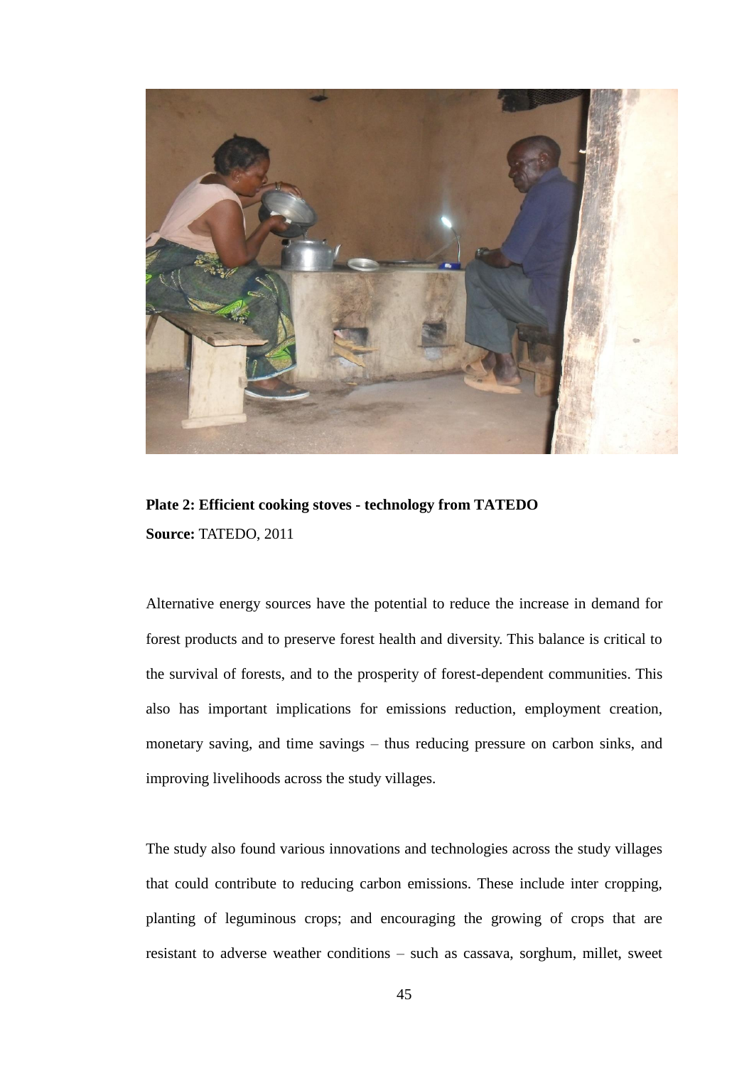**Plate 2: Efficient cooking stoves - technology from TATEDO**

**Source:** TATEDO, 2011

Alternative energy sources have the potential to reduce the increase in demand for forest products and to preserve forest health and diversity. This balance is critical to the survival of forests, and to the prosperity of forest-dependent communities. This also has important implications for emissions reduction, employment creation, monetary saving, and time savings – thus reducing pressure on carbon sinks, and improving livelihoods across the study villages.

The study also found various innovations and technologies across the study villages that could contribute to reducing carbon emissions. These include inter cropping, planting of leguminous crops; and encouraging the growing of crops that are resistant to adverse weather conditions – such as cassava, sorghum, millet, sweet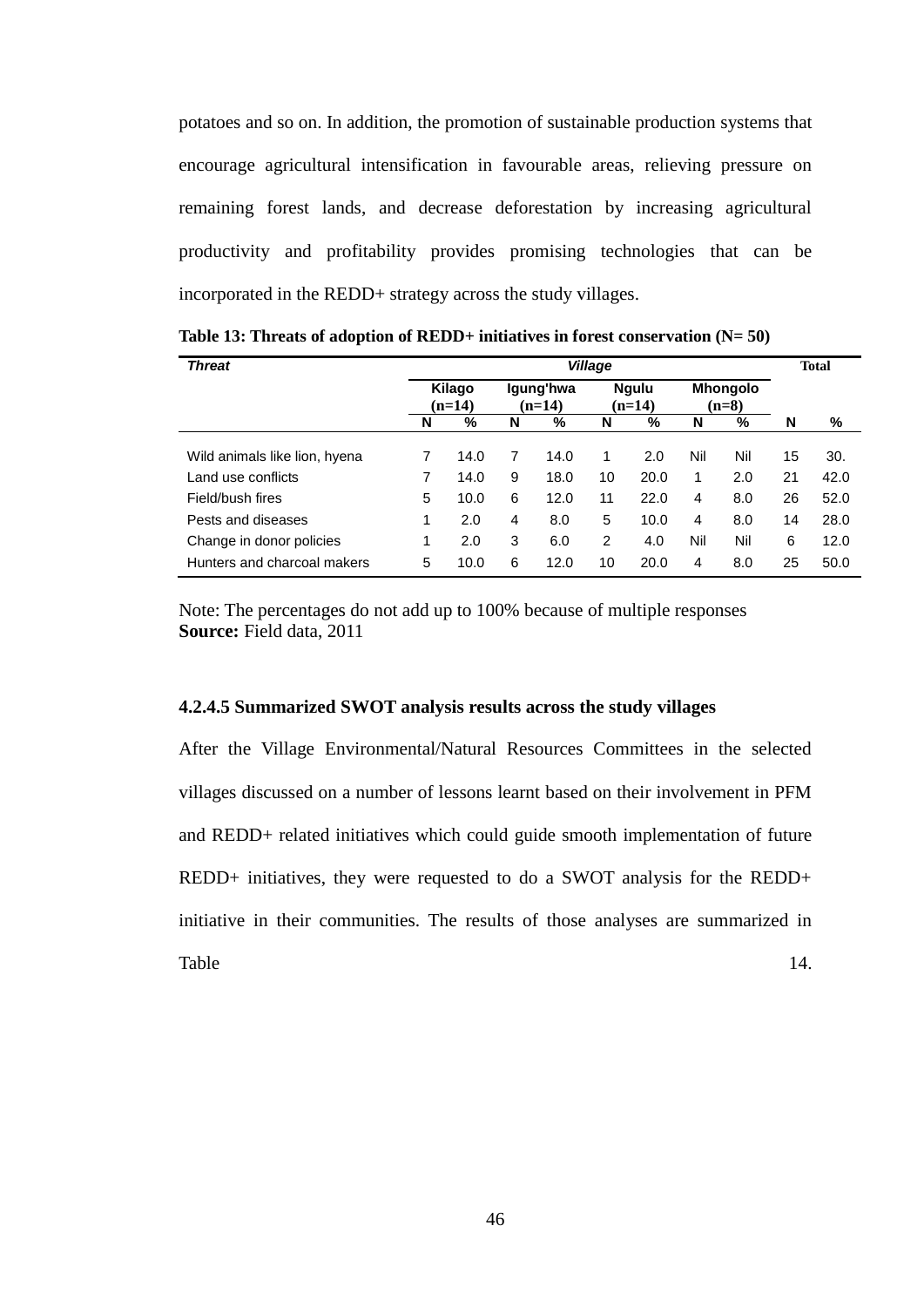potatoes and so on. In addition, the promotion of sustainable production systems that encourage agricultural intensification in favourable areas, relieving pressure on remaining forest lands, and decrease deforestation by increasing agricultural productivity and profitability provides promising technologies that can be incorporated in the REDD+ strategy across the study villages.

**Table 13: Threats of adoption of REDD+ initiatives in forest conservation (N= 50)**

| ***Threat*** | ***Village*** | | | | | | | | **Total** | |
|---|---|---|---|---|---|---|---|---|---|---|
| | **Kilago (n=14)** | | **Igung'hwa (n=14)** | | **Ngulu (n=14)** | | **Mhongolo (n=8)** | | | |
| | **N** | **%** | **N** | **%** | **N** | **%** | **N** | **%** | **N** | **%** |
| Wild animals like lion, hyena | 7 | 14.0 | 7 | 14.0 | 1 | 2.0 | Nil | Nil | 15 | 30. |
| Land use conflicts | 7 | 14.0 | 9 | 18.0 | 10 | 20.0 | 1 | 2.0 | 21 | 42.0 |
| Field/bush fires | 5 | 10.0 | 6 | 12.0 | 11 | 22.0 | 4 | 8.0 | 26 | 52.0 |
| Pests and diseases | 1 | 2.0 | 4 | 8.0 | 5 | 10.0 | 4 | 8.0 | 14 | 28.0 |
| Change in donor policies | 1 | 2.0 | 3 | 6.0 | 2 | 4.0 | Nil | Nil | 6 | 12.0 |
| Hunters and charcoal makers | 5 | 10.0 | 6 | 12.0 | 10 | 20.0 | 4 | 8.0 | 25 | 50.0 |

Note: The percentages do not add up to 100% because of multiple responses
**Source:** Field data, 2011

### 4.2.4.5 Summarized SWOT analysis results across the study villages

After the Village Environmental/Natural Resources Committees in the selected villages discussed on a number of lessons learnt based on their involvement in PFM and REDD+ related initiatives which could guide smooth implementation of future REDD+ initiatives, they were requested to do a SWOT analysis for the REDD+ initiative in their communities. The results of those analyses are summarized in Table 14.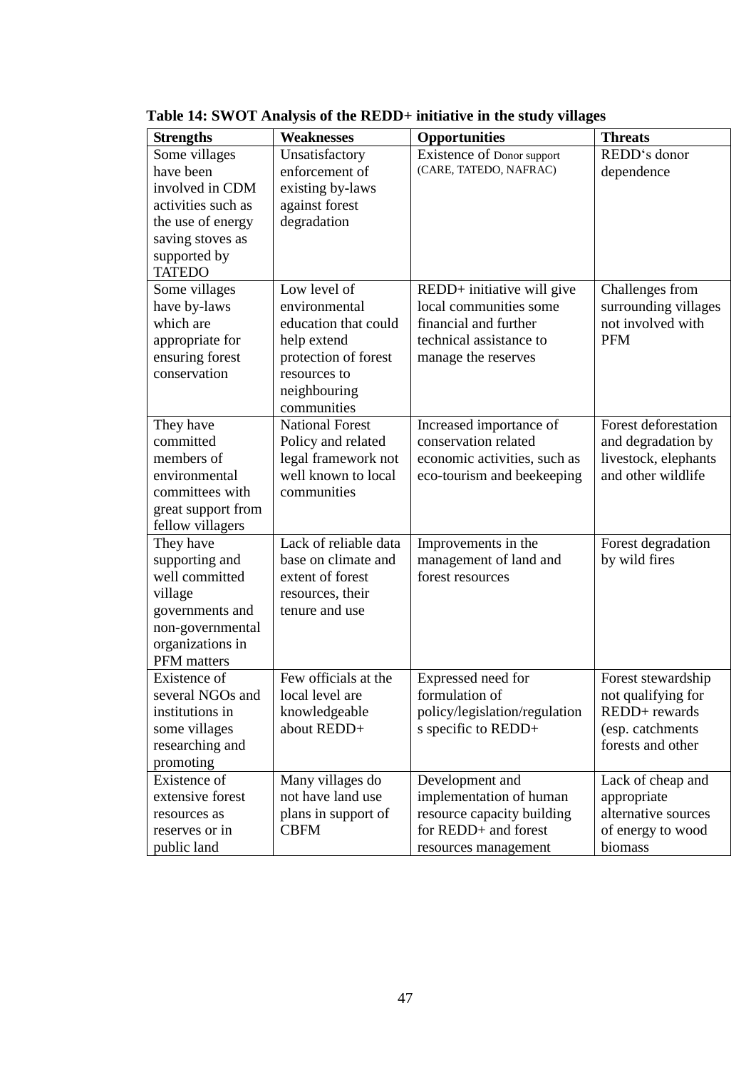**Table 14: SWOT Analysis of the REDD+ initiative in the study villages**

| Strengths | Weaknesses | Opportunities | Threats |
|---|---|---|---|
| Some villages have been involved in CDM activities such as the use of energy saving stoves as supported by TATEDO | Unsatisfactory enforcement of existing by-laws against forest degradation | Existence of Donor support (CARE, TATEDO, NAFRAC) | REDD's donor dependence |
| Some villages have by-laws which are appropriate for ensuring forest conservation | Low level of environmental education that could help extend protection of forest resources to neighbouring communities | REDD+ initiative will give local communities some financial and further technical assistance to manage the reserves | Challenges from surrounding villages not involved with PFM |
| They have committed members of environmental committees with great support from fellow villagers | National Forest Policy and related legal framework not well known to local communities | Increased importance of conservation related economic activities, such as eco-tourism and beekeeping | Forest deforestation and degradation by livestock, elephants and other wildlife |
| They have supporting and well committed village governments and non-governmental organizations in PFM matters | Lack of reliable data base on climate and extent of forest resources, their tenure and use | Improvements in the management of land and forest resources | Forest degradation by wild fires |
| Existence of several NGOs and institutions in some villages researching and promoting | Few officials at the local level are knowledgeable about REDD+ | Expressed need for formulation of policy/legislation/regulations specific to REDD+ | Forest stewardship not qualifying for REDD+ rewards (esp. catchments forests and other |
| Existence of extensive forest resources as reserves or in public land | Many villages do not have land use plans in support of CBFM | Development and implementation of human resource capacity building for REDD+ and forest resources management | Lack of cheap and appropriate alternative sources of energy to wood biomass |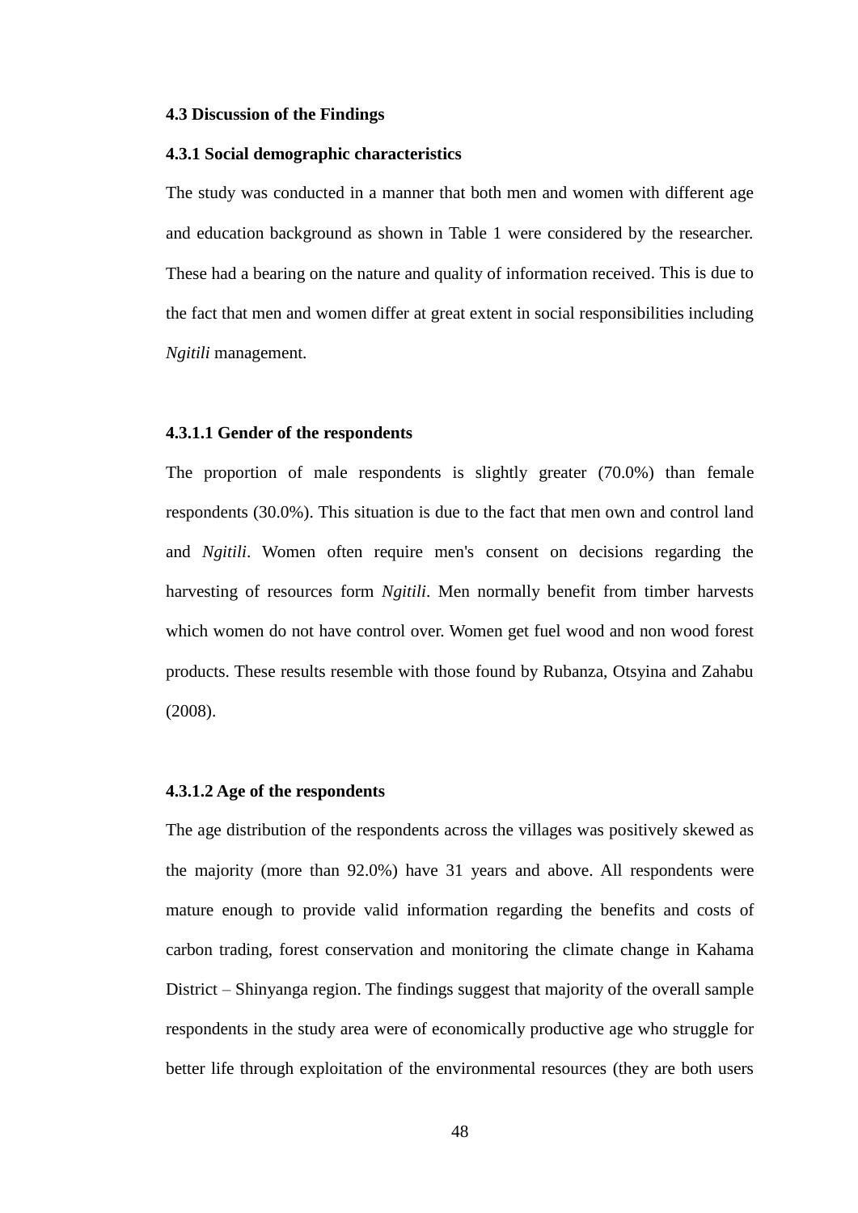### 4.3 Discussion of the Findings

#### 4.3.1 Social demographic characteristics

The study was conducted in a manner that both men and women with different age and education background as shown in Table 1 were considered by the researcher. These had a bearing on the nature and quality of information received. This is due to the fact that men and women differ at great extent in social responsibilities including *Ngitili* management.

##### 4.3.1.1 Gender of the respondents

The proportion of male respondents is slightly greater (70.0%) than female respondents (30.0%). This situation is due to the fact that men own and control land and *Ngitili*. Women often require men's consent on decisions regarding the harvesting of resources form *Ngitili*. Men normally benefit from timber harvests which women do not have control over. Women get fuel wood and non wood forest products. These results resemble with those found by Rubanza, Otsyina and Zahabu (2008).

##### 4.3.1.2 Age of the respondents

The age distribution of the respondents across the villages was positively skewed as the majority (more than 92.0%) have 31 years and above. All respondents were mature enough to provide valid information regarding the benefits and costs of carbon trading, forest conservation and monitoring the climate change in Kahama District – Shinyanga region. The findings suggest that majority of the overall sample respondents in the study area were of economically productive age who struggle for better life through exploitation of the environmental resources (they are both users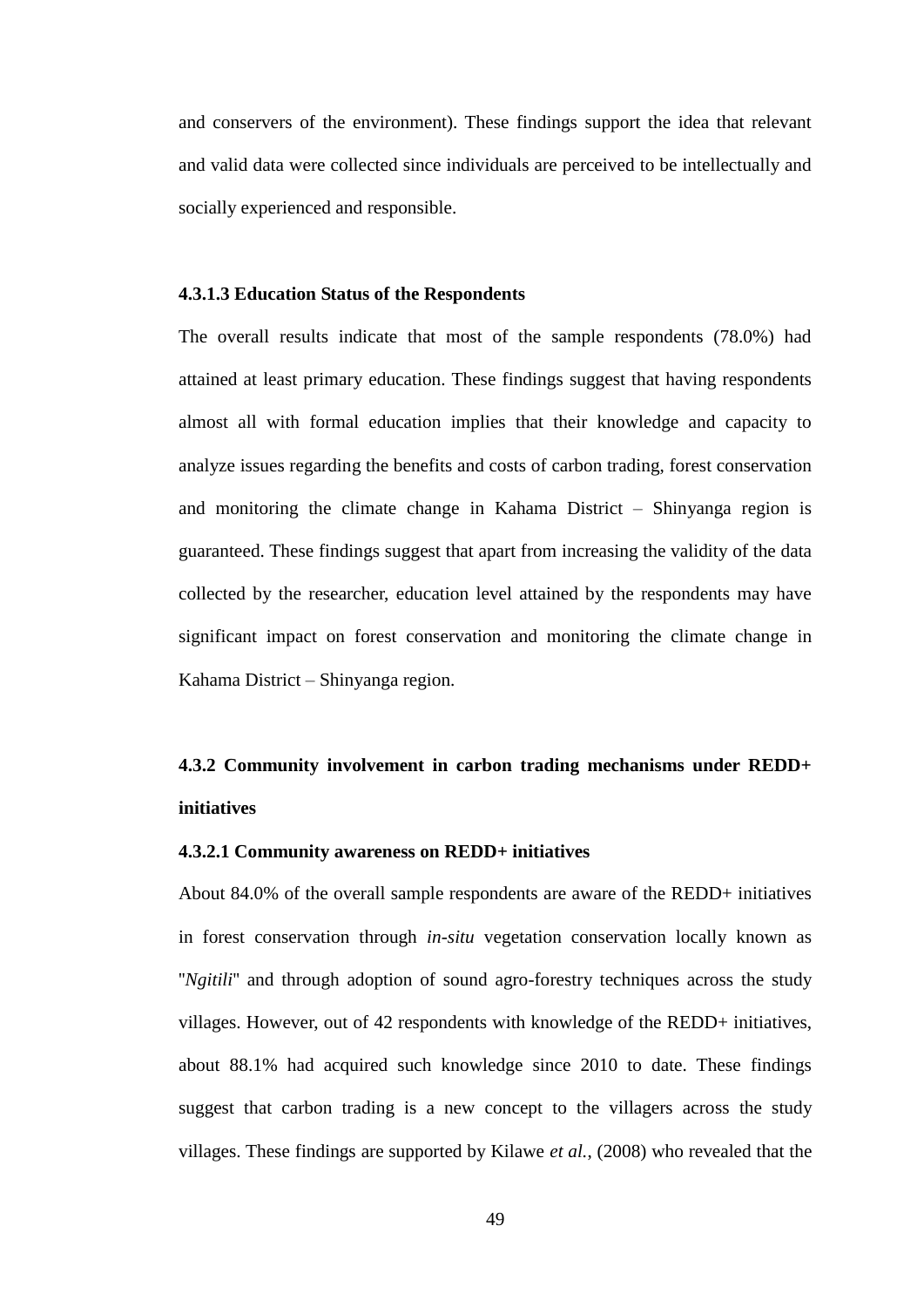and conservers of the environment). These findings support the idea that relevant and valid data were collected since individuals are perceived to be intellectually and socially experienced and responsible.

#### 4.3.1.3 Education Status of the Respondents

The overall results indicate that most of the sample respondents (78.0%) had attained at least primary education. These findings suggest that having respondents almost all with formal education implies that their knowledge and capacity to analyze issues regarding the benefits and costs of carbon trading, forest conservation and monitoring the climate change in Kahama District – Shinyanga region is guaranteed. These findings suggest that apart from increasing the validity of the data collected by the researcher, education level attained by the respondents may have significant impact on forest conservation and monitoring the climate change in Kahama District – Shinyanga region.

### 4.3.2 Community involvement in carbon trading mechanisms under REDD+ initiatives

#### 4.3.2.1 Community awareness on REDD+ initiatives

About 84.0% of the overall sample respondents are aware of the REDD+ initiatives in forest conservation through *in-situ* vegetation conservation locally known as "*Ngitili*" and through adoption of sound agro-forestry techniques across the study villages. However, out of 42 respondents with knowledge of the REDD+ initiatives, about 88.1% had acquired such knowledge since 2010 to date. These findings suggest that carbon trading is a new concept to the villagers across the study villages. These findings are supported by Kilawe *et al.*, (2008) who revealed that the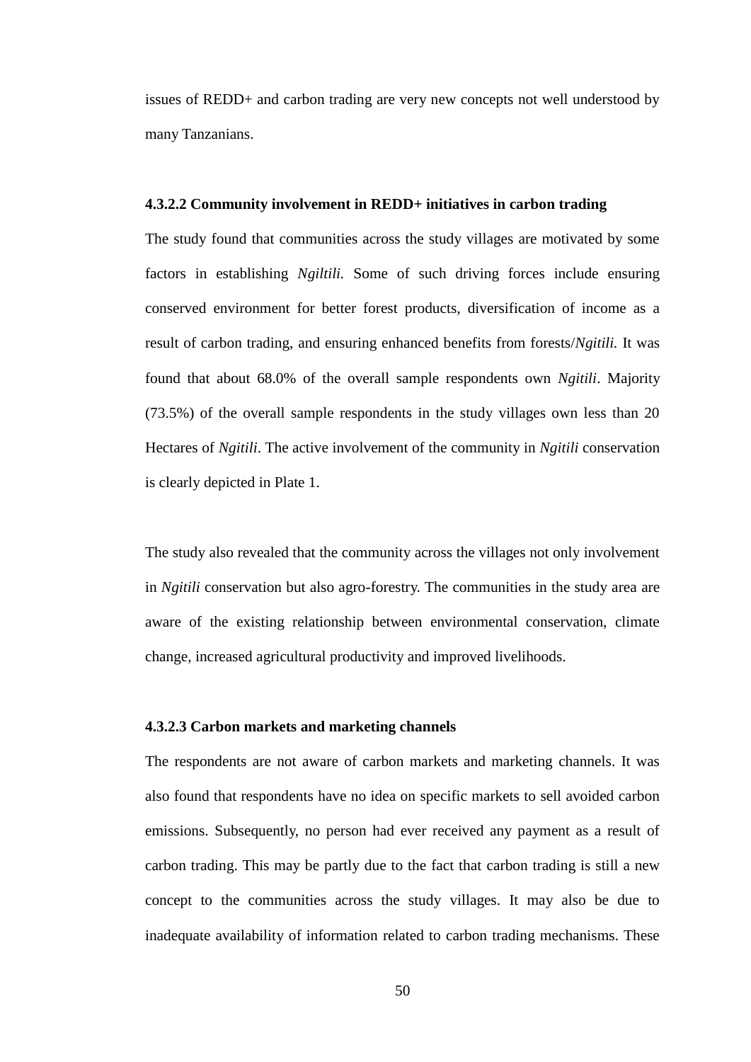issues of REDD+ and carbon trading are very new concepts not well understood by many Tanzanians.

#### 4.3.2.2 Community involvement in REDD+ initiatives in carbon trading

The study found that communities across the study villages are motivated by some factors in establishing *Ngiltili.* Some of such driving forces include ensuring conserved environment for better forest products, diversification of income as a result of carbon trading, and ensuring enhanced benefits from forests/*Ngitili.* It was found that about 68.0% of the overall sample respondents own *Ngitili*. Majority (73.5%) of the overall sample respondents in the study villages own less than 20 Hectares of *Ngitili*. The active involvement of the community in *Ngitili* conservation is clearly depicted in Plate 1.

The study also revealed that the community across the villages not only involvement in *Ngitili* conservation but also agro-forestry. The communities in the study area are aware of the existing relationship between environmental conservation, climate change, increased agricultural productivity and improved livelihoods.

#### 4.3.2.3 Carbon markets and marketing channels

The respondents are not aware of carbon markets and marketing channels. It was also found that respondents have no idea on specific markets to sell avoided carbon emissions. Subsequently, no person had ever received any payment as a result of carbon trading. This may be partly due to the fact that carbon trading is still a new concept to the communities across the study villages. It may also be due to inadequate availability of information related to carbon trading mechanisms. These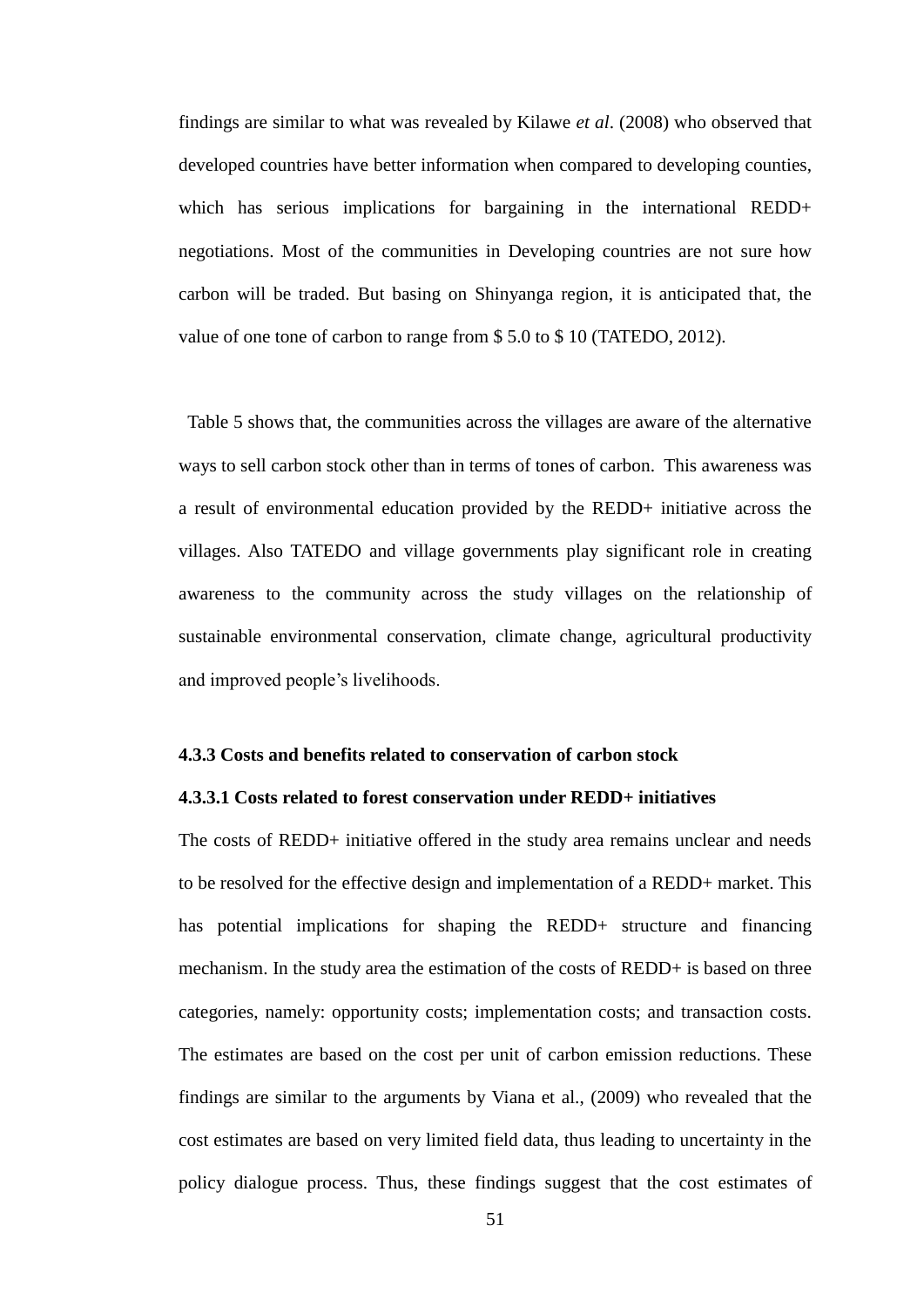findings are similar to what was revealed by Kilawe *et al*. (2008) who observed that developed countries have better information when compared to developing counties, which has serious implications for bargaining in the international REDD+ negotiations. Most of the communities in Developing countries are not sure how carbon will be traded. But basing on Shinyanga region, it is anticipated that, the value of one tone of carbon to range from $ 5.0 to $ 10 (TATEDO, 2012).

Table 5 shows that, the communities across the villages are aware of the alternative ways to sell carbon stock other than in terms of tones of carbon. This awareness was a result of environmental education provided by the REDD+ initiative across the villages. Also TATEDO and village governments play significant role in creating awareness to the community across the study villages on the relationship of sustainable environmental conservation, climate change, agricultural productivity and improved people's livelihoods.

#### 4.3.3 Costs and benefits related to conservation of carbon stock

##### 4.3.3.1 Costs related to forest conservation under REDD+ initiatives

The costs of REDD+ initiative offered in the study area remains unclear and needs to be resolved for the effective design and implementation of a REDD+ market. This has potential implications for shaping the REDD+ structure and financing mechanism. In the study area the estimation of the costs of REDD+ is based on three categories, namely: opportunity costs; implementation costs; and transaction costs. The estimates are based on the cost per unit of carbon emission reductions. These findings are similar to the arguments by Viana et al., (2009) who revealed that the cost estimates are based on very limited field data, thus leading to uncertainty in the policy dialogue process. Thus, these findings suggest that the cost estimates of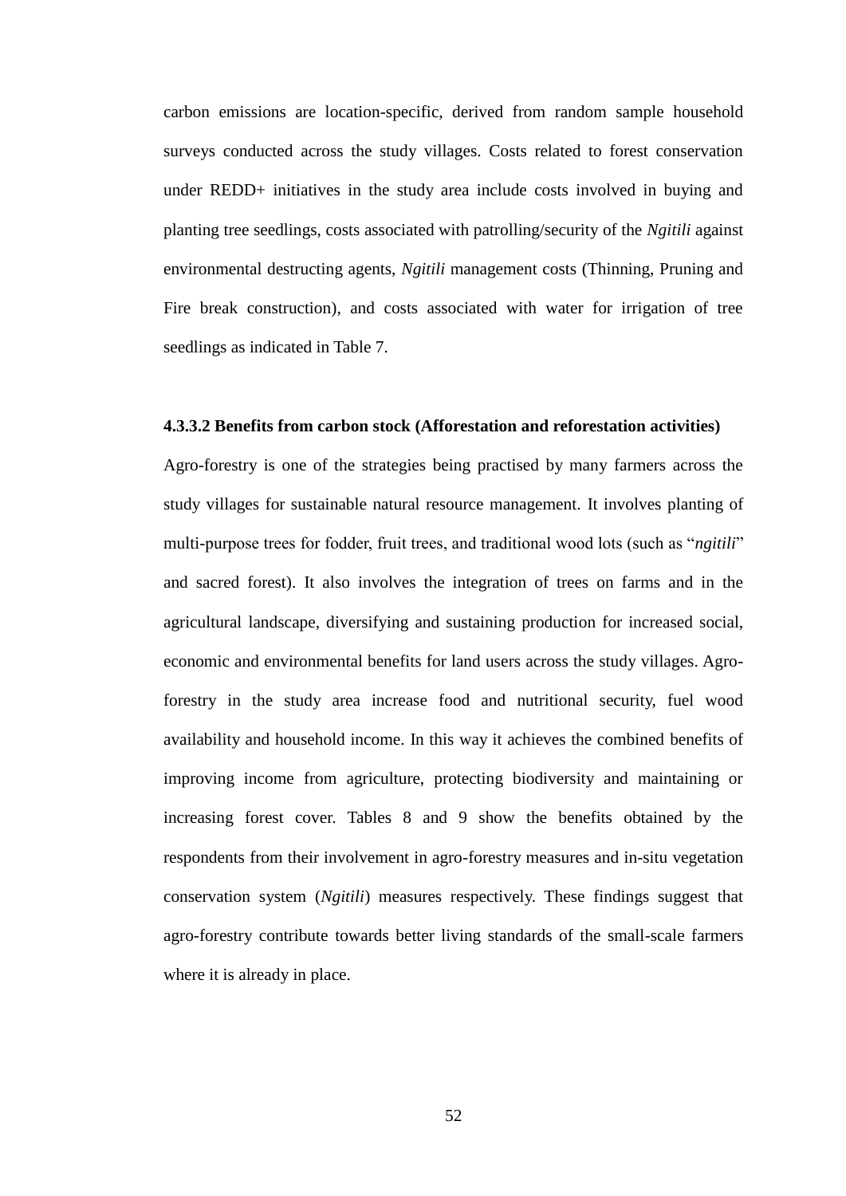carbon emissions are location-specific, derived from random sample household surveys conducted across the study villages. Costs related to forest conservation under REDD+ initiatives in the study area include costs involved in buying and planting tree seedlings, costs associated with patrolling/security of the *Ngitili* against environmental destructing agents, *Ngitili* management costs (Thinning, Pruning and Fire break construction), and costs associated with water for irrigation of tree seedlings as indicated in Table 7.

#### 4.3.3.2 Benefits from carbon stock (Afforestation and reforestation activities)

Agro-forestry is one of the strategies being practised by many farmers across the study villages for sustainable natural resource management. It involves planting of multi-purpose trees for fodder, fruit trees, and traditional wood lots (such as "*ngitili*" and sacred forest). It also involves the integration of trees on farms and in the agricultural landscape, diversifying and sustaining production for increased social, economic and environmental benefits for land users across the study villages. Agro-forestry in the study area increase food and nutritional security, fuel wood availability and household income. In this way it achieves the combined benefits of improving income from agriculture, protecting biodiversity and maintaining or increasing forest cover. Tables 8 and 9 show the benefits obtained by the respondents from their involvement in agro-forestry measures and in-situ vegetation conservation system (*Ngitili*) measures respectively. These findings suggest that agro-forestry contribute towards better living standards of the small-scale farmers where it is already in place.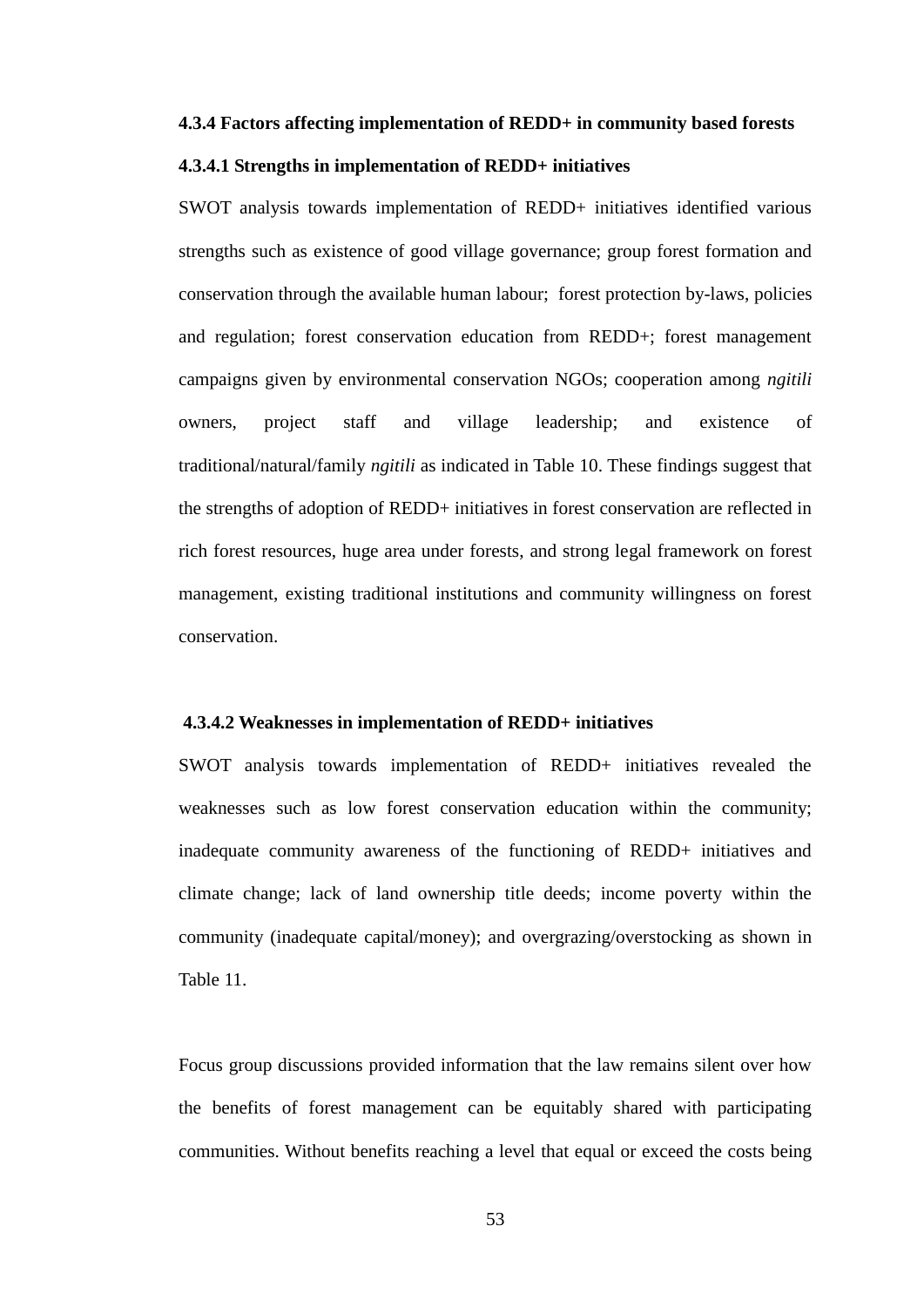### 4.3.4 Factors affecting implementation of REDD+ in community based forests

#### 4.3.4.1 Strengths in implementation of REDD+ initiatives

SWOT analysis towards implementation of REDD+ initiatives identified various strengths such as existence of good village governance; group forest formation and conservation through the available human labour; forest protection by-laws, policies and regulation; forest conservation education from REDD+; forest management campaigns given by environmental conservation NGOs; cooperation among *ngitili* owners, project staff and village leadership; and existence of traditional/natural/family *ngitili* as indicated in Table 10. These findings suggest that the strengths of adoption of REDD+ initiatives in forest conservation are reflected in rich forest resources, huge area under forests, and strong legal framework on forest management, existing traditional institutions and community willingness on forest conservation.

#### 4.3.4.2 Weaknesses in implementation of REDD+ initiatives

SWOT analysis towards implementation of REDD+ initiatives revealed the weaknesses such as low forest conservation education within the community; inadequate community awareness of the functioning of REDD+ initiatives and climate change; lack of land ownership title deeds; income poverty within the community (inadequate capital/money); and overgrazing/overstocking as shown in Table 11.

Focus group discussions provided information that the law remains silent over how the benefits of forest management can be equitably shared with participating communities. Without benefits reaching a level that equal or exceed the costs being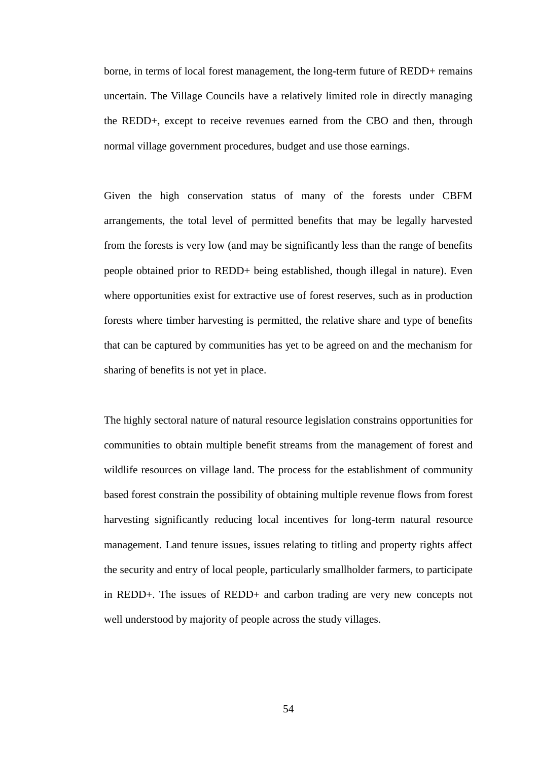borne, in terms of local forest management, the long-term future of REDD+ remains uncertain. The Village Councils have a relatively limited role in directly managing the REDD+, except to receive revenues earned from the CBO and then, through normal village government procedures, budget and use those earnings.

Given the high conservation status of many of the forests under CBFM arrangements, the total level of permitted benefits that may be legally harvested from the forests is very low (and may be significantly less than the range of benefits people obtained prior to REDD+ being established, though illegal in nature). Even where opportunities exist for extractive use of forest reserves, such as in production forests where timber harvesting is permitted, the relative share and type of benefits that can be captured by communities has yet to be agreed on and the mechanism for sharing of benefits is not yet in place.

The highly sectoral nature of natural resource legislation constrains opportunities for communities to obtain multiple benefit streams from the management of forest and wildlife resources on village land. The process for the establishment of community based forest constrain the possibility of obtaining multiple revenue flows from forest harvesting significantly reducing local incentives for long-term natural resource management. Land tenure issues, issues relating to titling and property rights affect the security and entry of local people, particularly smallholder farmers, to participate in REDD+. The issues of REDD+ and carbon trading are very new concepts not well understood by majority of people across the study villages.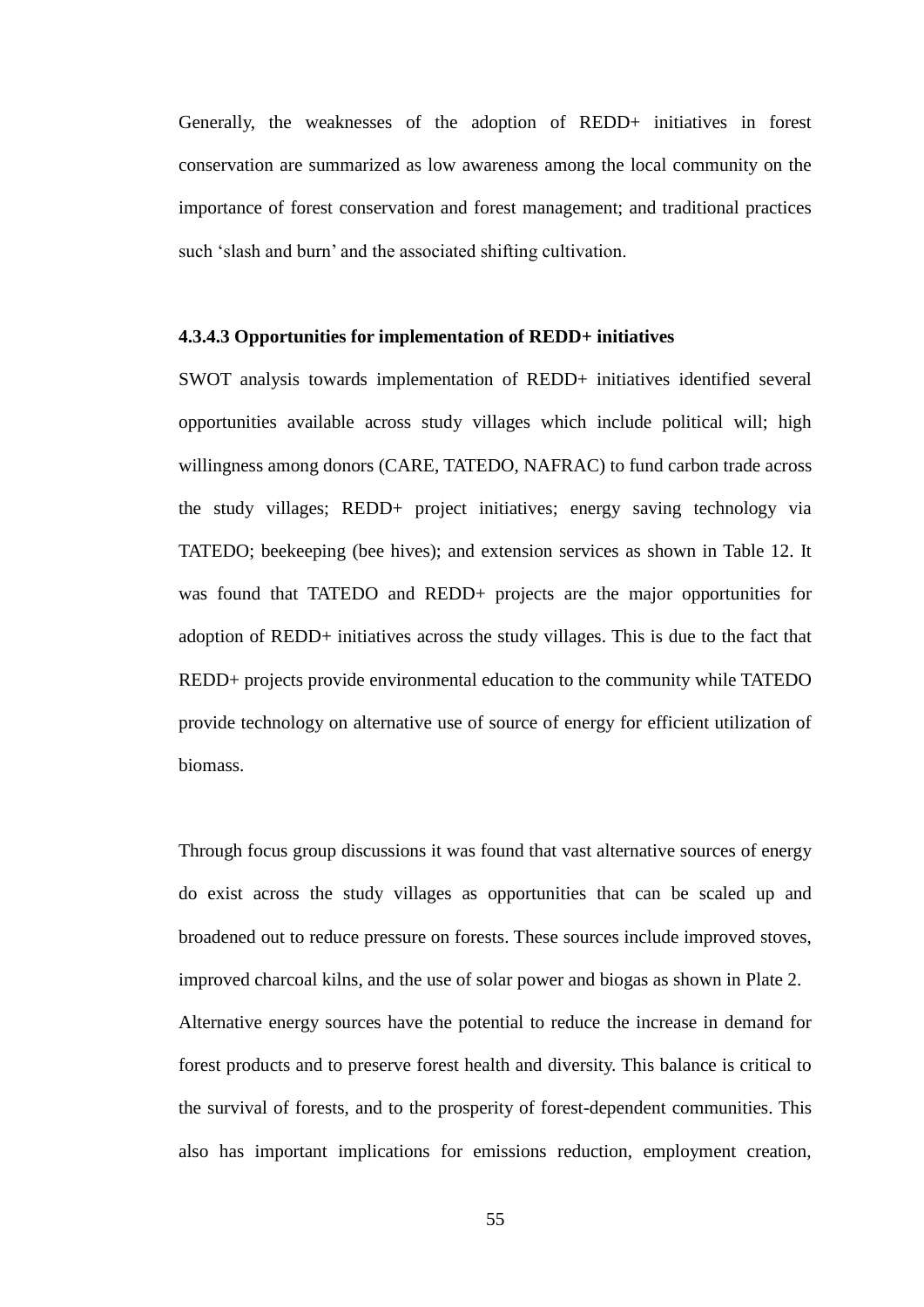Generally, the weaknesses of the adoption of REDD+ initiatives in forest conservation are summarized as low awareness among the local community on the importance of forest conservation and forest management; and traditional practices such 'slash and burn' and the associated shifting cultivation.

#### 4.3.4.3 Opportunities for implementation of REDD+ initiatives

SWOT analysis towards implementation of REDD+ initiatives identified several opportunities available across study villages which include political will; high willingness among donors (CARE, TATEDO, NAFRAC) to fund carbon trade across the study villages; REDD+ project initiatives; energy saving technology via TATEDO; beekeeping (bee hives); and extension services as shown in Table 12. It was found that TATEDO and REDD+ projects are the major opportunities for adoption of REDD+ initiatives across the study villages. This is due to the fact that REDD+ projects provide environmental education to the community while TATEDO provide technology on alternative use of source of energy for efficient utilization of biomass.

Through focus group discussions it was found that vast alternative sources of energy do exist across the study villages as opportunities that can be scaled up and broadened out to reduce pressure on forests. These sources include improved stoves, improved charcoal kilns, and the use of solar power and biogas as shown in Plate 2. Alternative energy sources have the potential to reduce the increase in demand for forest products and to preserve forest health and diversity. This balance is critical to the survival of forests, and to the prosperity of forest-dependent communities. This also has important implications for emissions reduction, employment creation,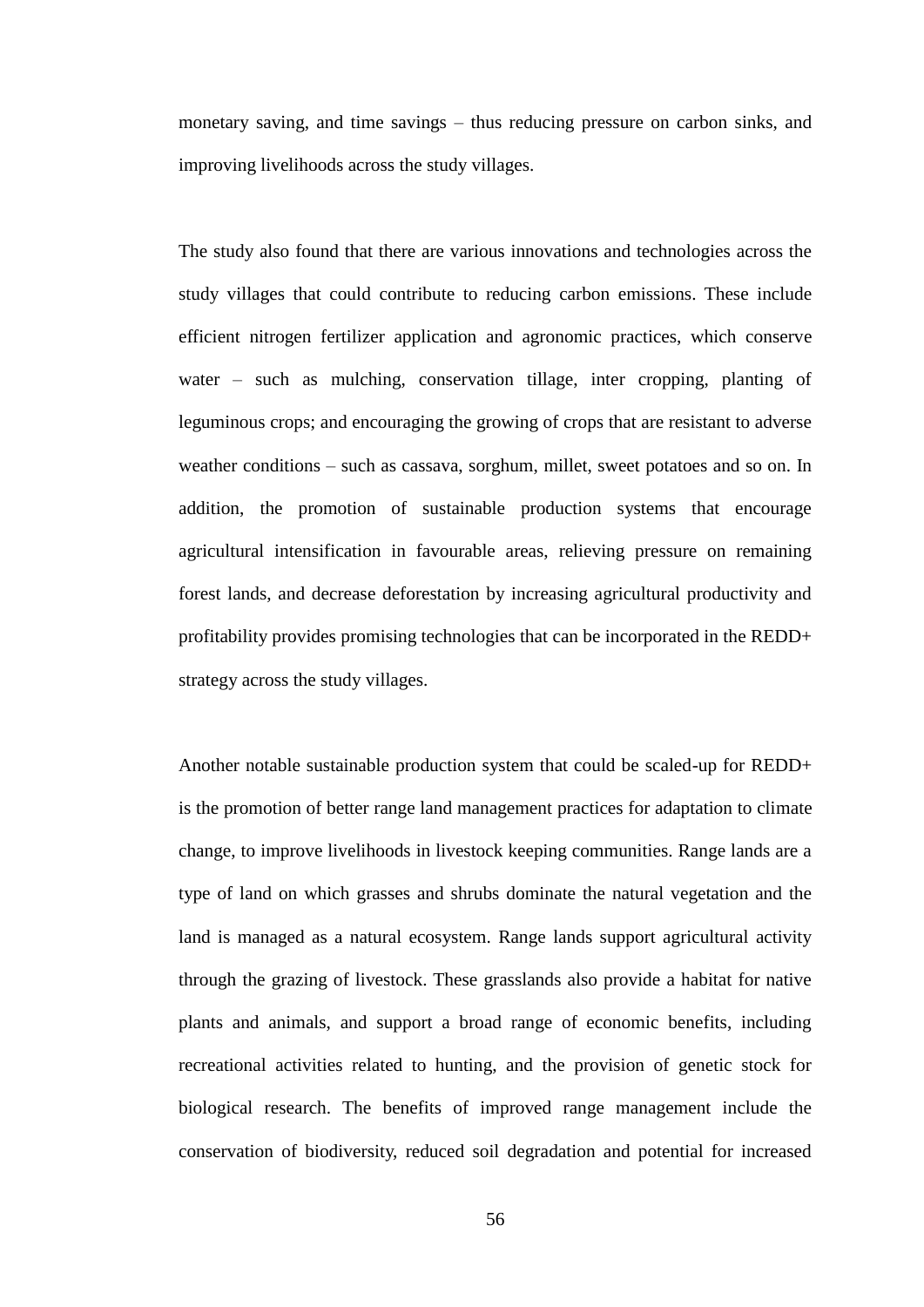monetary saving, and time savings – thus reducing pressure on carbon sinks, and improving livelihoods across the study villages.

The study also found that there are various innovations and technologies across the study villages that could contribute to reducing carbon emissions. These include efficient nitrogen fertilizer application and agronomic practices, which conserve water – such as mulching, conservation tillage, inter cropping, planting of leguminous crops; and encouraging the growing of crops that are resistant to adverse weather conditions – such as cassava, sorghum, millet, sweet potatoes and so on. In addition, the promotion of sustainable production systems that encourage agricultural intensification in favourable areas, relieving pressure on remaining forest lands, and decrease deforestation by increasing agricultural productivity and profitability provides promising technologies that can be incorporated in the REDD+ strategy across the study villages.

Another notable sustainable production system that could be scaled-up for REDD+ is the promotion of better range land management practices for adaptation to climate change, to improve livelihoods in livestock keeping communities. Range lands are a type of land on which grasses and shrubs dominate the natural vegetation and the land is managed as a natural ecosystem. Range lands support agricultural activity through the grazing of livestock. These grasslands also provide a habitat for native plants and animals, and support a broad range of economic benefits, including recreational activities related to hunting, and the provision of genetic stock for biological research. The benefits of improved range management include the conservation of biodiversity, reduced soil degradation and potential for increased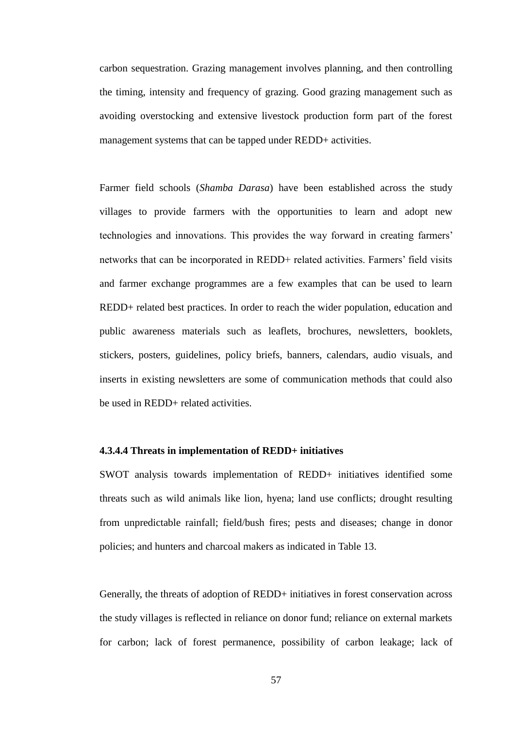carbon sequestration. Grazing management involves planning, and then controlling the timing, intensity and frequency of grazing. Good grazing management such as avoiding overstocking and extensive livestock production form part of the forest management systems that can be tapped under REDD+ activities.

Farmer field schools (*Shamba Darasa*) have been established across the study villages to provide farmers with the opportunities to learn and adopt new technologies and innovations. This provides the way forward in creating farmers' networks that can be incorporated in REDD+ related activities. Farmers' field visits and farmer exchange programmes are a few examples that can be used to learn REDD+ related best practices. In order to reach the wider population, education and public awareness materials such as leaflets, brochures, newsletters, booklets, stickers, posters, guidelines, policy briefs, banners, calendars, audio visuals, and inserts in existing newsletters are some of communication methods that could also be used in REDD+ related activities.

#### 4.3.4.4 Threats in implementation of REDD+ initiatives

SWOT analysis towards implementation of REDD+ initiatives identified some threats such as wild animals like lion, hyena; land use conflicts; drought resulting from unpredictable rainfall; field/bush fires; pests and diseases; change in donor policies; and hunters and charcoal makers as indicated in Table 13.

Generally, the threats of adoption of REDD+ initiatives in forest conservation across the study villages is reflected in reliance on donor fund; reliance on external markets for carbon; lack of forest permanence, possibility of carbon leakage; lack of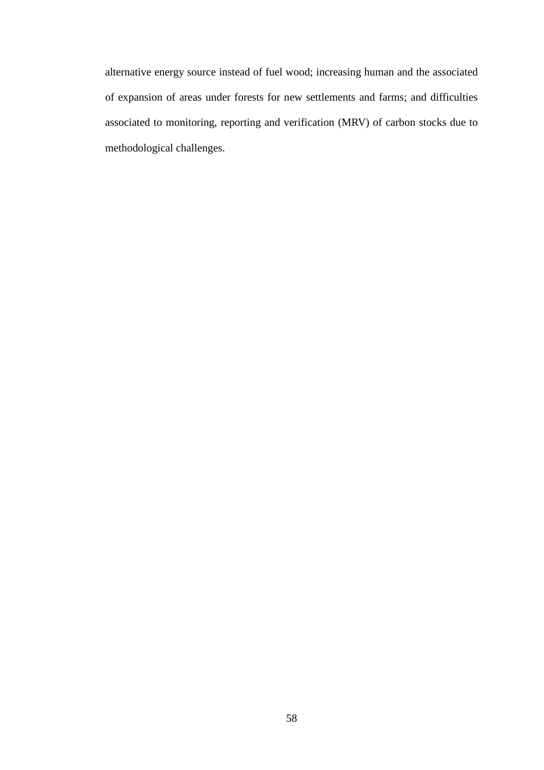alternative energy source instead of fuel wood; increasing human and the associated of expansion of areas under forests for new settlements and farms; and difficulties associated to monitoring, reporting and verification (MRV) of carbon stocks due to methodological challenges.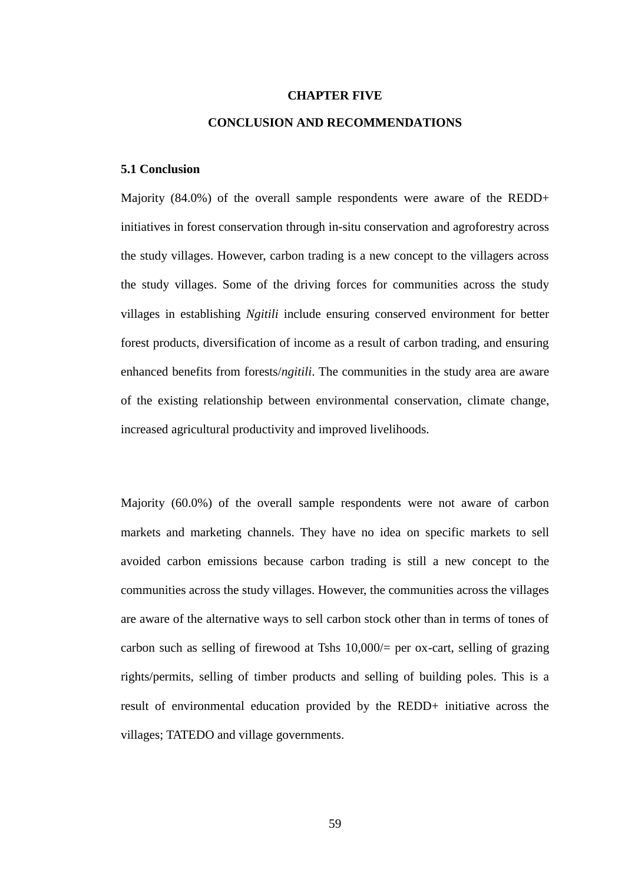# CHAPTER FIVE

# CONCLUSION AND RECOMMENDATIONS

## 5.1 Conclusion

Majority (84.0%) of the overall sample respondents were aware of the REDD+ initiatives in forest conservation through in-situ conservation and agroforestry across the study villages. However, carbon trading is a new concept to the villagers across the study villages. Some of the driving forces for communities across the study villages in establishing *Ngitili* include ensuring conserved environment for better forest products, diversification of income as a result of carbon trading, and ensuring enhanced benefits from forests/*ngitili*. The communities in the study area are aware of the existing relationship between environmental conservation, climate change, increased agricultural productivity and improved livelihoods.

Majority (60.0%) of the overall sample respondents were not aware of carbon markets and marketing channels. They have no idea on specific markets to sell avoided carbon emissions because carbon trading is still a new concept to the communities across the study villages. However, the communities across the villages are aware of the alternative ways to sell carbon stock other than in terms of tones of carbon such as selling of firewood at Tshs 10,000/= per ox-cart, selling of grazing rights/permits, selling of timber products and selling of building poles. This is a result of environmental education provided by the REDD+ initiative across the villages; TATEDO and village governments.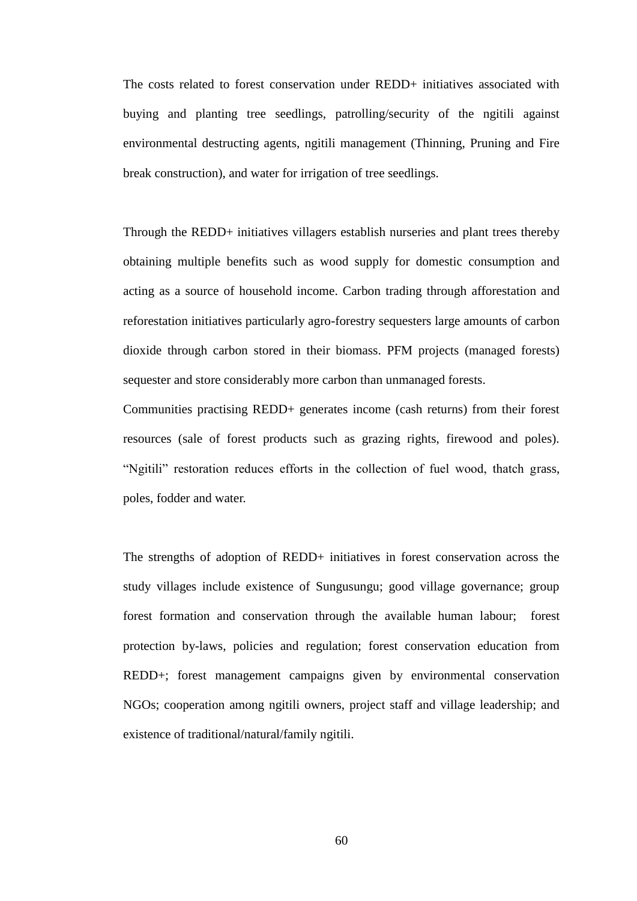The costs related to forest conservation under REDD+ initiatives associated with buying and planting tree seedlings, patrolling/security of the ngitili against environmental destructing agents, ngitili management (Thinning, Pruning and Fire break construction), and water for irrigation of tree seedlings.

Through the REDD+ initiatives villagers establish nurseries and plant trees thereby obtaining multiple benefits such as wood supply for domestic consumption and acting as a source of household income. Carbon trading through afforestation and reforestation initiatives particularly agro-forestry sequesters large amounts of carbon dioxide through carbon stored in their biomass. PFM projects (managed forests) sequester and store considerably more carbon than unmanaged forests.

Communities practising REDD+ generates income (cash returns) from their forest resources (sale of forest products such as grazing rights, firewood and poles). "Ngitili" restoration reduces efforts in the collection of fuel wood, thatch grass, poles, fodder and water.

The strengths of adoption of REDD+ initiatives in forest conservation across the study villages include existence of Sungusungu; good village governance; group forest formation and conservation through the available human labour; forest protection by-laws, policies and regulation; forest conservation education from REDD+; forest management campaigns given by environmental conservation NGOs; cooperation among ngitili owners, project staff and village leadership; and existence of traditional/natural/family ngitili.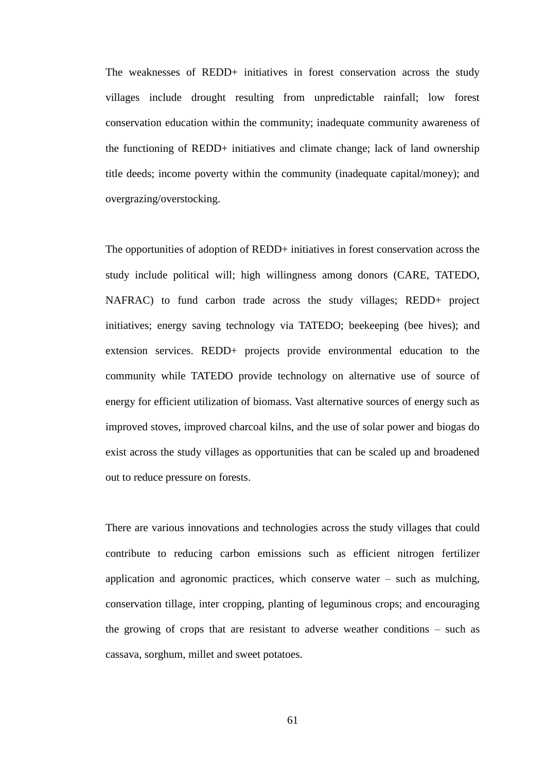The weaknesses of REDD+ initiatives in forest conservation across the study villages include drought resulting from unpredictable rainfall; low forest conservation education within the community; inadequate community awareness of the functioning of REDD+ initiatives and climate change; lack of land ownership title deeds; income poverty within the community (inadequate capital/money); and overgrazing/overstocking.

The opportunities of adoption of REDD+ initiatives in forest conservation across the study include political will; high willingness among donors (CARE, TATEDO, NAFRAC) to fund carbon trade across the study villages; REDD+ project initiatives; energy saving technology via TATEDO; beekeeping (bee hives); and extension services. REDD+ projects provide environmental education to the community while TATEDO provide technology on alternative use of source of energy for efficient utilization of biomass. Vast alternative sources of energy such as improved stoves, improved charcoal kilns, and the use of solar power and biogas do exist across the study villages as opportunities that can be scaled up and broadened out to reduce pressure on forests.

There are various innovations and technologies across the study villages that could contribute to reducing carbon emissions such as efficient nitrogen fertilizer application and agronomic practices, which conserve water – such as mulching, conservation tillage, inter cropping, planting of leguminous crops; and encouraging the growing of crops that are resistant to adverse weather conditions – such as cassava, sorghum, millet and sweet potatoes.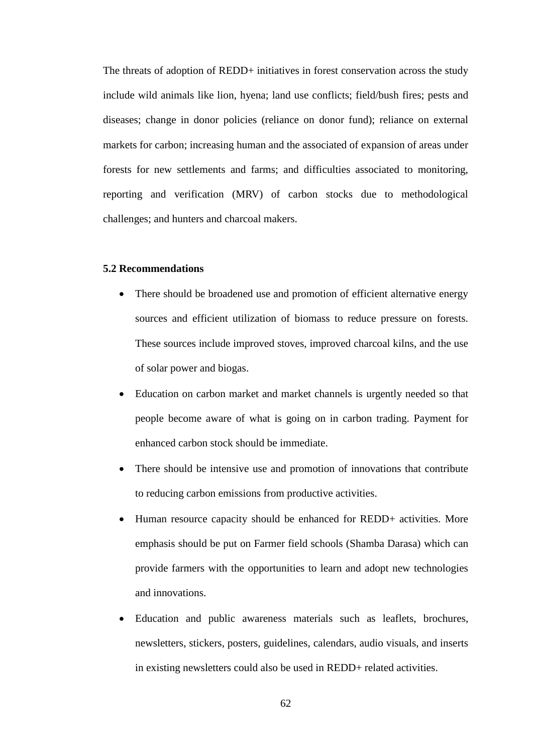The threats of adoption of REDD+ initiatives in forest conservation across the study include wild animals like lion, hyena; land use conflicts; field/bush fires; pests and diseases; change in donor policies (reliance on donor fund); reliance on external markets for carbon; increasing human and the associated of expansion of areas under forests for new settlements and farms; and difficulties associated to monitoring, reporting and verification (MRV) of carbon stocks due to methodological challenges; and hunters and charcoal makers.

### 5.2 Recommendations

- There should be broadened use and promotion of efficient alternative energy sources and efficient utilization of biomass to reduce pressure on forests. These sources include improved stoves, improved charcoal kilns, and the use of solar power and biogas.
- Education on carbon market and market channels is urgently needed so that people become aware of what is going on in carbon trading. Payment for enhanced carbon stock should be immediate.
- There should be intensive use and promotion of innovations that contribute to reducing carbon emissions from productive activities.
- Human resource capacity should be enhanced for REDD+ activities. More emphasis should be put on Farmer field schools (Shamba Darasa) which can provide farmers with the opportunities to learn and adopt new technologies and innovations.
- Education and public awareness materials such as leaflets, brochures, newsletters, stickers, posters, guidelines, calendars, audio visuals, and inserts in existing newsletters could also be used in REDD+ related activities.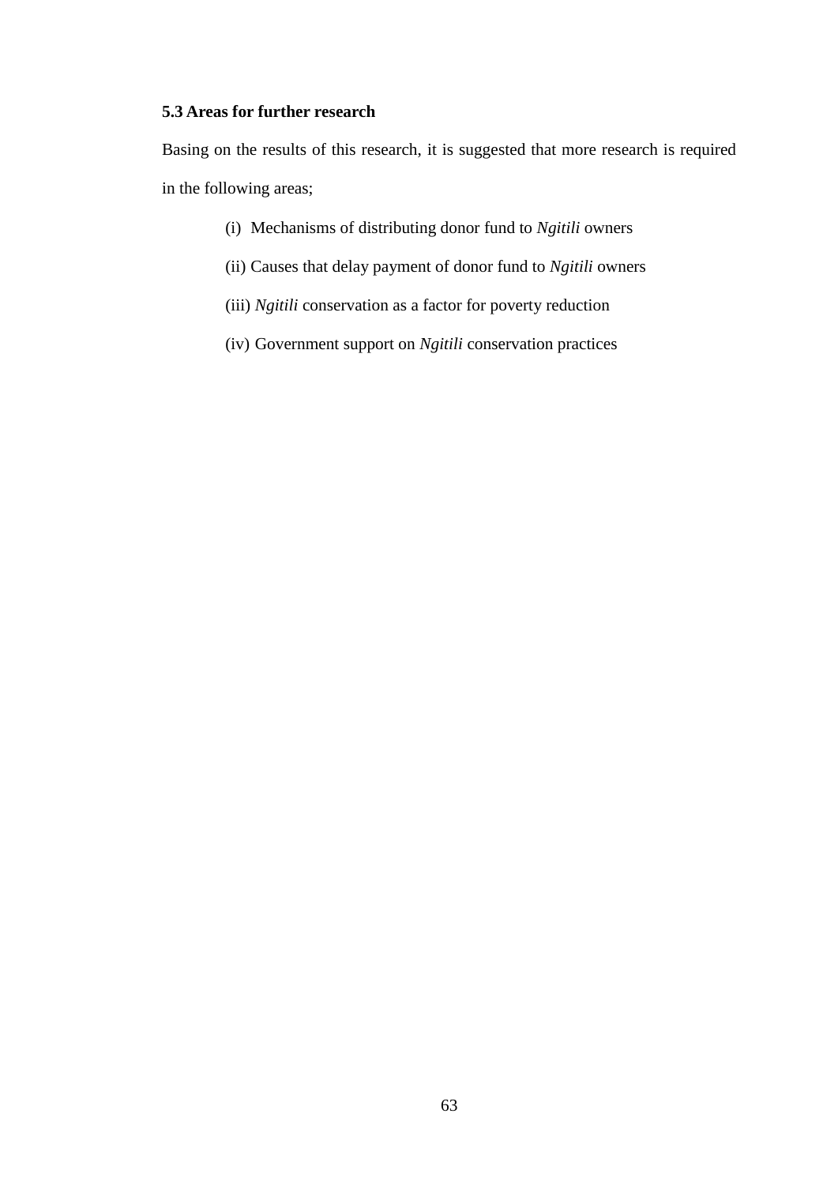### 5.3 Areas for further research

Basing on the results of this research, it is suggested that more research is required in the following areas;

(i) Mechanisms of distributing donor fund to *Ngitili* owners

(ii) Causes that delay payment of donor fund to *Ngitili* owners

(iii) *Ngitili* conservation as a factor for poverty reduction

(iv) Government support on *Ngitili* conservation practices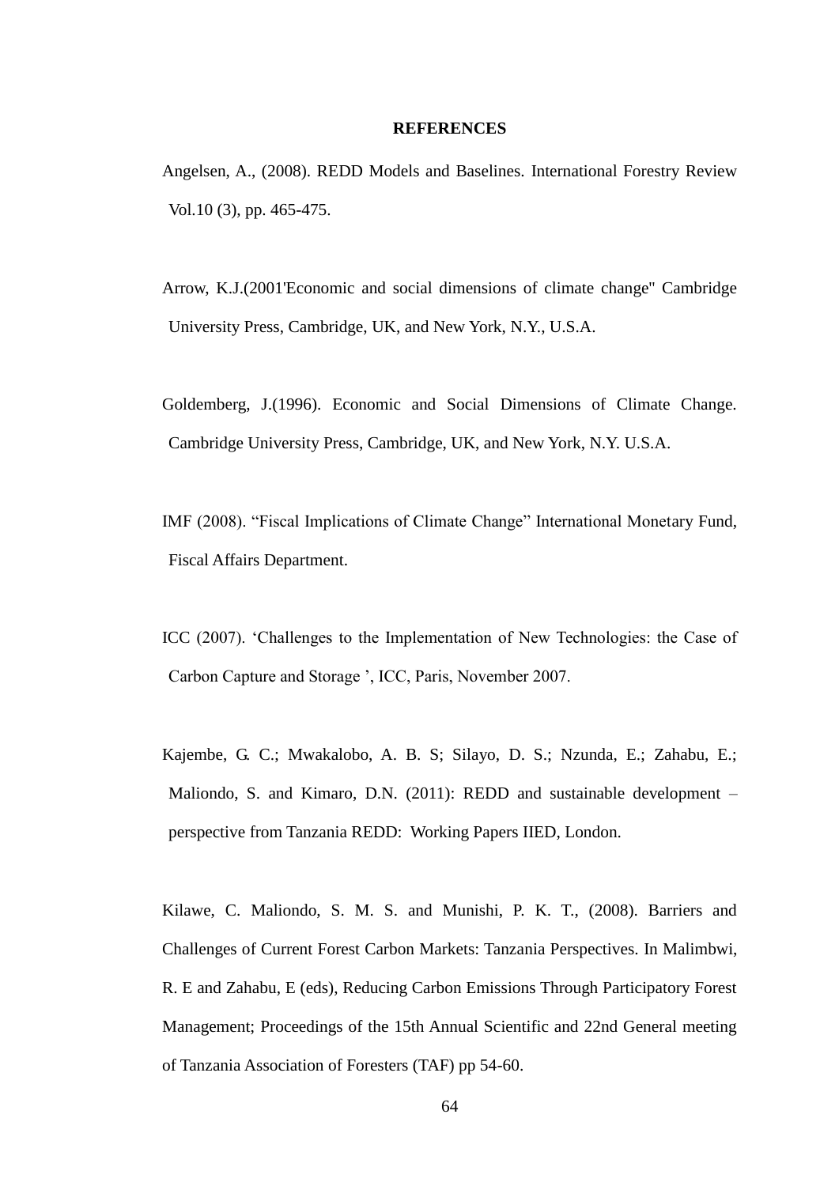**REFERENCES**

Angelsen, A., (2008). REDD Models and Baselines. International Forestry Review Vol.10 (3), pp. 465-475.

Arrow, K.J.(2001'Economic and social dimensions of climate change" Cambridge University Press, Cambridge, UK, and New York, N.Y., U.S.A.

Goldemberg, J.(1996). Economic and Social Dimensions of Climate Change. Cambridge University Press, Cambridge, UK, and New York, N.Y. U.S.A.

IMF (2008). "Fiscal Implications of Climate Change" International Monetary Fund, Fiscal Affairs Department.

ICC (2007). 'Challenges to the Implementation of New Technologies: the Case of Carbon Capture and Storage ', ICC, Paris, November 2007.

Kajembe, G. C.; Mwakalobo, A. B. S; Silayo, D. S.; Nzunda, E.; Zahabu, E.; Maliondo, S. and Kimaro, D.N. (2011): REDD and sustainable development – perspective from Tanzania REDD: Working Papers IIED, London.

Kilawe, C. Maliondo, S. M. S. and Munishi, P. K. T., (2008). Barriers and Challenges of Current Forest Carbon Markets: Tanzania Perspectives. In Malimbwi, R. E and Zahabu, E (eds), Reducing Carbon Emissions Through Participatory Forest Management; Proceedings of the 15th Annual Scientific and 22nd General meeting of Tanzania Association of Foresters (TAF) pp 54-60.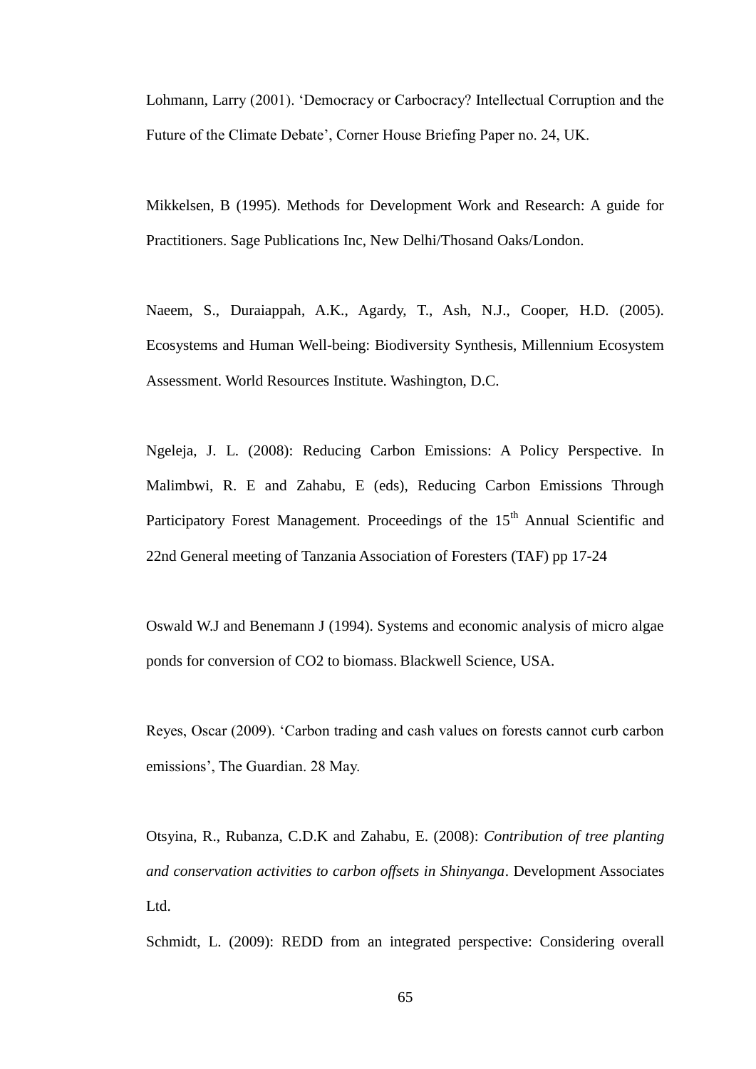Lohmann, Larry (2001). ‘Democracy or Carbocracy? Intellectual Corruption and the Future of the Climate Debate’, Corner House Briefing Paper no. 24, UK.

Mikkelsen, B (1995). Methods for Development Work and Research: A guide for Practitioners. Sage Publications Inc, New Delhi/Thosand Oaks/London.

Naeem, S., Duraiappah, A.K., Agardy, T., Ash, N.J., Cooper, H.D. (2005). Ecosystems and Human Well-being: Biodiversity Synthesis, Millennium Ecosystem Assessment. World Resources Institute. Washington, D.C.

Ngeleja, J. L. (2008): Reducing Carbon Emissions: A Policy Perspective. In Malimbwi, R. E and Zahabu, E (eds), Reducing Carbon Emissions Through Participatory Forest Management. Proceedings of the 15th Annual Scientific and 22nd General meeting of Tanzania Association of Foresters (TAF) pp 17-24

Oswald W.J and Benemann J (1994). Systems and economic analysis of micro algae ponds for conversion of CO2 to biomass. Blackwell Science, USA.

Reyes, Oscar (2009). ‘Carbon trading and cash values on forests cannot curb carbon emissions’, The Guardian. 28 May.

Otsyina, R., Rubanza, C.D.K and Zahabu, E. (2008): *Contribution of tree planting and conservation activities to carbon offsets in Shinyanga*. Development Associates Ltd.

Schmidt, L. (2009): REDD from an integrated perspective: Considering overall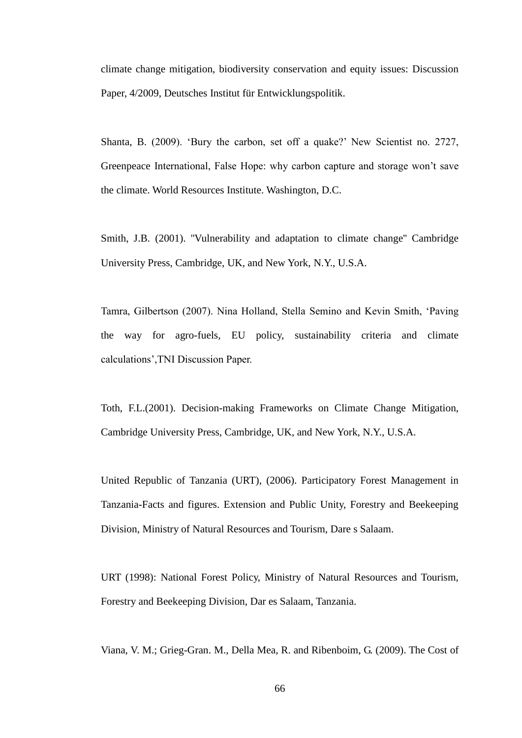climate change mitigation, biodiversity conservation and equity issues: Discussion Paper, 4/2009, Deutsches Institut für Entwicklungspolitik.

Shanta, B. (2009). 'Bury the carbon, set off a quake?' New Scientist no. 2727, Greenpeace International, False Hope: why carbon capture and storage won't save the climate. World Resources Institute. Washington, D.C.

Smith, J.B. (2001). "Vulnerability and adaptation to climate change" Cambridge University Press, Cambridge, UK, and New York, N.Y., U.S.A.

Tamra, Gilbertson (2007). Nina Holland, Stella Semino and Kevin Smith, 'Paving the way for agro-fuels, EU policy, sustainability criteria and climate calculations',TNI Discussion Paper.

Toth, F.L.(2001). Decision-making Frameworks on Climate Change Mitigation, Cambridge University Press, Cambridge, UK, and New York, N.Y., U.S.A.

United Republic of Tanzania (URT), (2006). Participatory Forest Management in Tanzania-Facts and figures. Extension and Public Unity, Forestry and Beekeeping Division, Ministry of Natural Resources and Tourism, Dare s Salaam.

URT (1998): National Forest Policy, Ministry of Natural Resources and Tourism, Forestry and Beekeeping Division, Dar es Salaam, Tanzania.

Viana, V. M.; Grieg-Gran. M., Della Mea, R. and Ribenboim, G. (2009). The Cost of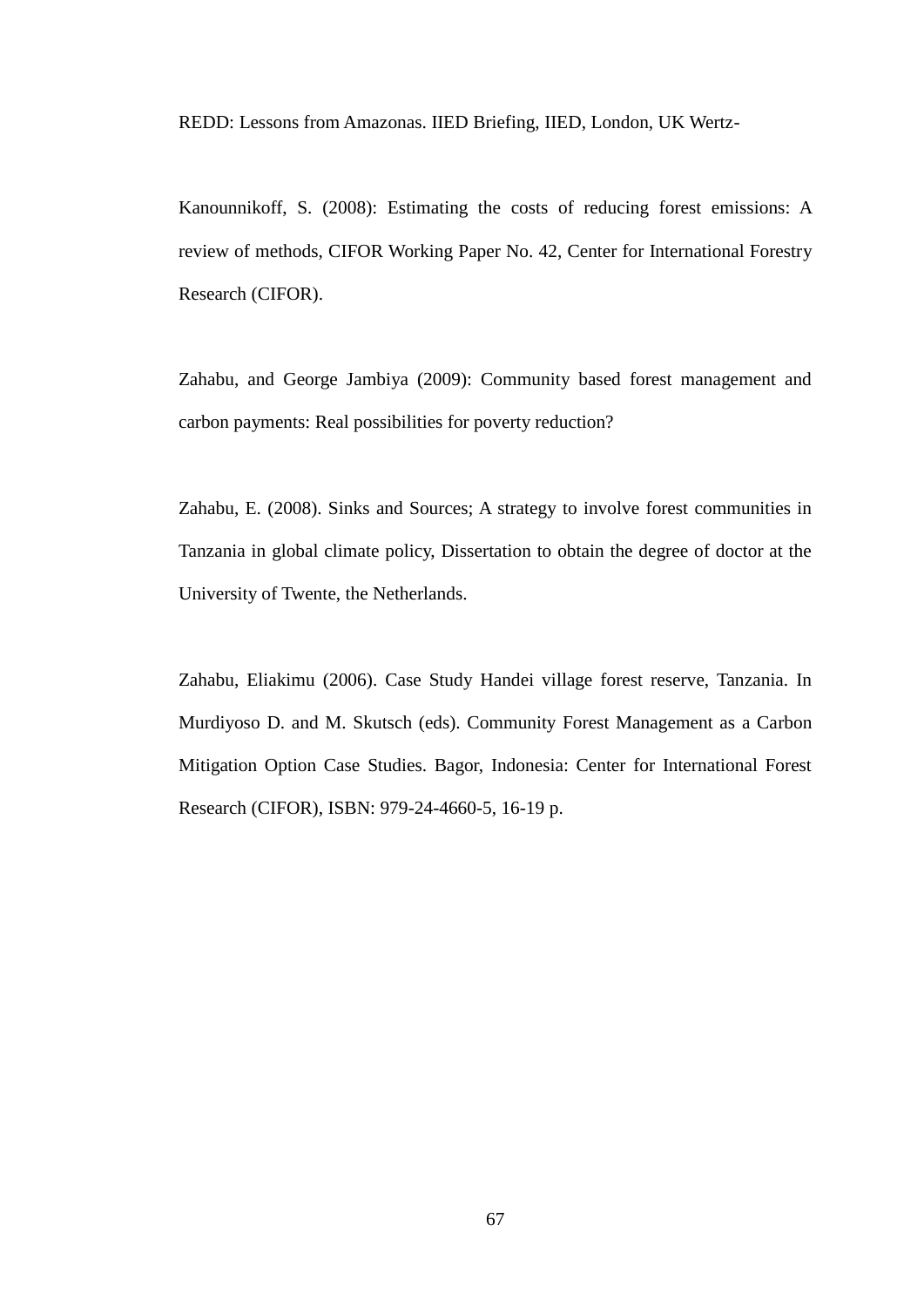REDD: Lessons from Amazonas. IIED Briefing, IIED, London, UK Wertz-

Kanounnikoff, S. (2008): Estimating the costs of reducing forest emissions: A review of methods, CIFOR Working Paper No. 42, Center for International Forestry Research (CIFOR).

Zahabu, and George Jambiya (2009): Community based forest management and carbon payments: Real possibilities for poverty reduction?

Zahabu, E. (2008). Sinks and Sources; A strategy to involve forest communities in Tanzania in global climate policy, Dissertation to obtain the degree of doctor at the University of Twente, the Netherlands.

Zahabu, Eliakimu (2006). Case Study Handei village forest reserve, Tanzania. In Murdiyoso D. and M. Skutsch (eds). Community Forest Management as a Carbon Mitigation Option Case Studies. Bagor, Indonesia: Center for International Forest Research (CIFOR), ISBN: 979-24-4660-5, 16-19 p.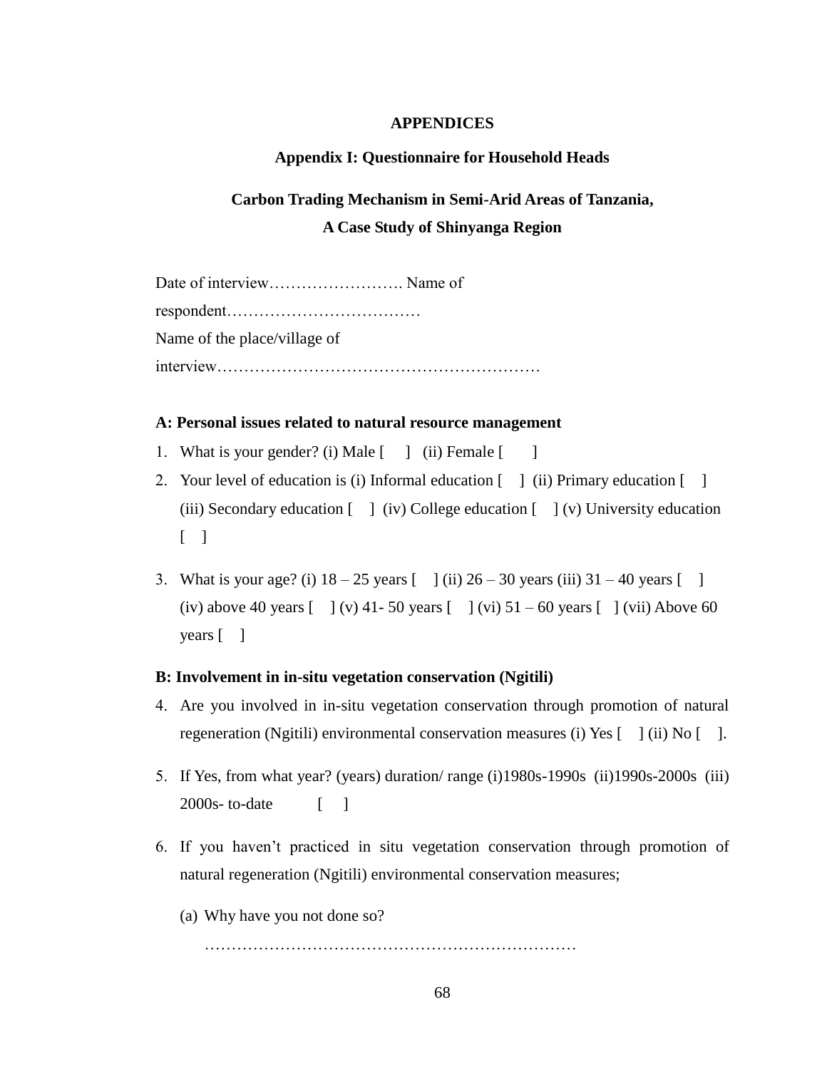# APPENDICES

## Appendix I: Questionnaire for Household Heads

### Carbon Trading Mechanism in Semi-Arid Areas of Tanzania, A Case Study of Shinyanga Region

Date of interview……………………. Name of respondent………………………………
Name of the place/village of interview……………………………………………………

**A: Personal issues related to natural resource management**

1. What is your gender? (i) Male [  ] (ii) Female [  ]
2. Your level of education is (i) Informal education [  ] (ii) Primary education [  ] (iii) Secondary education [  ] (iv) College education [  ] (v) University education [  ]
3. What is your age? (i) 18 – 25 years [  ] (ii) 26 – 30 years (iii) 31 – 40 years [  ] (iv) above 40 years [  ] (v) 41- 50 years [  ] (vi) 51 – 60 years [  ] (vii) Above 60 years [  ]

**B: Involvement in in-situ vegetation conservation (Ngitili)**

4. Are you involved in in-situ vegetation conservation through promotion of natural regeneration (Ngitili) environmental conservation measures (i) Yes [  ] (ii) No [  ].
5. If Yes, from what year? (years) duration/ range (i)1980s-1990s (ii)1990s-2000s (iii) 2000s- to-date [  ]
6. If you haven't practiced in situ vegetation conservation through promotion of natural regeneration (Ngitili) environmental conservation measures;

   (a) Why have you not done so?

   ……………………………………………………………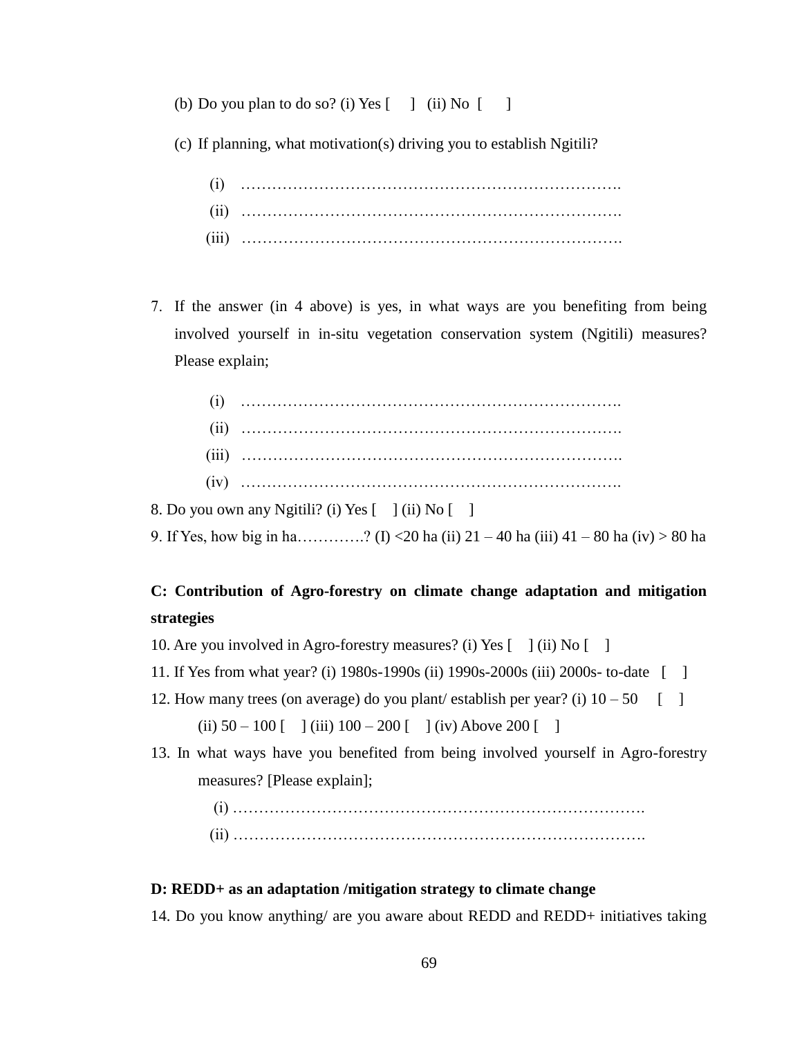(b) Do you plan to do so? (i) Yes [    ]   (ii) No  [     ]

(c) If planning, what motivation(s) driving you to establish Ngitili?

(i) ……………………………………………………………….

(ii) ……………………………………………………………….

(iii) ……………………………………………………………….

7. If the answer (in 4 above) is yes, in what ways are you benefiting from being involved yourself in in-situ vegetation conservation system (Ngitili) measures? Please explain;

(i) ……………………………………………………………….

(ii) ……………………………………………………………….

(iii) ……………………………………………………………….

(iv) ……………………………………………………………….

8. Do you own any Ngitili? (i) Yes [    ] (ii) No [    ]

9. If Yes, how big in ha………….? (I) <20 ha (ii) 21 – 40 ha (iii) 41 – 80 ha (iv) > 80 ha

**C: Contribution of Agro-forestry on climate change adaptation and mitigation strategies**

10. Are you involved in Agro-forestry measures? (i) Yes [    ] (ii) No [    ]

11. If Yes from what year? (i) 1980s-1990s (ii) 1990s-2000s (iii) 2000s- to-date   [    ]

12. How many trees (on average) do you plant/ establish per year? (i) 10 – 50    [    ]
(ii) 50 – 100 [    ] (iii) 100 – 200 [    ] (iv) Above 200 [    ]

13. In what ways have you benefited from being involved yourself in Agro-forestry measures? [Please explain];

(i) ……………………………………………………………………….

(ii) ……………………………………………………………………….

**D: REDD+ as an adaptation /mitigation strategy to climate change**

14. Do you know anything/ are you aware about REDD and REDD+ initiatives taking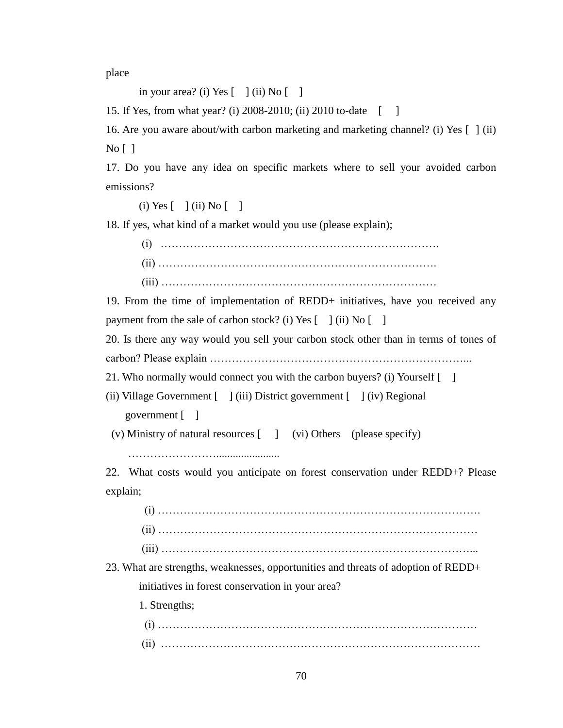place

in your area? (i) Yes [ ] (ii) No [ ]

15. If Yes, from what year? (i) 2008-2010; (ii) 2010 to-date [ ]

16. Are you aware about/with carbon marketing and marketing channel? (i) Yes [ ] (ii) No [ ]

17. Do you have any idea on specific markets where to sell your avoided carbon emissions?

(i) Yes [ ] (ii) No [ ]

18. If yes, what kind of a market would you use (please explain);

(i) ………………………………………………………………….

(ii) ………………………………………………………………….

(iii) …………………………………………………………………

19. From the time of implementation of REDD+ initiatives, have you received any payment from the sale of carbon stock? (i) Yes [ ] (ii) No [ ]

20. Is there any way would you sell your carbon stock other than in terms of tones of carbon? Please explain ……………………………………………………………...

21. Who normally would connect you with the carbon buyers? (i) Yourself [ ]
(ii) Village Government [ ] (iii) District government [ ] (iv) Regional government [ ]
(v) Ministry of natural resources [ ] (vi) Others (please specify)
…………………….......................

22. What costs would you anticipate on forest conservation under REDD+? Please explain;

(i) …………………………………………………………………………….

(ii) ……………………………………………………………………………

(iii) …………………………………………………………………………...

23. What are strengths, weaknesses, opportunities and threats of adoption of REDD+ initiatives in forest conservation in your area?

1. Strengths;

(i) ……………………………………………………………………………

(ii) ……………………………………………………………………………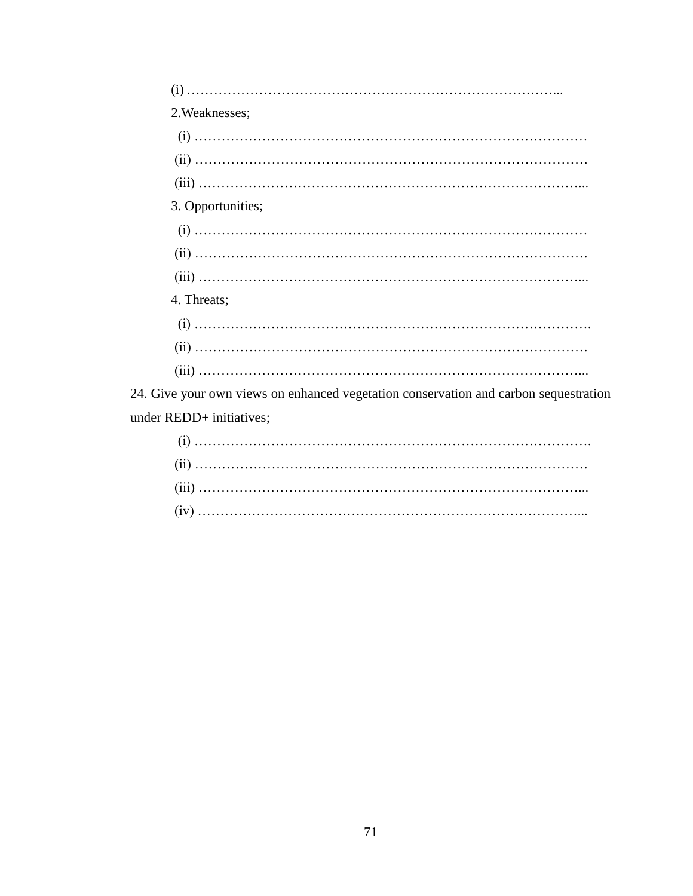(i) …………………………………………………………………………...

2.Weaknesses;

(i) ……………………………………………………………………………

(ii) ……………………………………………………………………………

(iii) …………………………………………………………………………...

3. Opportunities;

(i) ……………………………………………………………………………

(ii) ……………………………………………………………………………

(iii) …………………………………………………………………………...

4. Threats;

(i) …………………………………………………………………………….

(ii) ……………………………………………………………………………

(iii) …………………………………………………………………………...

24. Give your own views on enhanced vegetation conservation and carbon sequestration under REDD+ initiatives;

(i) …………………………………………………………………………….

(ii) ……………………………………………………………………………

(iii) …………………………………………………………………………...

(iv) …………………………………………………………………………...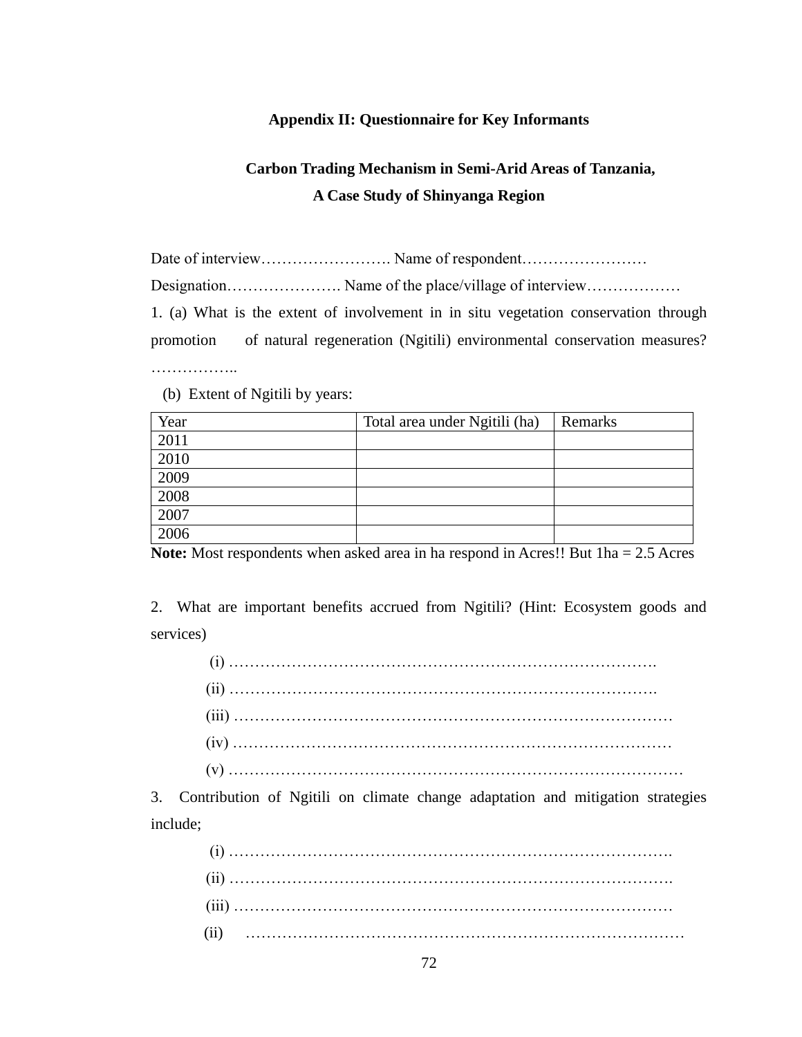## Appendix II: Questionnaire for Key Informants

### Carbon Trading Mechanism in Semi-Arid Areas of Tanzania, A Case Study of Shinyanga Region

Date of interview……………………. Name of respondent……………………

Designation…………………. Name of the place/village of interview………………

1. (a) What is the extent of involvement in in situ vegetation conservation through promotion of natural regeneration (Ngitili) environmental conservation measures? ……………..

(b) Extent of Ngitili by years:

| Year | Total area under Ngitili (ha) | Remarks |
|---|---|---|
| 2011 | | |
| 2010 | | |
| 2009 | | |
| 2008 | | |
| 2007 | | |
| 2006 | | |

**Note:** Most respondents when asked area in ha respond in Acres!! But 1ha = 2.5 Acres

2. What are important benefits accrued from Ngitili? (Hint: Ecosystem goods and services)

(i) ……………………………………………………………………….

(ii) ……………………………………………………………………….

(iii) ………………………………………………………………………

(iv) ………………………………………………………………………

(v) …………………………………………………………………………

3. Contribution of Ngitili on climate change adaptation and mitigation strategies include;

(i) ………………………………………………………………………….

(ii) ………………………………………………………………………….

(iii) ………………………………………………………………………

(ii) ………………………………………………………………………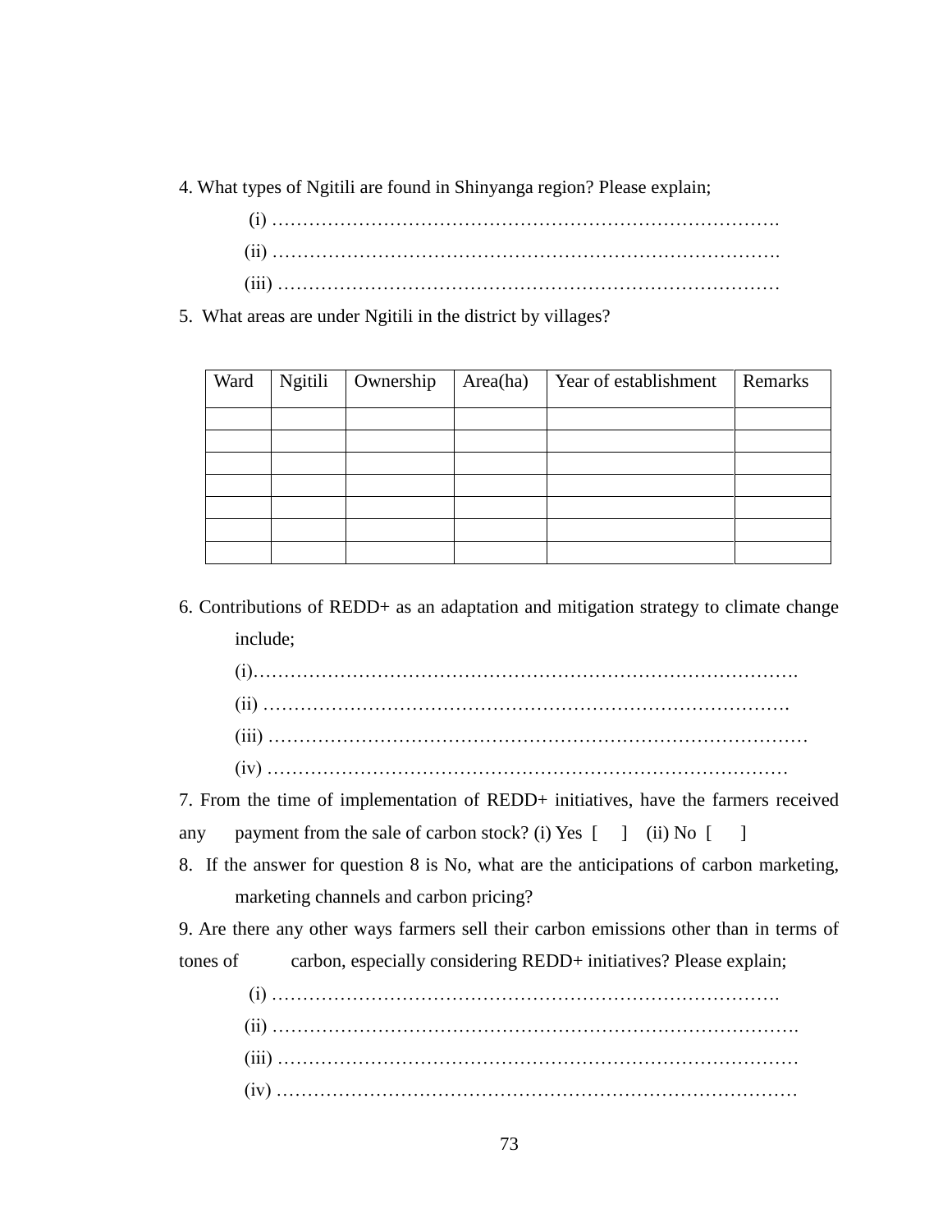4. What types of Ngitili are found in Shinyanga region? Please explain;

(i) ……………………………………………………………………….

(ii) ……………………………………………………………………….

(iii) ………………………………………………………………………

5. What areas are under Ngitili in the district by villages?

| Ward | Ngitili | Ownership | Area(ha) | Year of establishment | Remarks |
|---|---|---|---|---|---|
| | | | | | |
| | | | | | |
| | | | | | |
| | | | | | |
| | | | | | |
| | | | | | |
| | | | | | |

6. Contributions of REDD+ as an adaptation and mitigation strategy to climate change include;

(i)…………………………………………………………………………….

(ii) ………………………………………………………………………….

(iii) …………………………………………………………………………

(iv) ………………………………………………………………………

7. From the time of implementation of REDD+ initiatives, have the farmers received any payment from the sale of carbon stock? (i) Yes [ ] (ii) No [ ]

8. If the answer for question 8 is No, what are the anticipations of carbon marketing, marketing channels and carbon pricing?

9. Are there any other ways farmers sell their carbon emissions other than in terms of tones of carbon, especially considering REDD+ initiatives? Please explain;

(i) ……………………………………………………………………….

(ii) ………………………………………………………………………….

(iii) ………………………………………………………………………

(iv) ………………………………………………………………………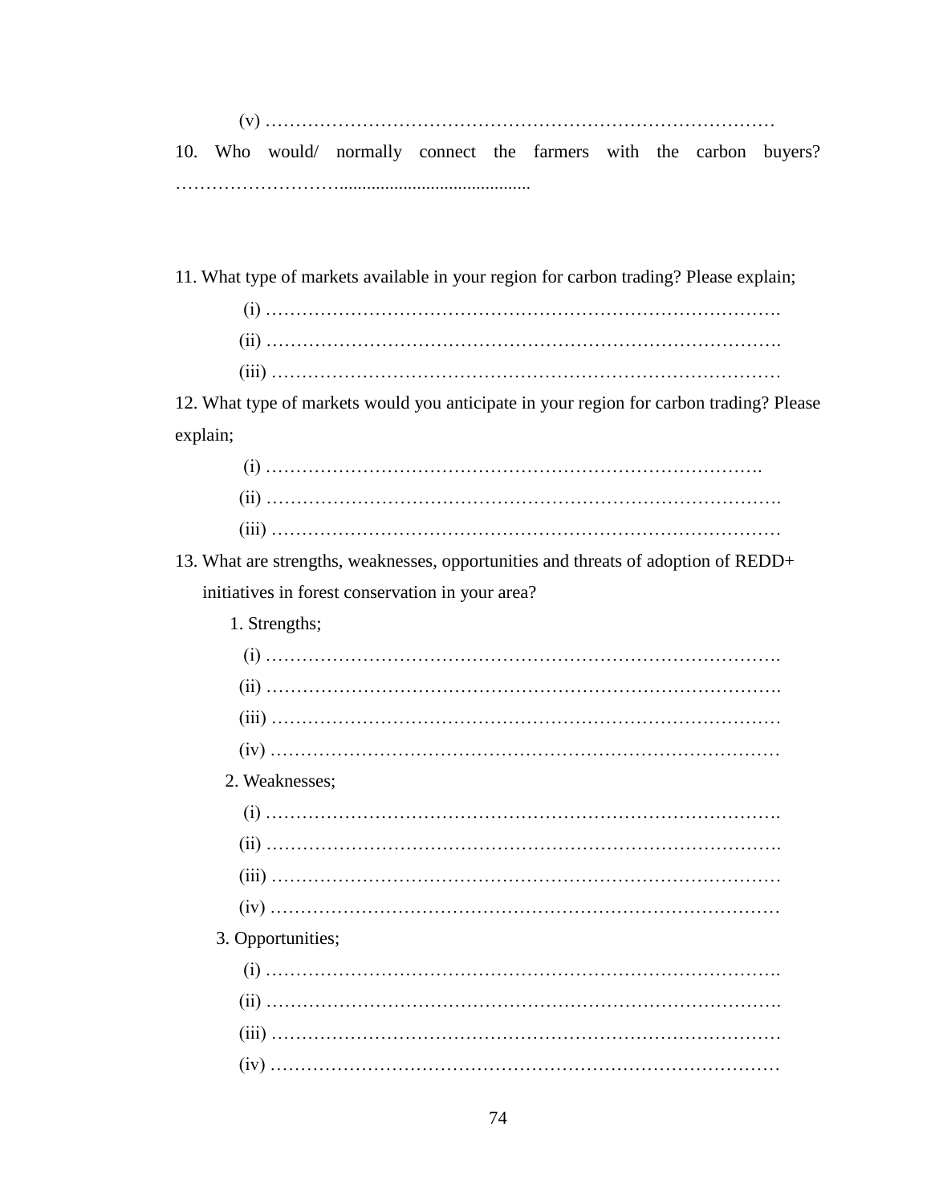(v) ……………………………………………………………………………

10. Who would/ normally connect the farmers with the carbon buyers? ………………………...........................................

11. What type of markets available in your region for carbon trading? Please explain;

(i) …………………………………………………………………………….

(ii) …………………………………………………………………………….

(iii) ……………………………………………………………………………

12. What type of markets would you anticipate in your region for carbon trading? Please explain;

(i) ………………………………………………………………………….

(ii) …………………………………………………………………………….

(iii) ……………………………………………………………………………

13. What are strengths, weaknesses, opportunities and threats of adoption of REDD+ initiatives in forest conservation in your area?

1. Strengths;

(i) …………………………………………………………………………….

(ii) …………………………………………………………………………….

(iii) ……………………………………………………………………………

(iv) ……………………………………………………………………………

2. Weaknesses;

(i) …………………………………………………………………………….

(ii) …………………………………………………………………………….

(iii) ……………………………………………………………………………

(iv) ……………………………………………………………………………

3. Opportunities;

(i) …………………………………………………………………………….

(ii) …………………………………………………………………………….

(iii) ……………………………………………………………………………

(iv) ……………………………………………………………………………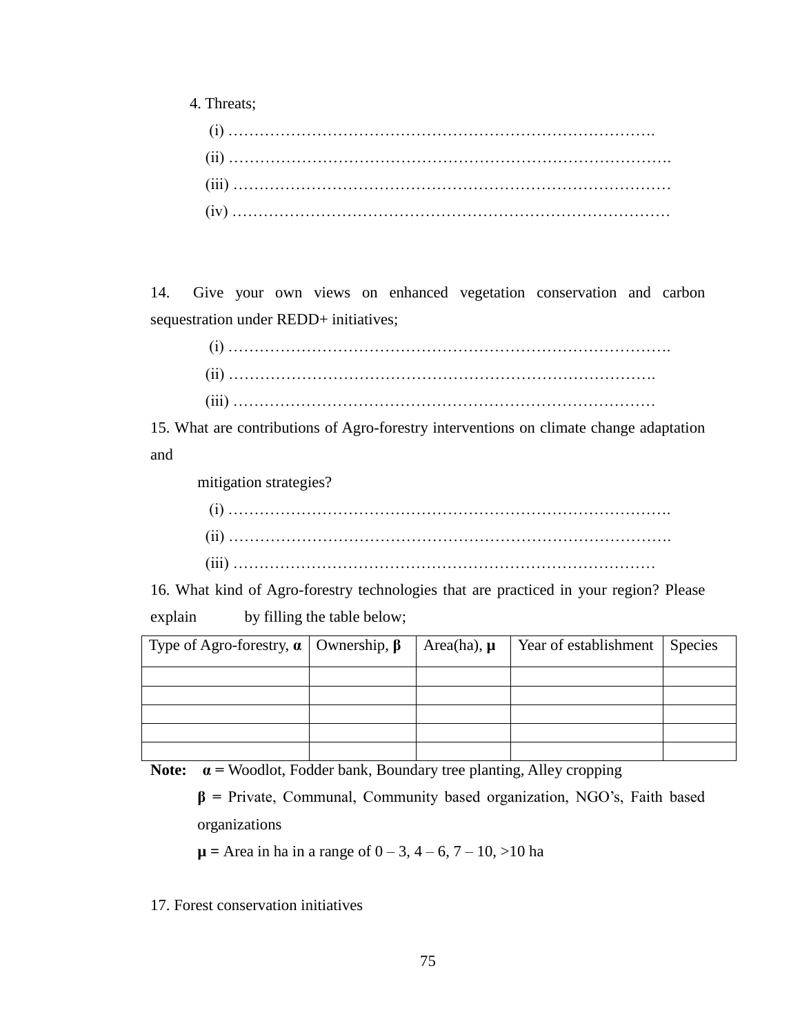4. Threats;

(i) ……………………………………………………………………….

(ii) ……………………………………………………………………….

(iii) ………………………………………………………………………

(iv) ………………………………………………………………………

14. Give your own views on enhanced vegetation conservation and carbon sequestration under REDD+ initiatives;

(i) ……………………………………………………………………….

(ii) ……………………………………………………………………….

(iii) ………………………………………………………………………

15. What are contributions of Agro-forestry interventions on climate change adaptation and

mitigation strategies?

(i) ……………………………………………………………………….

(ii) ……………………………………………………………………….

(iii) ………………………………………………………………………

16. What kind of Agro-forestry technologies that are practiced in your region? Please explain by filling the table below;

| Type of Agro-forestry, **α** | Ownership, **β** | Area(ha), **μ** | Year of establishment | Species |
|---|---|---|---|---|
| | | | | |
| | | | | |
| | | | | |
| | | | | |
| | | | | |

**Note:** **α =** Woodlot, Fodder bank, Boundary tree planting, Alley cropping

**β =** Private, Communal, Community based organization, NGO's, Faith based organizations

**μ =** Area in ha in a range of 0 – 3, 4 – 6, 7 – 10, >10 ha

17. Forest conservation initiatives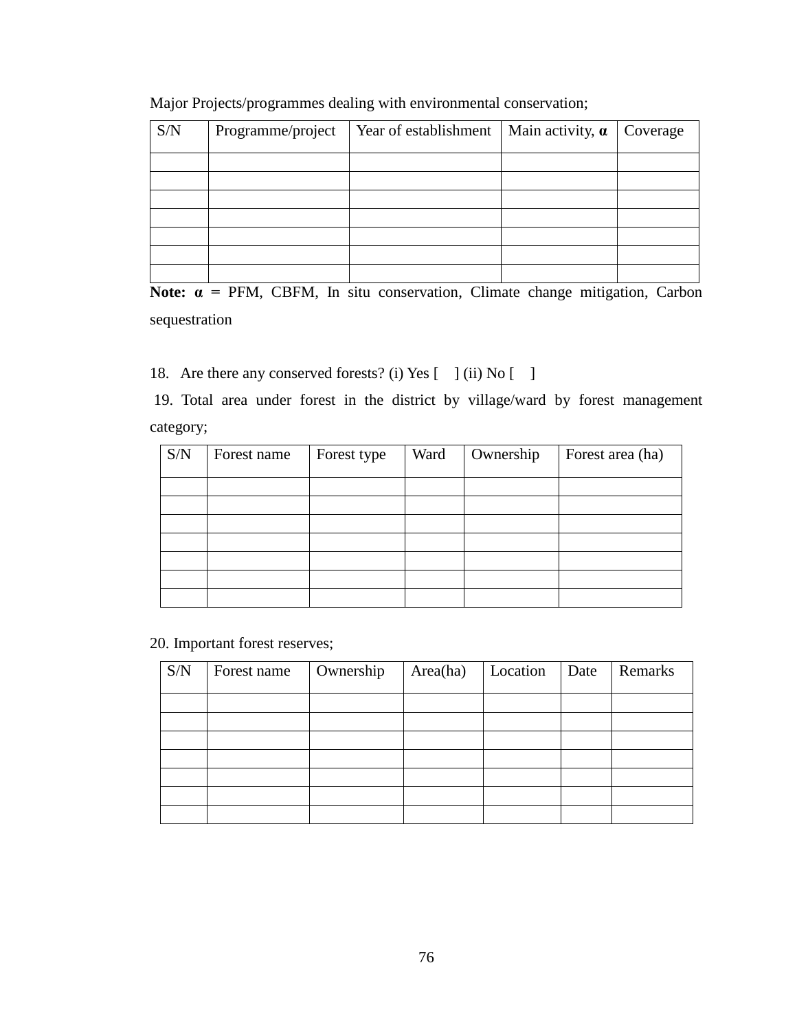Major Projects/programmes dealing with environmental conservation;

| S/N | Programme/project | Year of establishment | Main activity, **α** | Coverage |
|---|---|---|---|---|
| | | | | |
| | | | | |
| | | | | |
| | | | | |
| | | | | |
| | | | | |
| | | | | |

**Note: α =** PFM, CBFM, In situ conservation, Climate change mitigation, Carbon sequestration

18. Are there any conserved forests? (i) Yes [ ] (ii) No [ ]

19. Total area under forest in the district by village/ward by forest management category;

| S/N | Forest name | Forest type | Ward | Ownership | Forest area (ha) |
|---|---|---|---|---|---|
| | | | | | |
| | | | | | |
| | | | | | |
| | | | | | |
| | | | | | |
| | | | | | |
| | | | | | |

20. Important forest reserves;

| S/N | Forest name | Ownership | Area(ha) | Location | Date | Remarks |
|---|---|---|---|---|---|---|
| | | | | | | |
| | | | | | | |
| | | | | | | |
| | | | | | | |
| | | | | | | |
| | | | | | | |
| | | | | | | |